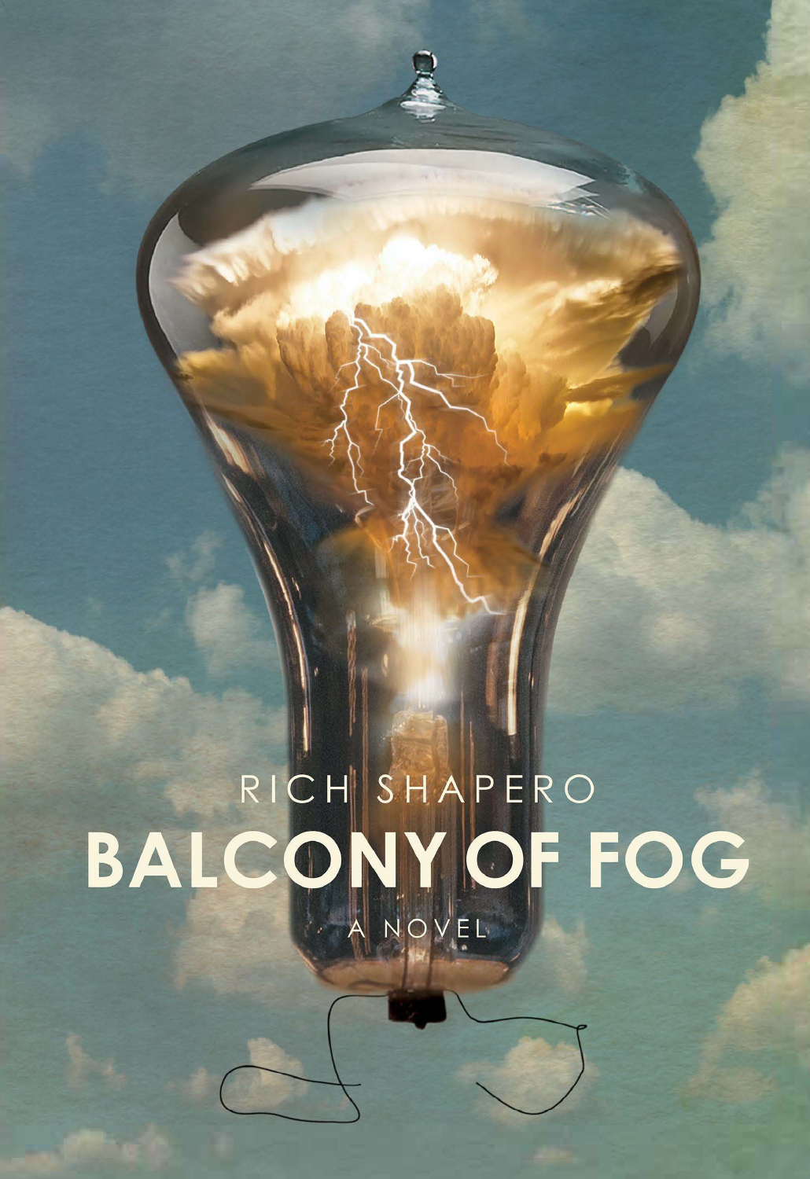RICH SHAPERO

# BALCONY OF FOG

A NOVEL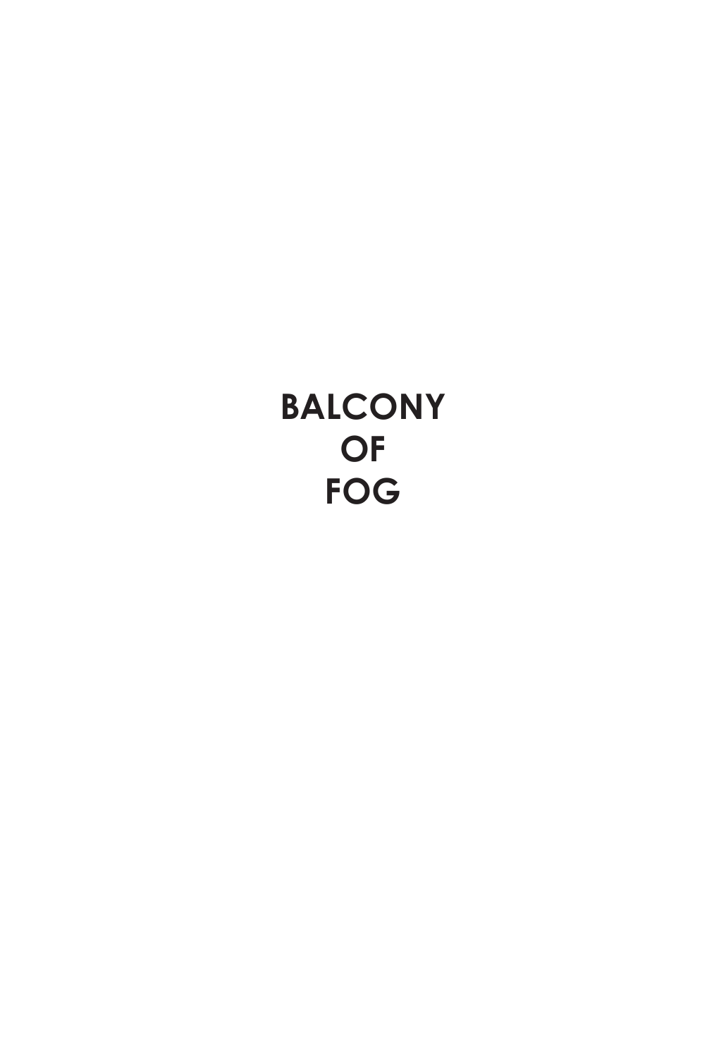# BALCONY
# OF
# FOG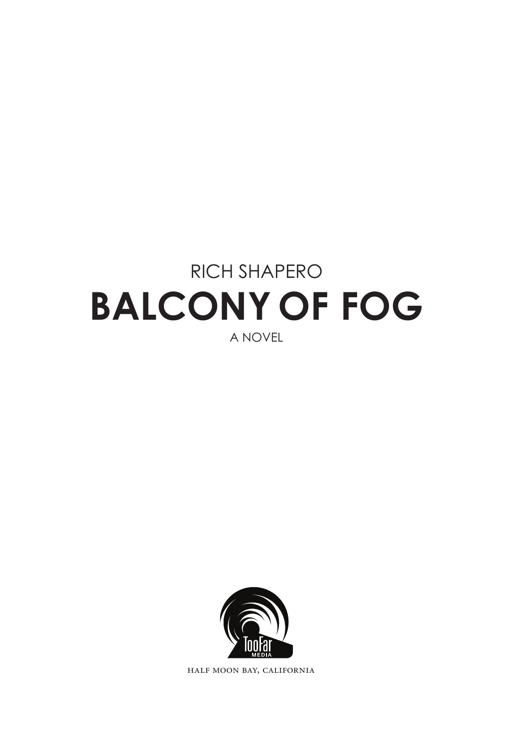RICH SHAPERO

# BALCONY OF FOG

A NOVEL

TooFar MEDIA

HALF MOON BAY, CALIFORNIA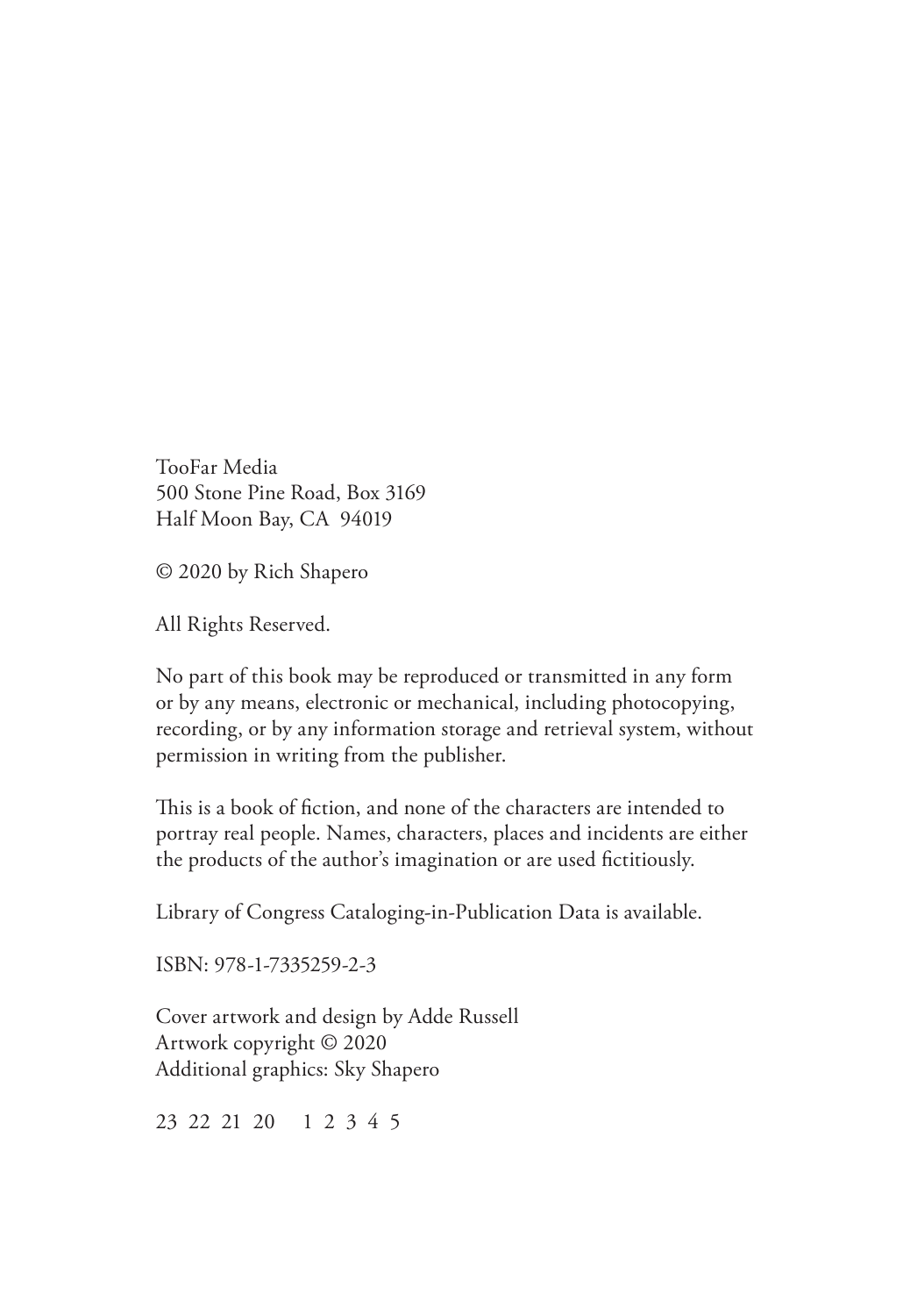TooFar Media
500 Stone Pine Road, Box 3169
Half Moon Bay, CA 94019

© 2020 by Rich Shapero

All Rights Reserved.

No part of this book may be reproduced or transmitted in any form or by any means, electronic or mechanical, including photocopying, recording, or by any information storage and retrieval system, without permission in writing from the publisher.

This is a book of fiction, and none of the characters are intended to portray real people. Names, characters, places and incidents are either the products of the author's imagination or are used fictitiously.

Library of Congress Cataloging-in-Publication Data is available.

ISBN: 978-1-7335259-2-3

Cover artwork and design by Adde Russell
Artwork copyright © 2020
Additional graphics: Sky Shapero

23 22 21 20 1 2 3 4 5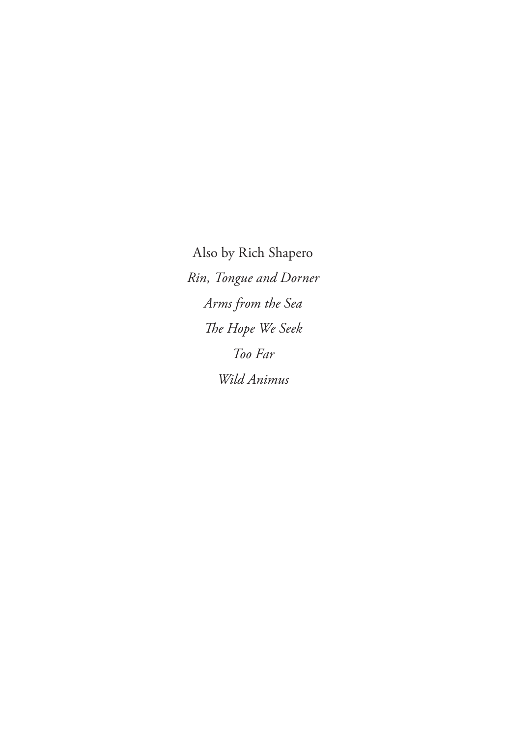Also by Rich Shapero

*Rin, Tongue and Dorner*

*Arms from the Sea*

*The Hope We Seek*

*Too Far*

*Wild Animus*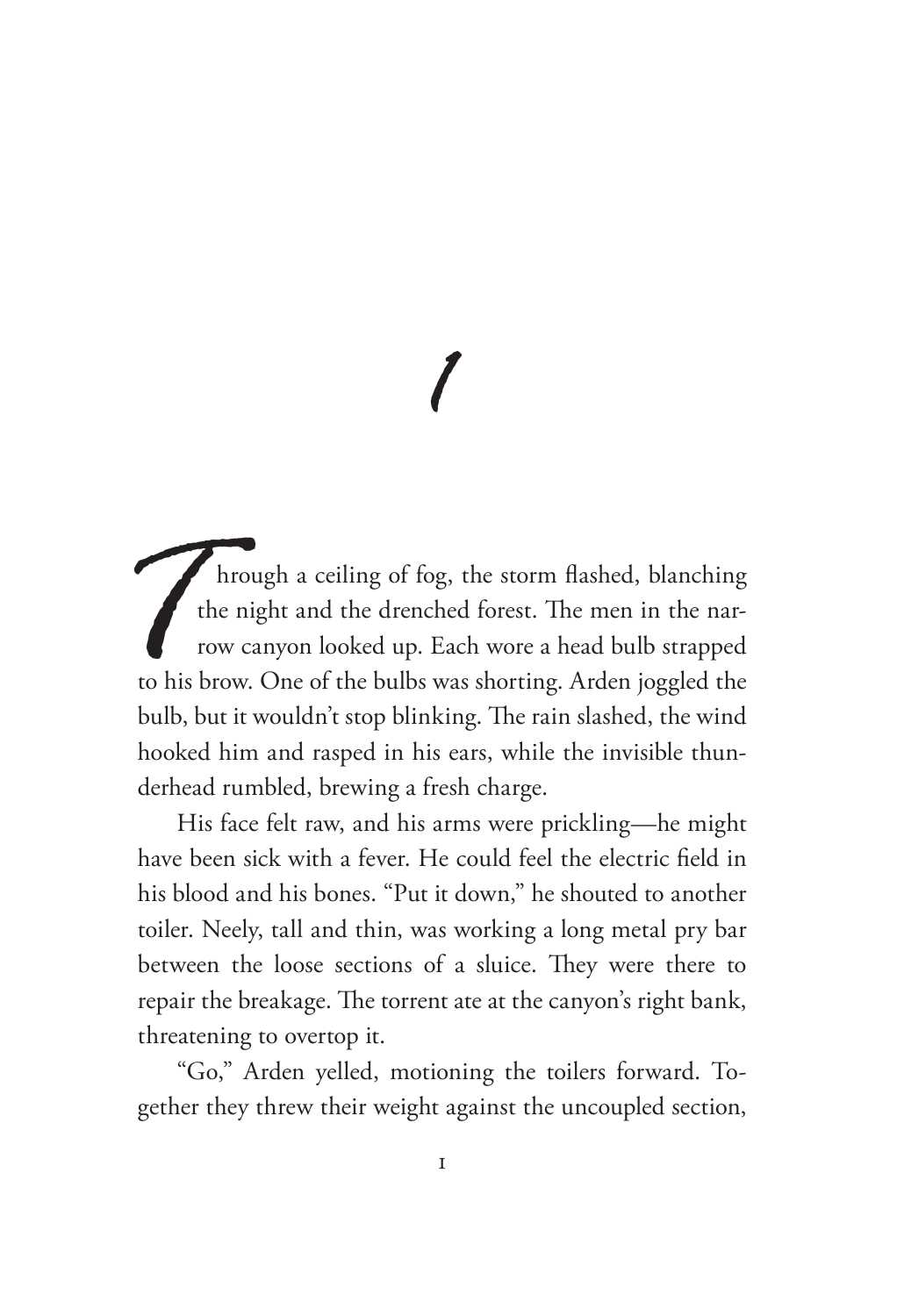# 1

Through a ceiling of fog, the storm flashed, blanching the night and the drenched forest. The men in the narrow canyon looked up. Each wore a head bulb strapped to his brow. One of the bulbs was shorting. Arden joggled the bulb, but it wouldn't stop blinking. The rain slashed, the wind hooked him and rasped in his ears, while the invisible thunderhead rumbled, brewing a fresh charge.

His face felt raw, and his arms were prickling—he might have been sick with a fever. He could feel the electric field in his blood and his bones. "Put it down," he shouted to another toiler. Neely, tall and thin, was working a long metal pry bar between the loose sections of a sluice. They were there to repair the breakage. The torrent ate at the canyon's right bank, threatening to overtop it.

"Go," Arden yelled, motioning the toilers forward. Together they threw their weight against the uncoupled section,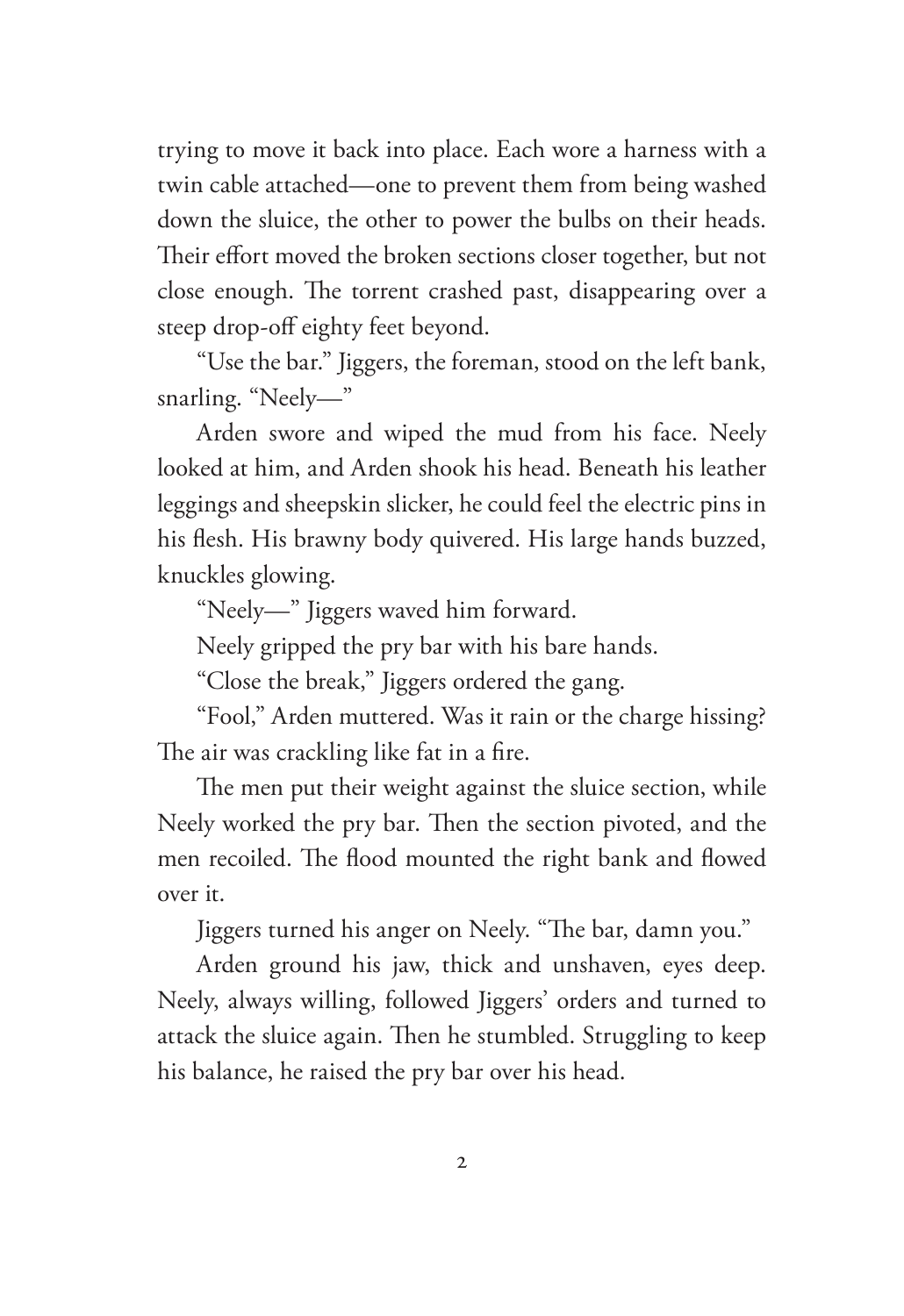trying to move it back into place. Each wore a harness with a twin cable attached—one to prevent them from being washed down the sluice, the other to power the bulbs on their heads. Their effort moved the broken sections closer together, but not close enough. The torrent crashed past, disappearing over a steep drop-off eighty feet beyond.

"Use the bar." Jiggers, the foreman, stood on the left bank, snarling. "Neely—"

Arden swore and wiped the mud from his face. Neely looked at him, and Arden shook his head. Beneath his leather leggings and sheepskin slicker, he could feel the electric pins in his flesh. His brawny body quivered. His large hands buzzed, knuckles glowing.

"Neely—" Jiggers waved him forward.

Neely gripped the pry bar with his bare hands.

"Close the break," Jiggers ordered the gang.

"Fool," Arden muttered. Was it rain or the charge hissing? The air was crackling like fat in a fire.

The men put their weight against the sluice section, while Neely worked the pry bar. Then the section pivoted, and the men recoiled. The flood mounted the right bank and flowed over it.

Jiggers turned his anger on Neely. "The bar, damn you."

Arden ground his jaw, thick and unshaven, eyes deep. Neely, always willing, followed Jiggers' orders and turned to attack the sluice again. Then he stumbled. Struggling to keep his balance, he raised the pry bar over his head.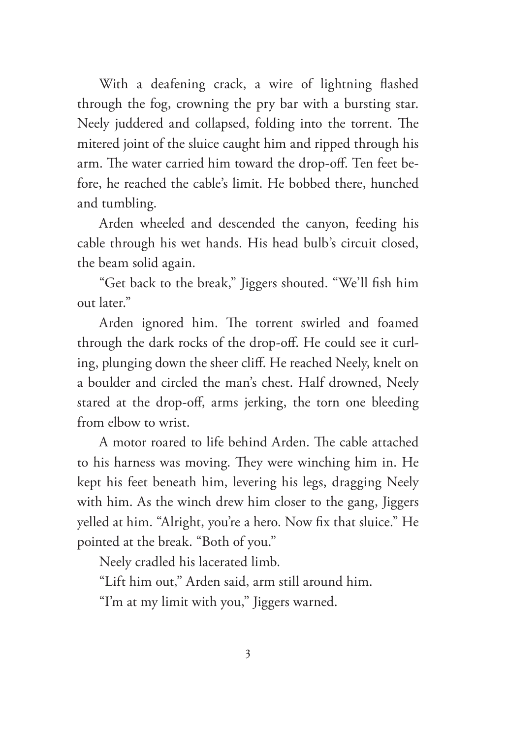With a deafening crack, a wire of lightning flashed through the fog, crowning the pry bar with a bursting star. Neely juddered and collapsed, folding into the torrent. The mitered joint of the sluice caught him and ripped through his arm. The water carried him toward the drop-off. Ten feet before, he reached the cable's limit. He bobbed there, hunched and tumbling.

Arden wheeled and descended the canyon, feeding his cable through his wet hands. His head bulb's circuit closed, the beam solid again.

"Get back to the break," Jiggers shouted. "We'll fish him out later."

Arden ignored him. The torrent swirled and foamed through the dark rocks of the drop-off. He could see it curling, plunging down the sheer cliff. He reached Neely, knelt on a boulder and circled the man's chest. Half drowned, Neely stared at the drop-off, arms jerking, the torn one bleeding from elbow to wrist.

A motor roared to life behind Arden. The cable attached to his harness was moving. They were winching him in. He kept his feet beneath him, levering his legs, dragging Neely with him. As the winch drew him closer to the gang, Jiggers yelled at him. "Alright, you're a hero. Now fix that sluice." He pointed at the break. "Both of you."

Neely cradled his lacerated limb.

"Lift him out," Arden said, arm still around him.

"I'm at my limit with you," Jiggers warned.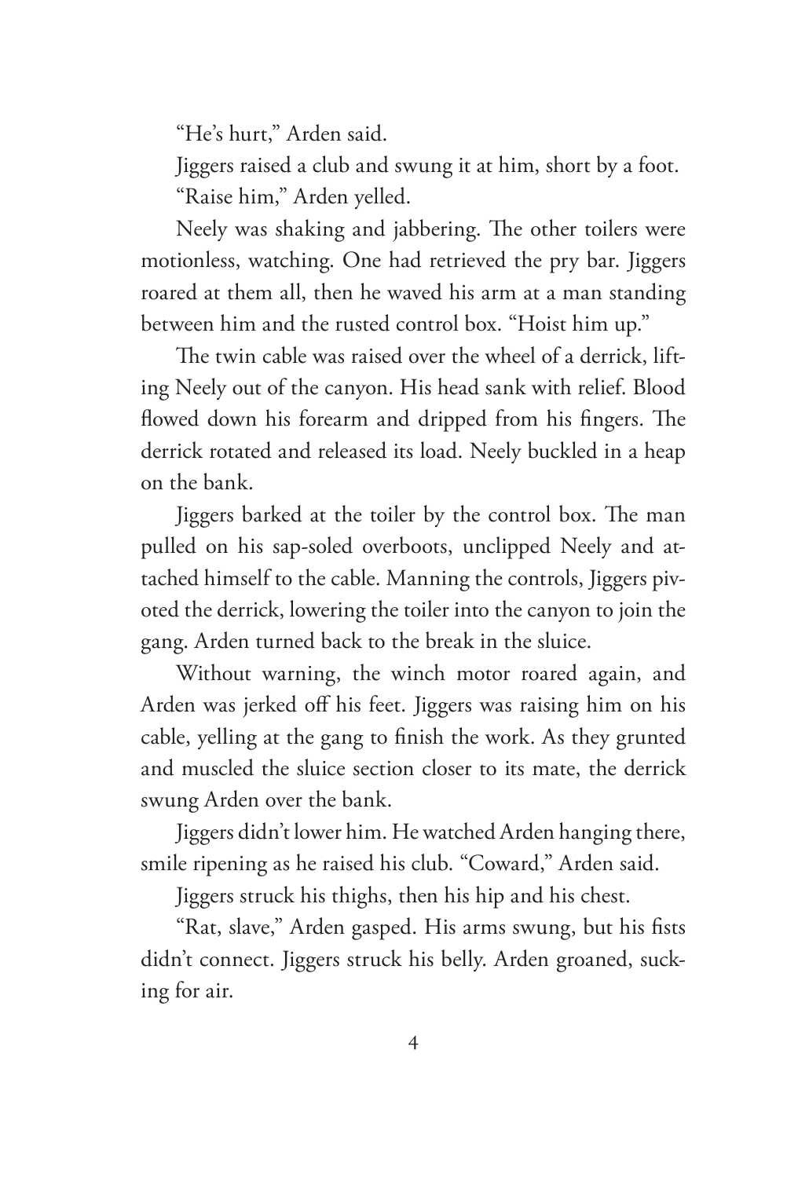"He's hurt," Arden said.

Jiggers raised a club and swung it at him, short by a foot.

"Raise him," Arden yelled.

Neely was shaking and jabbering. The other toilers were motionless, watching. One had retrieved the pry bar. Jiggers roared at them all, then he waved his arm at a man standing between him and the rusted control box. "Hoist him up."

The twin cable was raised over the wheel of a derrick, lifting Neely out of the canyon. His head sank with relief. Blood flowed down his forearm and dripped from his fingers. The derrick rotated and released its load. Neely buckled in a heap on the bank.

Jiggers barked at the toiler by the control box. The man pulled on his sap-soled overboots, unclipped Neely and attached himself to the cable. Manning the controls, Jiggers pivoted the derrick, lowering the toiler into the canyon to join the gang. Arden turned back to the break in the sluice.

Without warning, the winch motor roared again, and Arden was jerked off his feet. Jiggers was raising him on his cable, yelling at the gang to finish the work. As they grunted and muscled the sluice section closer to its mate, the derrick swung Arden over the bank.

Jiggers didn't lower him. He watched Arden hanging there, smile ripening as he raised his club. "Coward," Arden said.

Jiggers struck his thighs, then his hip and his chest.

"Rat, slave," Arden gasped. His arms swung, but his fists didn't connect. Jiggers struck his belly. Arden groaned, sucking for air.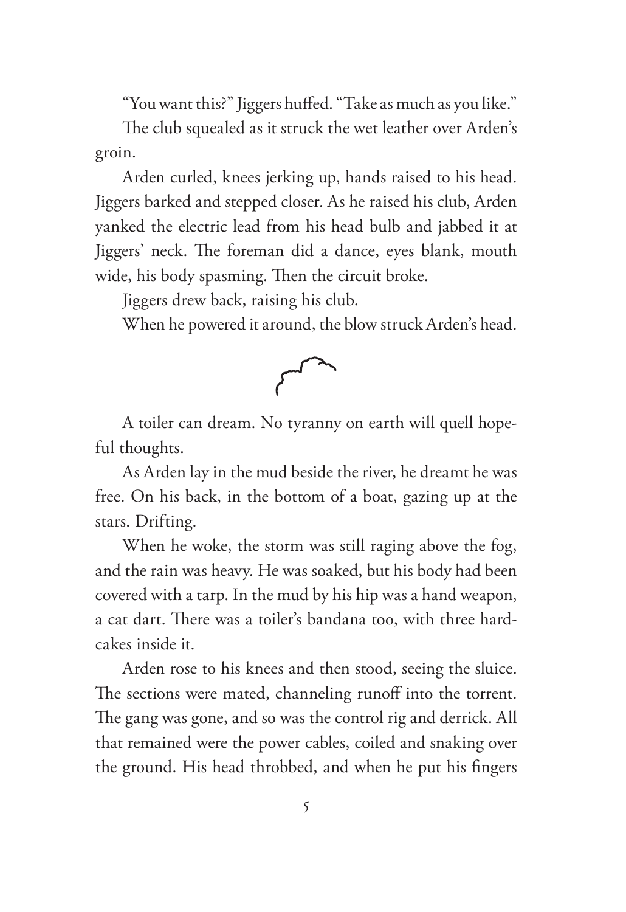"You want this?" Jiggers huffed. "Take as much as you like."

The club squealed as it struck the wet leather over Arden's groin.

Arden curled, knees jerking up, hands raised to his head. Jiggers barked and stepped closer. As he raised his club, Arden yanked the electric lead from his head bulb and jabbed it at Jiggers' neck. The foreman did a dance, eyes blank, mouth wide, his body spasming. Then the circuit broke.

Jiggers drew back, raising his club.

When he powered it around, the blow struck Arden's head.

A toiler can dream. No tyranny on earth will quell hopeful thoughts.

As Arden lay in the mud beside the river, he dreamt he was free. On his back, in the bottom of a boat, gazing up at the stars. Drifting.

When he woke, the storm was still raging above the fog, and the rain was heavy. He was soaked, but his body had been covered with a tarp. In the mud by his hip was a hand weapon, a cat dart. There was a toiler's bandana too, with three hardcakes inside it.

Arden rose to his knees and then stood, seeing the sluice. The sections were mated, channeling runoff into the torrent. The gang was gone, and so was the control rig and derrick. All that remained were the power cables, coiled and snaking over the ground. His head throbbed, and when he put his fingers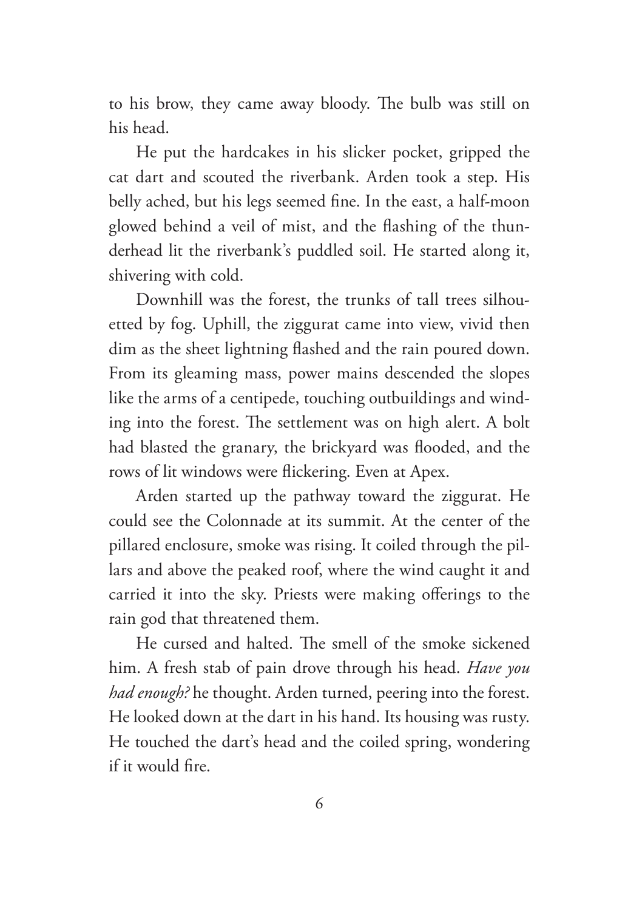to his brow, they came away bloody. The bulb was still on his head.

He put the hardcakes in his slicker pocket, gripped the cat dart and scouted the riverbank. Arden took a step. His belly ached, but his legs seemed fine. In the east, a half-moon glowed behind a veil of mist, and the flashing of the thunderhead lit the riverbank's puddled soil. He started along it, shivering with cold.

Downhill was the forest, the trunks of tall trees silhouetted by fog. Uphill, the ziggurat came into view, vivid then dim as the sheet lightning flashed and the rain poured down. From its gleaming mass, power mains descended the slopes like the arms of a centipede, touching outbuildings and winding into the forest. The settlement was on high alert. A bolt had blasted the granary, the brickyard was flooded, and the rows of lit windows were flickering. Even at Apex.

Arden started up the pathway toward the ziggurat. He could see the Colonnade at its summit. At the center of the pillared enclosure, smoke was rising. It coiled through the pillars and above the peaked roof, where the wind caught it and carried it into the sky. Priests were making offerings to the rain god that threatened them.

He cursed and halted. The smell of the smoke sickened him. A fresh stab of pain drove through his head. *Have you had enough?* he thought. Arden turned, peering into the forest. He looked down at the dart in his hand. Its housing was rusty. He touched the dart's head and the coiled spring, wondering if it would fire.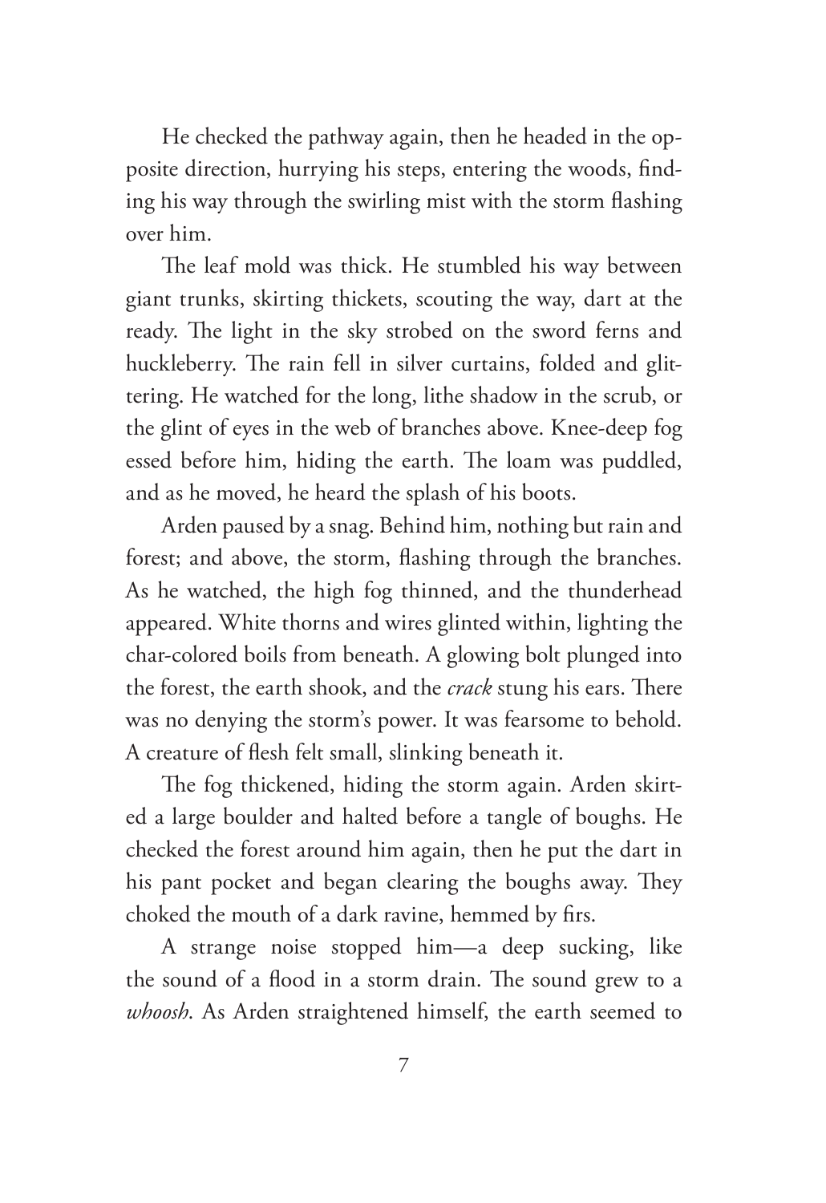He checked the pathway again, then he headed in the opposite direction, hurrying his steps, entering the woods, finding his way through the swirling mist with the storm flashing over him.

The leaf mold was thick. He stumbled his way between giant trunks, skirting thickets, scouting the way, dart at the ready. The light in the sky strobed on the sword ferns and huckleberry. The rain fell in silver curtains, folded and glittering. He watched for the long, lithe shadow in the scrub, or the glint of eyes in the web of branches above. Knee-deep fog essed before him, hiding the earth. The loam was puddled, and as he moved, he heard the splash of his boots.

Arden paused by a snag. Behind him, nothing but rain and forest; and above, the storm, flashing through the branches. As he watched, the high fog thinned, and the thunderhead appeared. White thorns and wires glinted within, lighting the char-colored boils from beneath. A glowing bolt plunged into the forest, the earth shook, and the *crack* stung his ears. There was no denying the storm's power. It was fearsome to behold. A creature of flesh felt small, slinking beneath it.

The fog thickened, hiding the storm again. Arden skirted a large boulder and halted before a tangle of boughs. He checked the forest around him again, then he put the dart in his pant pocket and began clearing the boughs away. They choked the mouth of a dark ravine, hemmed by firs.

A strange noise stopped him—a deep sucking, like the sound of a flood in a storm drain. The sound grew to a *whoosh*. As Arden straightened himself, the earth seemed to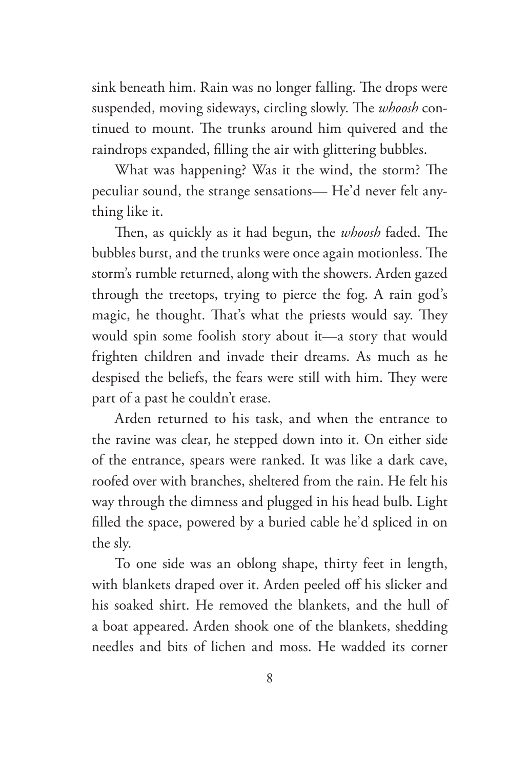sink beneath him. Rain was no longer falling. The drops were suspended, moving sideways, circling slowly. The *whoosh* continued to mount. The trunks around him quivered and the raindrops expanded, filling the air with glittering bubbles.

What was happening? Was it the wind, the storm? The peculiar sound, the strange sensations— He'd never felt anything like it.

Then, as quickly as it had begun, the *whoosh* faded. The bubbles burst, and the trunks were once again motionless. The storm's rumble returned, along with the showers. Arden gazed through the treetops, trying to pierce the fog. A rain god's magic, he thought. That's what the priests would say. They would spin some foolish story about it—a story that would frighten children and invade their dreams. As much as he despised the beliefs, the fears were still with him. They were part of a past he couldn't erase.

Arden returned to his task, and when the entrance to the ravine was clear, he stepped down into it. On either side of the entrance, spears were ranked. It was like a dark cave, roofed over with branches, sheltered from the rain. He felt his way through the dimness and plugged in his head bulb. Light filled the space, powered by a buried cable he'd spliced in on the sly.

To one side was an oblong shape, thirty feet in length, with blankets draped over it. Arden peeled off his slicker and his soaked shirt. He removed the blankets, and the hull of a boat appeared. Arden shook one of the blankets, shedding needles and bits of lichen and moss. He wadded its corner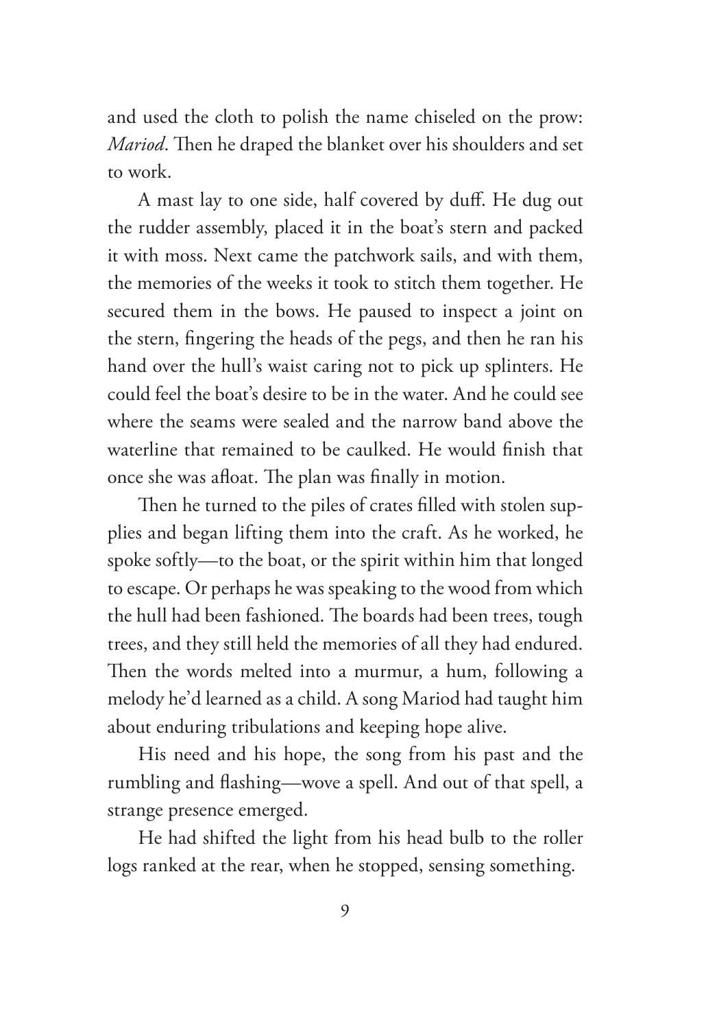and used the cloth to polish the name chiseled on the prow: *Mariod*. Then he draped the blanket over his shoulders and set to work.

A mast lay to one side, half covered by duff. He dug out the rudder assembly, placed it in the boat's stern and packed it with moss. Next came the patchwork sails, and with them, the memories of the weeks it took to stitch them together. He secured them in the bows. He paused to inspect a joint on the stern, fingering the heads of the pegs, and then he ran his hand over the hull's waist caring not to pick up splinters. He could feel the boat's desire to be in the water. And he could see where the seams were sealed and the narrow band above the waterline that remained to be caulked. He would finish that once she was afloat. The plan was finally in motion.

Then he turned to the piles of crates filled with stolen supplies and began lifting them into the craft. As he worked, he spoke softly—to the boat, or the spirit within him that longed to escape. Or perhaps he was speaking to the wood from which the hull had been fashioned. The boards had been trees, tough trees, and they still held the memories of all they had endured. Then the words melted into a murmur, a hum, following a melody he'd learned as a child. A song Mariod had taught him about enduring tribulations and keeping hope alive.

His need and his hope, the song from his past and the rumbling and flashing—wove a spell. And out of that spell, a strange presence emerged.

He had shifted the light from his head bulb to the roller logs ranked at the rear, when he stopped, sensing something.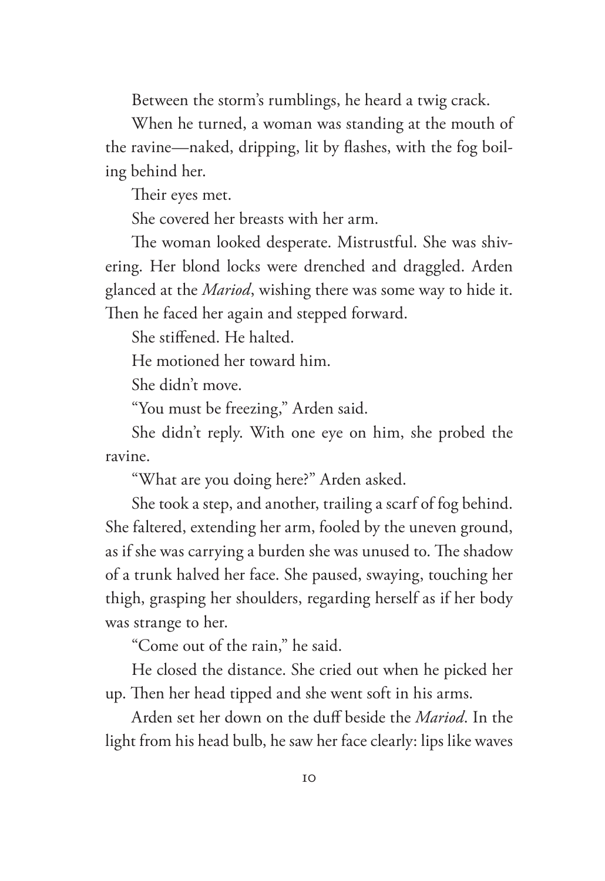Between the storm's rumblings, he heard a twig crack.

When he turned, a woman was standing at the mouth of the ravine—naked, dripping, lit by flashes, with the fog boiling behind her.

Their eyes met.

She covered her breasts with her arm.

The woman looked desperate. Mistrustful. She was shivering. Her blond locks were drenched and draggled. Arden glanced at the *Mariod*, wishing there was some way to hide it. Then he faced her again and stepped forward.

She stiffened. He halted.

He motioned her toward him.

She didn't move.

"You must be freezing," Arden said.

She didn't reply. With one eye on him, she probed the ravine.

"What are you doing here?" Arden asked.

She took a step, and another, trailing a scarf of fog behind. She faltered, extending her arm, fooled by the uneven ground, as if she was carrying a burden she was unused to. The shadow of a trunk halved her face. She paused, swaying, touching her thigh, grasping her shoulders, regarding herself as if her body was strange to her.

"Come out of the rain," he said.

He closed the distance. She cried out when he picked her up. Then her head tipped and she went soft in his arms.

Arden set her down on the duff beside the *Mariod*. In the light from his head bulb, he saw her face clearly: lips like waves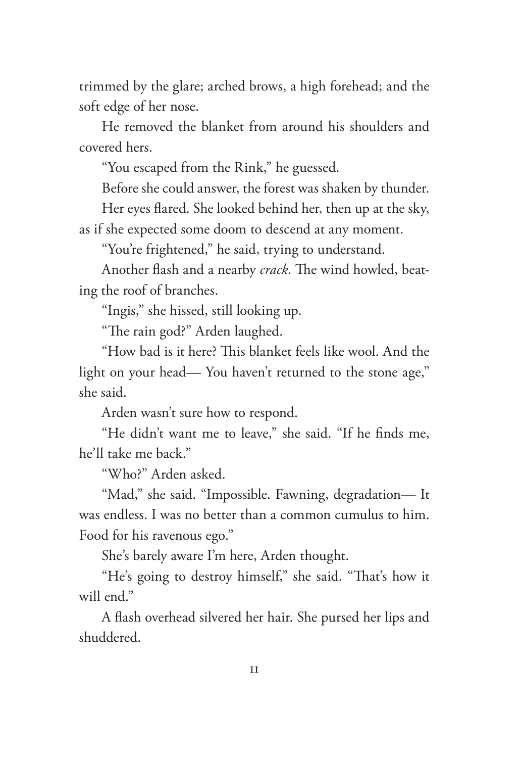trimmed by the glare; arched brows, a high forehead; and the soft edge of her nose.

He removed the blanket from around his shoulders and covered hers.

"You escaped from the Rink," he guessed.

Before she could answer, the forest was shaken by thunder.

Her eyes flared. She looked behind her, then up at the sky, as if she expected some doom to descend at any moment.

"You're frightened," he said, trying to understand.

Another flash and a nearby *crack*. The wind howled, beating the roof of branches.

"Ingis," she hissed, still looking up.

"The rain god?" Arden laughed.

"How bad is it here? This blanket feels like wool. And the light on your head— You haven't returned to the stone age," she said.

Arden wasn't sure how to respond.

"He didn't want me to leave," she said. "If he finds me, he'll take me back."

"Who?" Arden asked.

"Mad," she said. "Impossible. Fawning, degradation— It was endless. I was no better than a common cumulus to him. Food for his ravenous ego."

She's barely aware I'm here, Arden thought.

"He's going to destroy himself," she said. "That's how it will end."

A flash overhead silvered her hair. She pursed her lips and shuddered.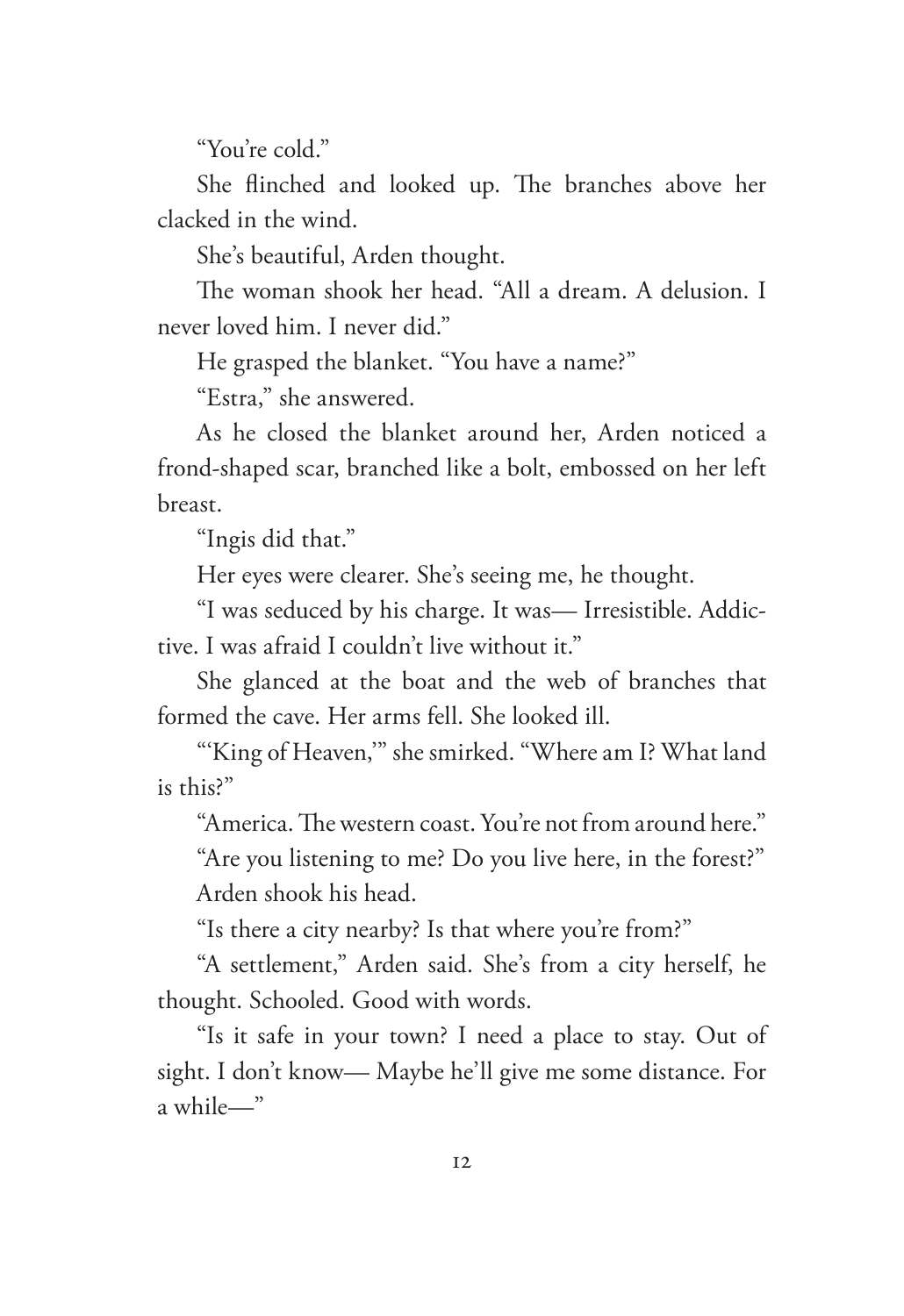"You're cold."

She flinched and looked up. The branches above her clacked in the wind.

She's beautiful, Arden thought.

The woman shook her head. "All a dream. A delusion. I never loved him. I never did."

He grasped the blanket. "You have a name?"

"Estra," she answered.

As he closed the blanket around her, Arden noticed a frond-shaped scar, branched like a bolt, embossed on her left breast.

"Ingis did that."

Her eyes were clearer. She's seeing me, he thought.

"I was seduced by his charge. It was— Irresistible. Addictive. I was afraid I couldn't live without it."

She glanced at the boat and the web of branches that formed the cave. Her arms fell. She looked ill.

"'King of Heaven,'" she smirked. "Where am I? What land is this?"

"America. The western coast. You're not from around here."

"Are you listening to me? Do you live here, in the forest?"

Arden shook his head.

"Is there a city nearby? Is that where you're from?"

"A settlement," Arden said. She's from a city herself, he thought. Schooled. Good with words.

"Is it safe in your town? I need a place to stay. Out of sight. I don't know— Maybe he'll give me some distance. For a while—"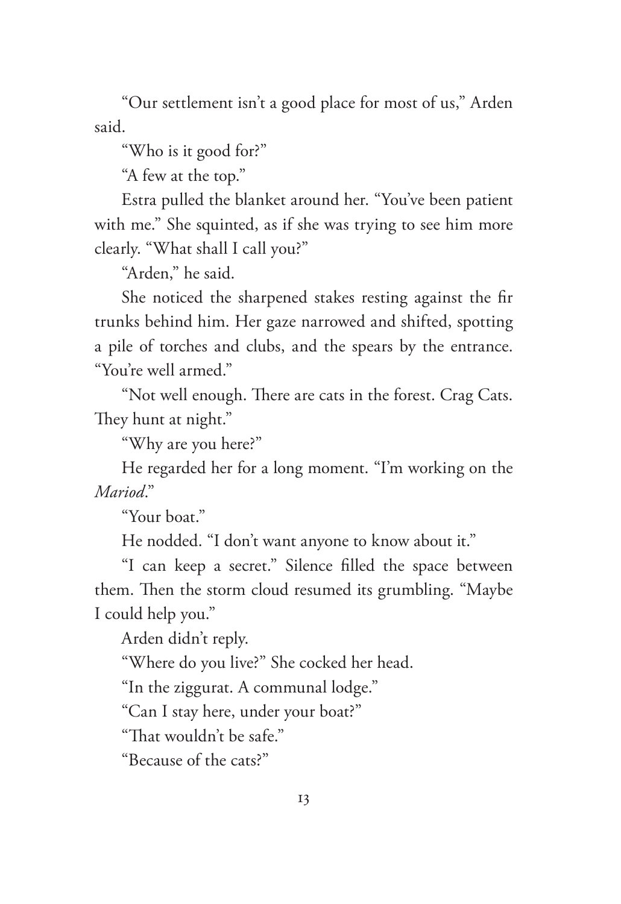"Our settlement isn't a good place for most of us," Arden said.

"Who is it good for?"

"A few at the top."

Estra pulled the blanket around her. "You've been patient with me." She squinted, as if she was trying to see him more clearly. "What shall I call you?"

"Arden," he said.

She noticed the sharpened stakes resting against the fir trunks behind him. Her gaze narrowed and shifted, spotting a pile of torches and clubs, and the spears by the entrance. "You're well armed."

"Not well enough. There are cats in the forest. Crag Cats. They hunt at night."

"Why are you here?"

He regarded her for a long moment. "I'm working on the *Mariod*."

"Your boat."

He nodded. "I don't want anyone to know about it."

"I can keep a secret." Silence filled the space between them. Then the storm cloud resumed its grumbling. "Maybe I could help you."

Arden didn't reply.

"Where do you live?" She cocked her head.

"In the ziggurat. A communal lodge."

"Can I stay here, under your boat?"

"That wouldn't be safe."

"Because of the cats?"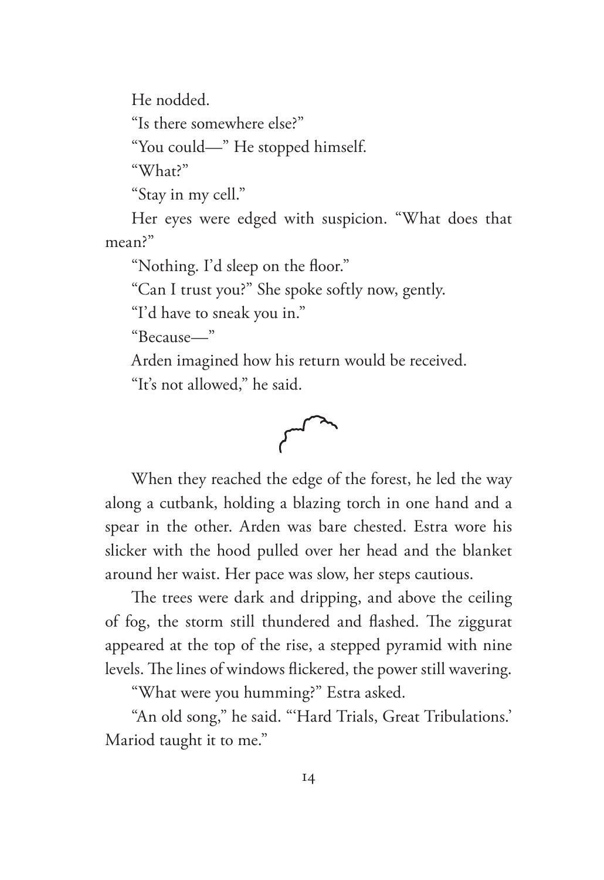He nodded.

"Is there somewhere else?"

"You could—" He stopped himself.

"What?"

"Stay in my cell."

Her eyes were edged with suspicion. "What does that mean?"

"Nothing. I'd sleep on the floor."

"Can I trust you?" She spoke softly now, gently.

"I'd have to sneak you in."

"Because—"

Arden imagined how his return would be received.

"It's not allowed," he said.

When they reached the edge of the forest, he led the way along a cutbank, holding a blazing torch in one hand and a spear in the other. Arden was bare chested. Estra wore his slicker with the hood pulled over her head and the blanket around her waist. Her pace was slow, her steps cautious.

The trees were dark and dripping, and above the ceiling of fog, the storm still thundered and flashed. The ziggurat appeared at the top of the rise, a stepped pyramid with nine levels. The lines of windows flickered, the power still wavering.

"What were you humming?" Estra asked.

"An old song," he said. "'Hard Trials, Great Tribulations.' Mariod taught it to me."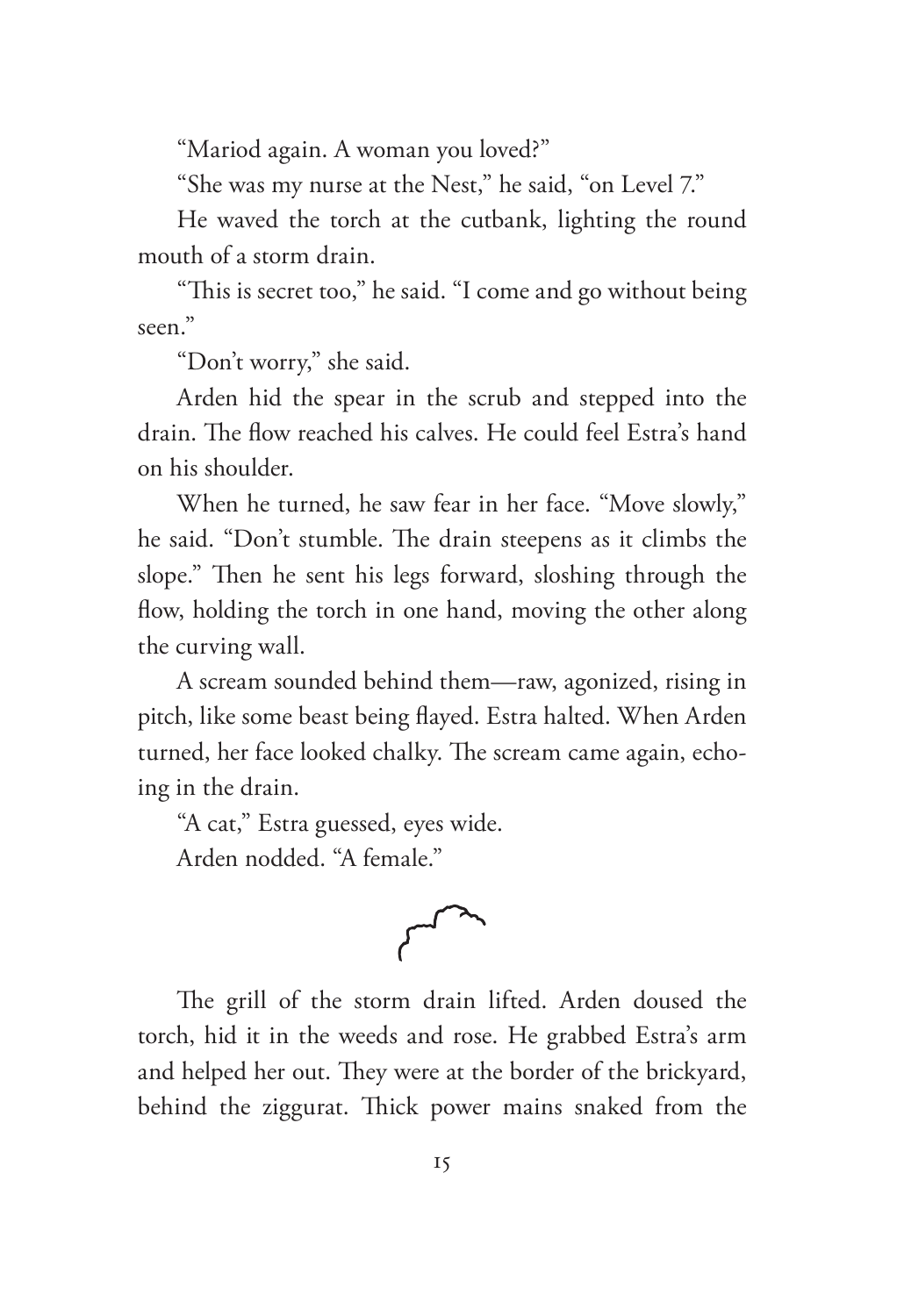"Mariod again. A woman you loved?"

"She was my nurse at the Nest," he said, "on Level 7."

He waved the torch at the cutbank, lighting the round mouth of a storm drain.

"This is secret too," he said. "I come and go without being seen."

"Don't worry," she said.

Arden hid the spear in the scrub and stepped into the drain. The flow reached his calves. He could feel Estra's hand on his shoulder.

When he turned, he saw fear in her face. "Move slowly," he said. "Don't stumble. The drain steepens as it climbs the slope." Then he sent his legs forward, sloshing through the flow, holding the torch in one hand, moving the other along the curving wall.

A scream sounded behind them—raw, agonized, rising in pitch, like some beast being flayed. Estra halted. When Arden turned, her face looked chalky. The scream came again, echoing in the drain.

"A cat," Estra guessed, eyes wide.

Arden nodded. "A female."

The grill of the storm drain lifted. Arden doused the torch, hid it in the weeds and rose. He grabbed Estra's arm and helped her out. They were at the border of the brickyard, behind the ziggurat. Thick power mains snaked from the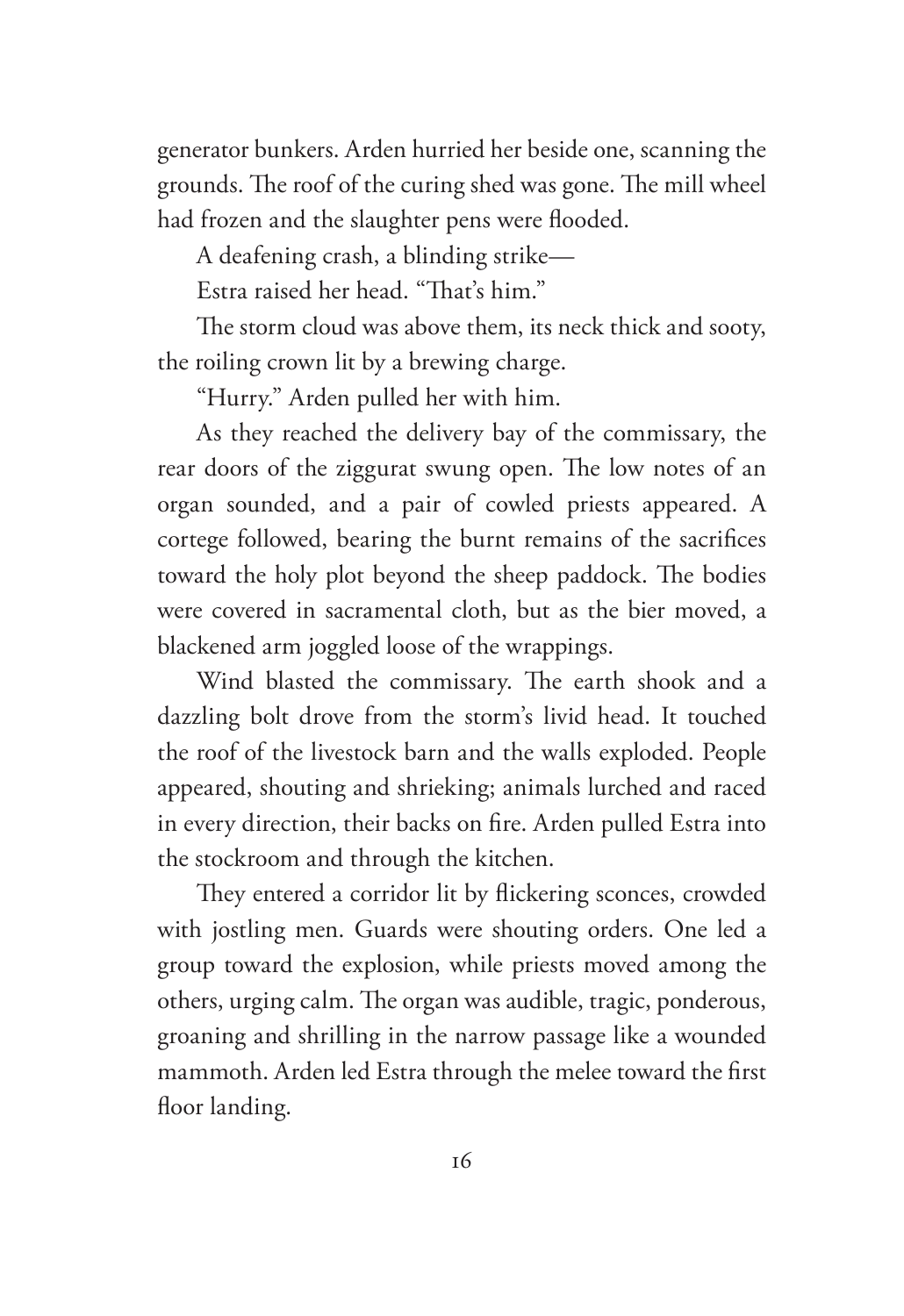generator bunkers. Arden hurried her beside one, scanning the grounds. The roof of the curing shed was gone. The mill wheel had frozen and the slaughter pens were flooded.

A deafening crash, a blinding strike—

Estra raised her head. "That's him."

The storm cloud was above them, its neck thick and sooty, the roiling crown lit by a brewing charge.

"Hurry." Arden pulled her with him.

As they reached the delivery bay of the commissary, the rear doors of the ziggurat swung open. The low notes of an organ sounded, and a pair of cowled priests appeared. A cortege followed, bearing the burnt remains of the sacrifices toward the holy plot beyond the sheep paddock. The bodies were covered in sacramental cloth, but as the bier moved, a blackened arm joggled loose of the wrappings.

Wind blasted the commissary. The earth shook and a dazzling bolt drove from the storm's livid head. It touched the roof of the livestock barn and the walls exploded. People appeared, shouting and shrieking; animals lurched and raced in every direction, their backs on fire. Arden pulled Estra into the stockroom and through the kitchen.

They entered a corridor lit by flickering sconces, crowded with jostling men. Guards were shouting orders. One led a group toward the explosion, while priests moved among the others, urging calm. The organ was audible, tragic, ponderous, groaning and shrilling in the narrow passage like a wounded mammoth. Arden led Estra through the melee toward the first floor landing.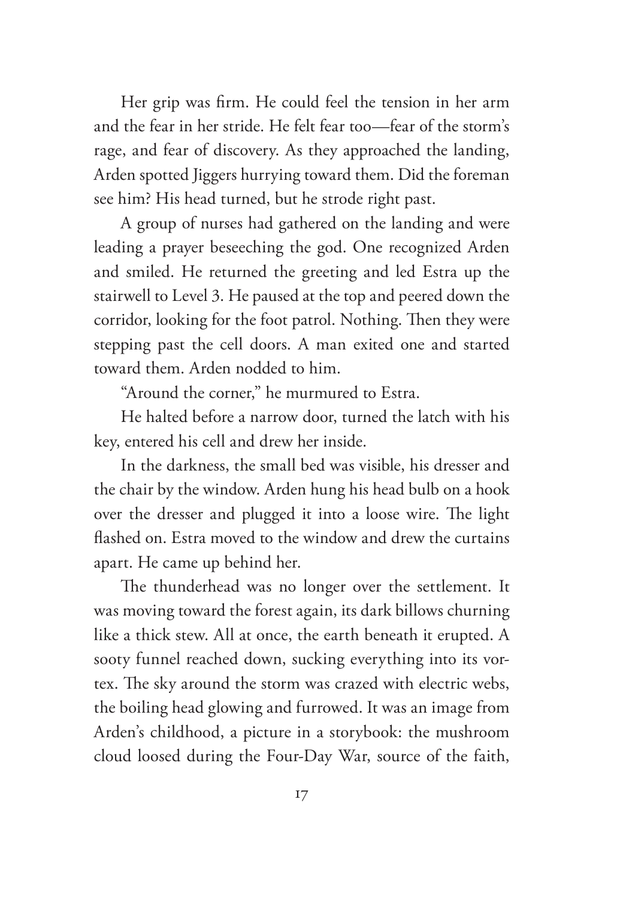Her grip was firm. He could feel the tension in her arm and the fear in her stride. He felt fear too—fear of the storm's rage, and fear of discovery. As they approached the landing, Arden spotted Jiggers hurrying toward them. Did the foreman see him? His head turned, but he strode right past.

A group of nurses had gathered on the landing and were leading a prayer beseeching the god. One recognized Arden and smiled. He returned the greeting and led Estra up the stairwell to Level 3. He paused at the top and peered down the corridor, looking for the foot patrol. Nothing. Then they were stepping past the cell doors. A man exited one and started toward them. Arden nodded to him.

"Around the corner," he murmured to Estra.

He halted before a narrow door, turned the latch with his key, entered his cell and drew her inside.

In the darkness, the small bed was visible, his dresser and the chair by the window. Arden hung his head bulb on a hook over the dresser and plugged it into a loose wire. The light flashed on. Estra moved to the window and drew the curtains apart. He came up behind her.

The thunderhead was no longer over the settlement. It was moving toward the forest again, its dark billows churning like a thick stew. All at once, the earth beneath it erupted. A sooty funnel reached down, sucking everything into its vortex. The sky around the storm was crazed with electric webs, the boiling head glowing and furrowed. It was an image from Arden's childhood, a picture in a storybook: the mushroom cloud loosed during the Four-Day War, source of the faith,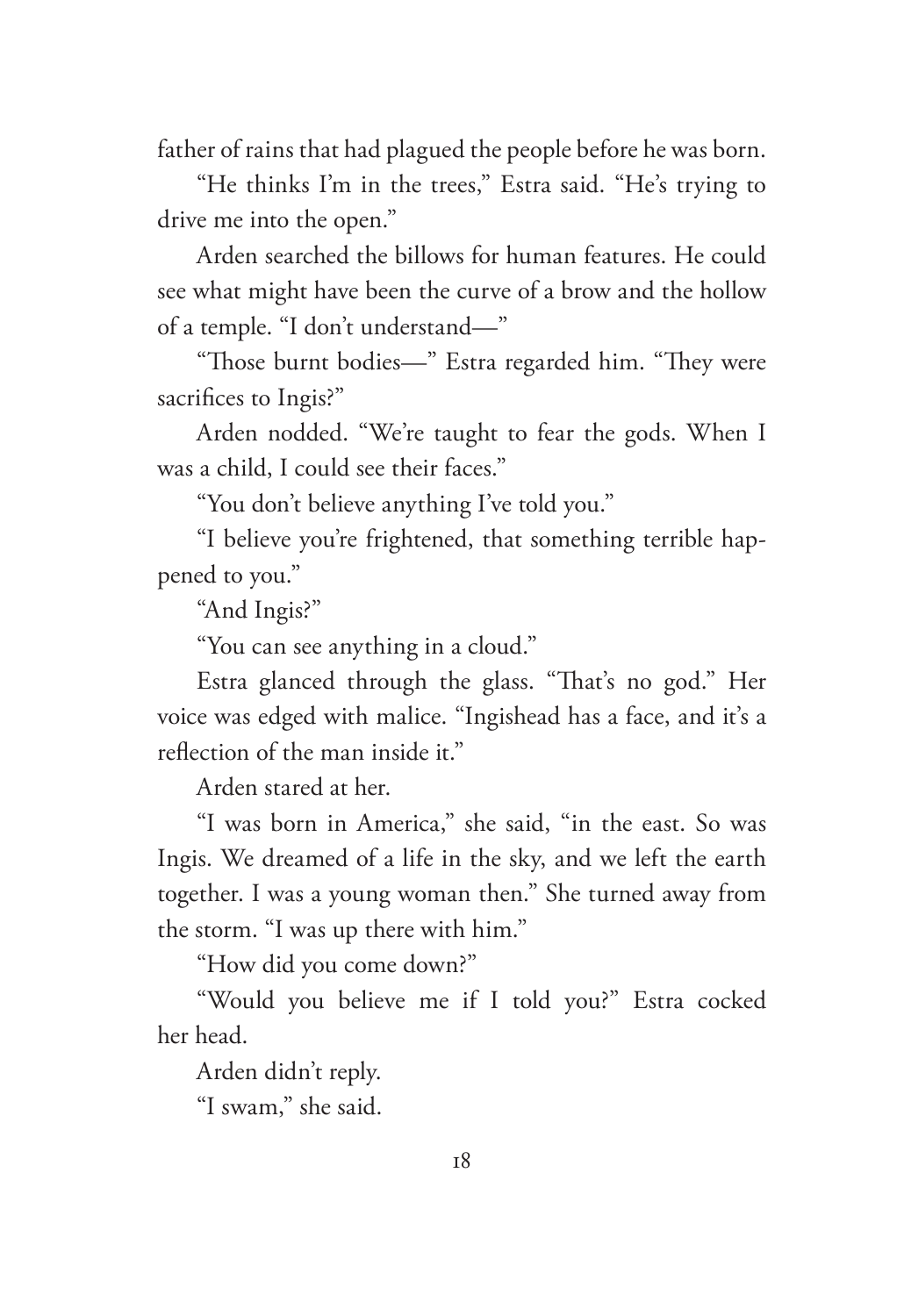father of rains that had plagued the people before he was born.

"He thinks I'm in the trees," Estra said. "He's trying to drive me into the open."

Arden searched the billows for human features. He could see what might have been the curve of a brow and the hollow of a temple. "I don't understand—"

"Those burnt bodies—" Estra regarded him. "They were sacrifices to Ingis?"

Arden nodded. "We're taught to fear the gods. When I was a child, I could see their faces."

"You don't believe anything I've told you."

"I believe you're frightened, that something terrible happened to you."

"And Ingis?"

"You can see anything in a cloud."

Estra glanced through the glass. "That's no god." Her voice was edged with malice. "Ingishead has a face, and it's a reflection of the man inside it."

Arden stared at her.

"I was born in America," she said, "in the east. So was Ingis. We dreamed of a life in the sky, and we left the earth together. I was a young woman then." She turned away from the storm. "I was up there with him."

"How did you come down?"

"Would you believe me if I told you?" Estra cocked her head.

Arden didn't reply.

"I swam," she said.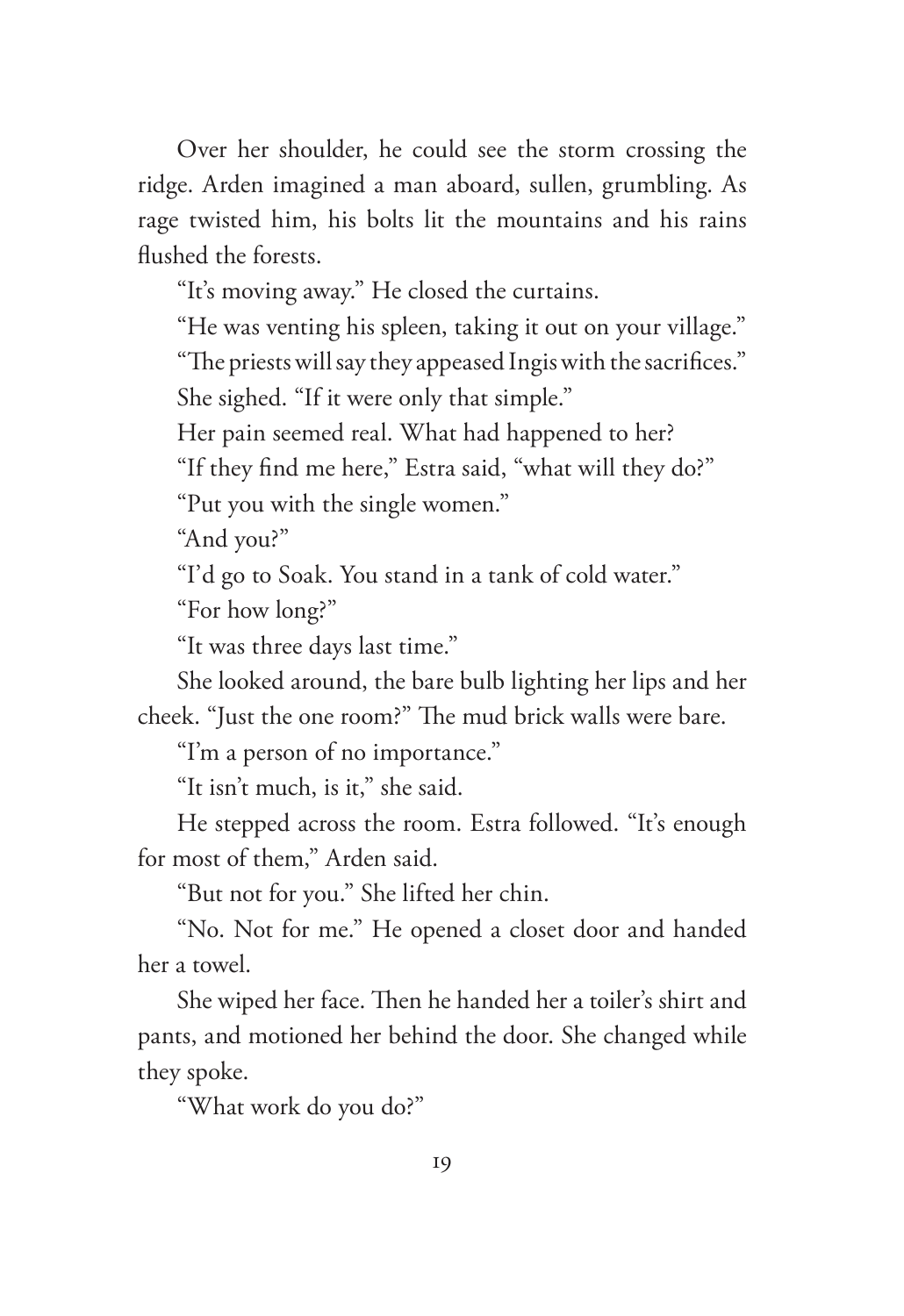Over her shoulder, he could see the storm crossing the ridge. Arden imagined a man aboard, sullen, grumbling. As rage twisted him, his bolts lit the mountains and his rains flushed the forests.

"It's moving away." He closed the curtains.

"He was venting his spleen, taking it out on your village."

"The priests will say they appeased Ingis with the sacrifices."

She sighed. "If it were only that simple."

Her pain seemed real. What had happened to her?

"If they find me here," Estra said, "what will they do?"

"Put you with the single women."

"And you?"

"I'd go to Soak. You stand in a tank of cold water."

"For how long?"

"It was three days last time."

She looked around, the bare bulb lighting her lips and her cheek. "Just the one room?" The mud brick walls were bare.

"I'm a person of no importance."

"It isn't much, is it," she said.

He stepped across the room. Estra followed. "It's enough for most of them," Arden said.

"But not for you." She lifted her chin.

"No. Not for me." He opened a closet door and handed her a towel.

She wiped her face. Then he handed her a toiler's shirt and pants, and motioned her behind the door. She changed while they spoke.

"What work do you do?"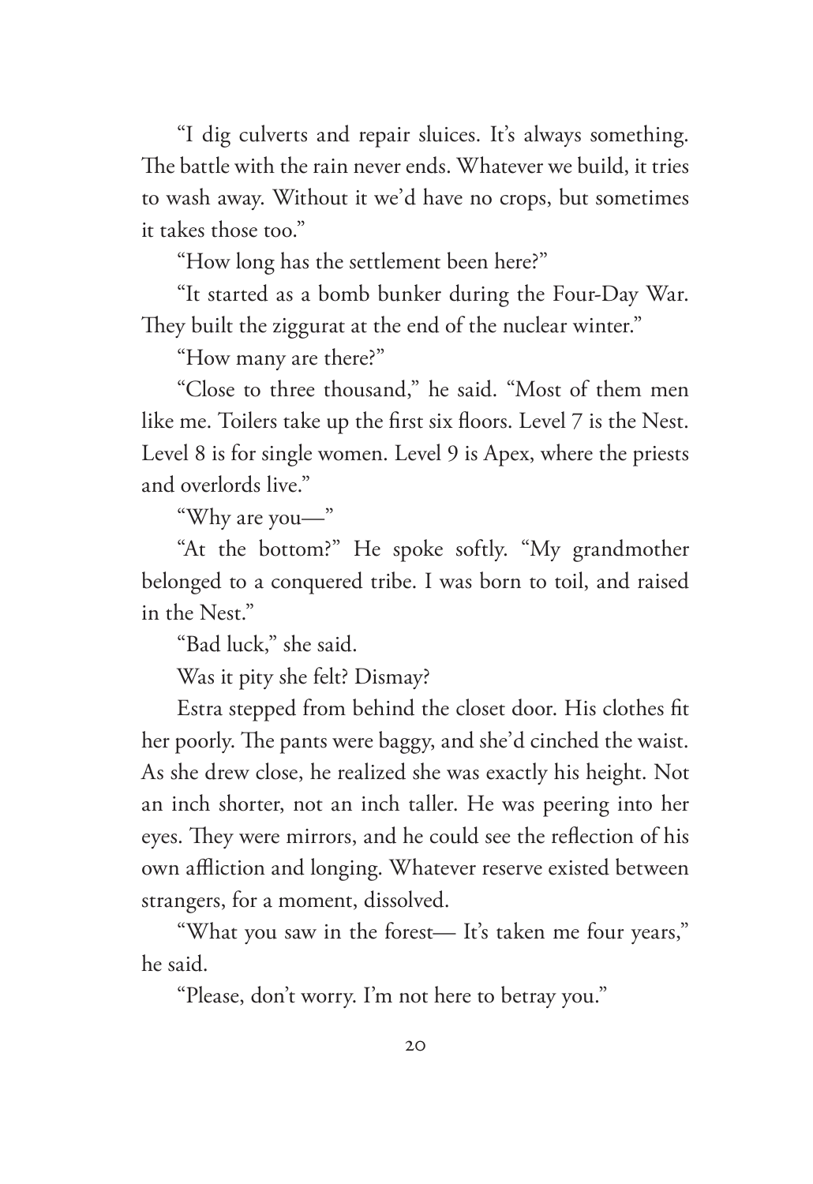"I dig culverts and repair sluices. It's always something. The battle with the rain never ends. Whatever we build, it tries to wash away. Without it we'd have no crops, but sometimes it takes those too."

"How long has the settlement been here?"

"It started as a bomb bunker during the Four-Day War. They built the ziggurat at the end of the nuclear winter."

"How many are there?"

"Close to three thousand," he said. "Most of them men like me. Toilers take up the first six floors. Level 7 is the Nest. Level 8 is for single women. Level 9 is Apex, where the priests and overlords live."

"Why are you—"

"At the bottom?" He spoke softly. "My grandmother belonged to a conquered tribe. I was born to toil, and raised in the Nest."

"Bad luck," she said.

Was it pity she felt? Dismay?

Estra stepped from behind the closet door. His clothes fit her poorly. The pants were baggy, and she'd cinched the waist. As she drew close, he realized she was exactly his height. Not an inch shorter, not an inch taller. He was peering into her eyes. They were mirrors, and he could see the reflection of his own affliction and longing. Whatever reserve existed between strangers, for a moment, dissolved.

"What you saw in the forest— It's taken me four years," he said.

"Please, don't worry. I'm not here to betray you."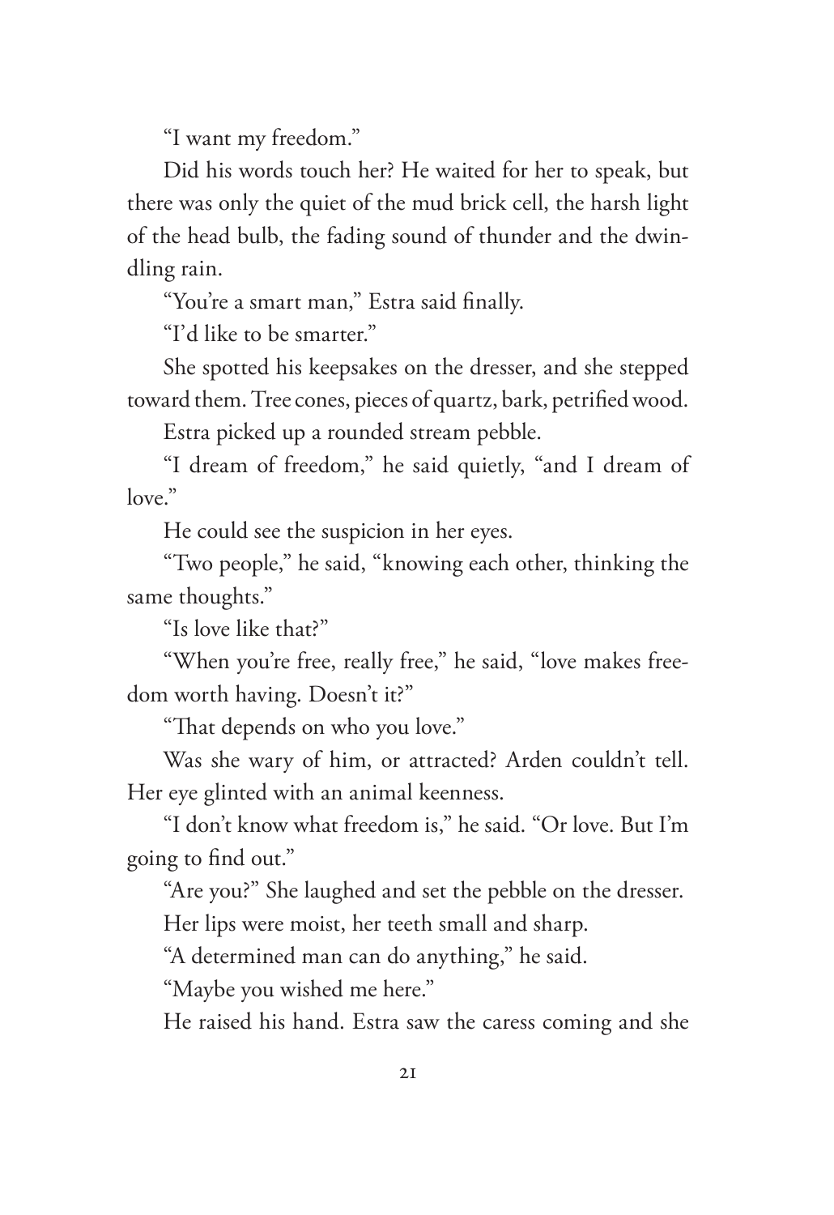"I want my freedom."

Did his words touch her? He waited for her to speak, but there was only the quiet of the mud brick cell, the harsh light of the head bulb, the fading sound of thunder and the dwindling rain.

"You're a smart man," Estra said finally.

"I'd like to be smarter."

She spotted his keepsakes on the dresser, and she stepped toward them. Tree cones, pieces of quartz, bark, petrified wood.

Estra picked up a rounded stream pebble.

"I dream of freedom," he said quietly, "and I dream of love."

He could see the suspicion in her eyes.

"Two people," he said, "knowing each other, thinking the same thoughts."

"Is love like that?"

"When you're free, really free," he said, "love makes freedom worth having. Doesn't it?"

"That depends on who you love."

Was she wary of him, or attracted? Arden couldn't tell. Her eye glinted with an animal keenness.

"I don't know what freedom is," he said. "Or love. But I'm going to find out."

"Are you?" She laughed and set the pebble on the dresser.

Her lips were moist, her teeth small and sharp.

"A determined man can do anything," he said.

"Maybe you wished me here."

He raised his hand. Estra saw the caress coming and she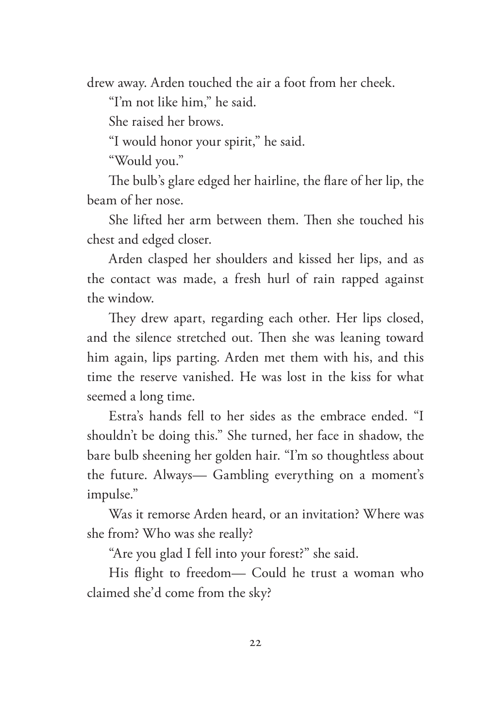drew away. Arden touched the air a foot from her cheek.

"I'm not like him," he said.

She raised her brows.

"I would honor your spirit," he said.

"Would you."

The bulb's glare edged her hairline, the flare of her lip, the beam of her nose.

She lifted her arm between them. Then she touched his chest and edged closer.

Arden clasped her shoulders and kissed her lips, and as the contact was made, a fresh hurl of rain rapped against the window.

They drew apart, regarding each other. Her lips closed, and the silence stretched out. Then she was leaning toward him again, lips parting. Arden met them with his, and this time the reserve vanished. He was lost in the kiss for what seemed a long time.

Estra's hands fell to her sides as the embrace ended. "I shouldn't be doing this." She turned, her face in shadow, the bare bulb sheening her golden hair. "I'm so thoughtless about the future. Always— Gambling everything on a moment's impulse."

Was it remorse Arden heard, or an invitation? Where was she from? Who was she really?

"Are you glad I fell into your forest?" she said.

His flight to freedom— Could he trust a woman who claimed she'd come from the sky?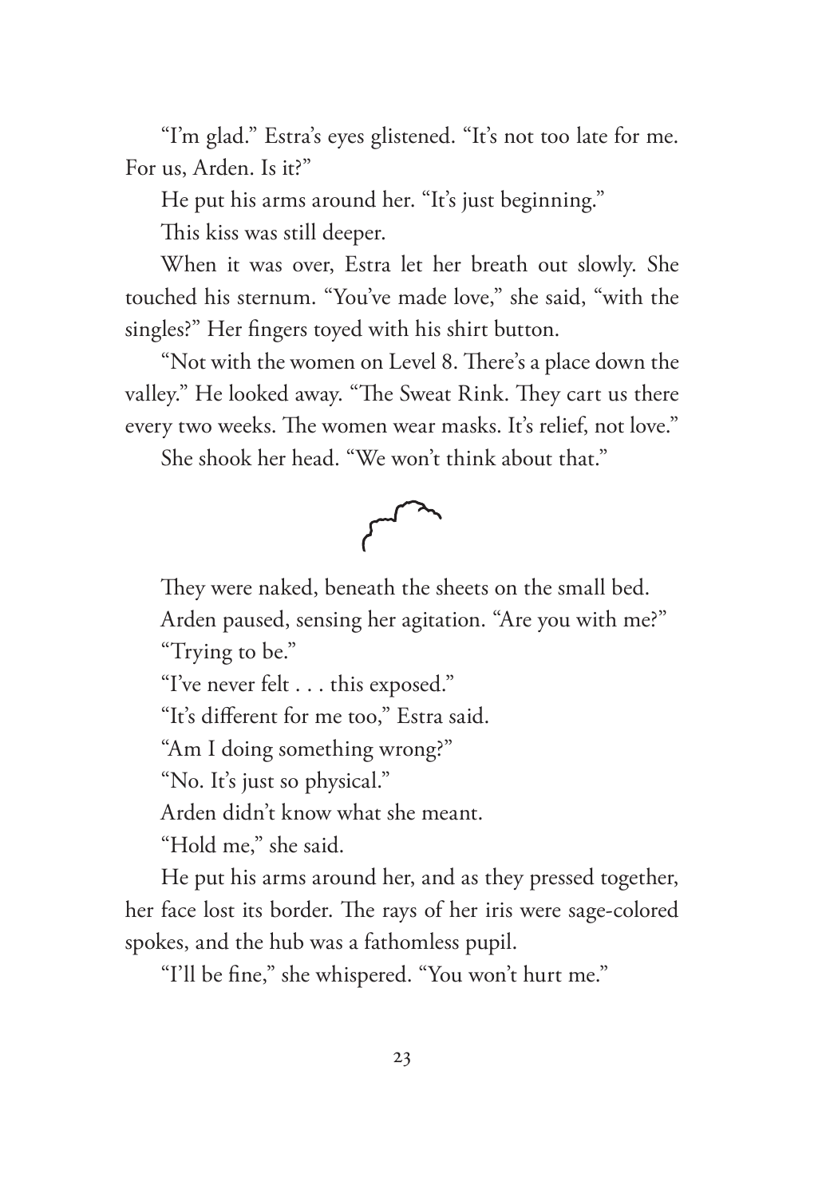"I'm glad." Estra's eyes glistened. "It's not too late for me. For us, Arden. Is it?"

He put his arms around her. "It's just beginning."

This kiss was still deeper.

When it was over, Estra let her breath out slowly. She touched his sternum. "You've made love," she said, "with the singles?" Her fingers toyed with his shirt button.

"Not with the women on Level 8. There's a place down the valley." He looked away. "The Sweat Rink. They cart us there every two weeks. The women wear masks. It's relief, not love."

She shook her head. "We won't think about that."

They were naked, beneath the sheets on the small bed.

Arden paused, sensing her agitation. "Are you with me?"

"Trying to be."

"I've never felt . . . this exposed."

"It's different for me too," Estra said.

"Am I doing something wrong?"

"No. It's just so physical."

Arden didn't know what she meant.

"Hold me," she said.

He put his arms around her, and as they pressed together, her face lost its border. The rays of her iris were sage-colored spokes, and the hub was a fathomless pupil.

"I'll be fine," she whispered. "You won't hurt me."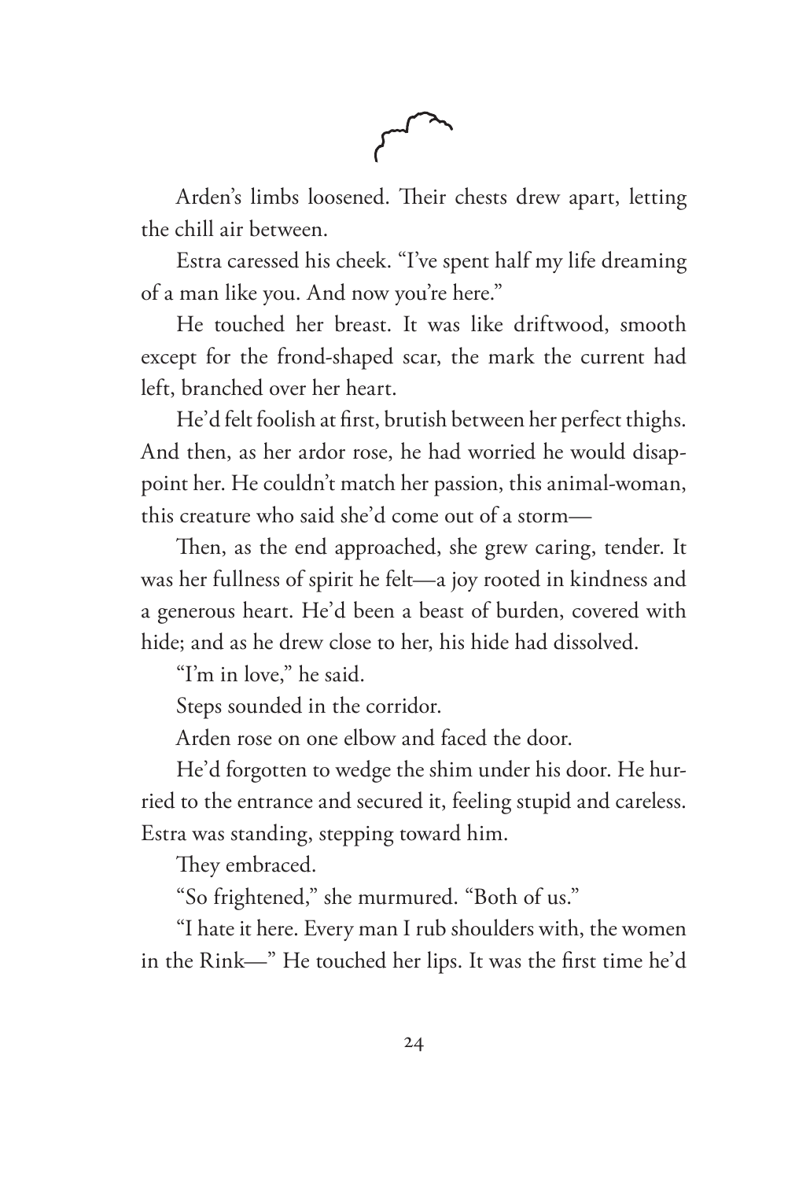Arden's limbs loosened. Their chests drew apart, letting the chill air between.

Estra caressed his cheek. "I've spent half my life dreaming of a man like you. And now you're here."

He touched her breast. It was like driftwood, smooth except for the frond-shaped scar, the mark the current had left, branched over her heart.

He'd felt foolish at first, brutish between her perfect thighs. And then, as her ardor rose, he had worried he would disappoint her. He couldn't match her passion, this animal-woman, this creature who said she'd come out of a storm—

Then, as the end approached, she grew caring, tender. It was her fullness of spirit he felt—a joy rooted in kindness and a generous heart. He'd been a beast of burden, covered with hide; and as he drew close to her, his hide had dissolved.

"I'm in love," he said.

Steps sounded in the corridor.

Arden rose on one elbow and faced the door.

He'd forgotten to wedge the shim under his door. He hurried to the entrance and secured it, feeling stupid and careless. Estra was standing, stepping toward him.

They embraced.

"So frightened," she murmured. "Both of us."

"I hate it here. Every man I rub shoulders with, the women in the Rink—" He touched her lips. It was the first time he'd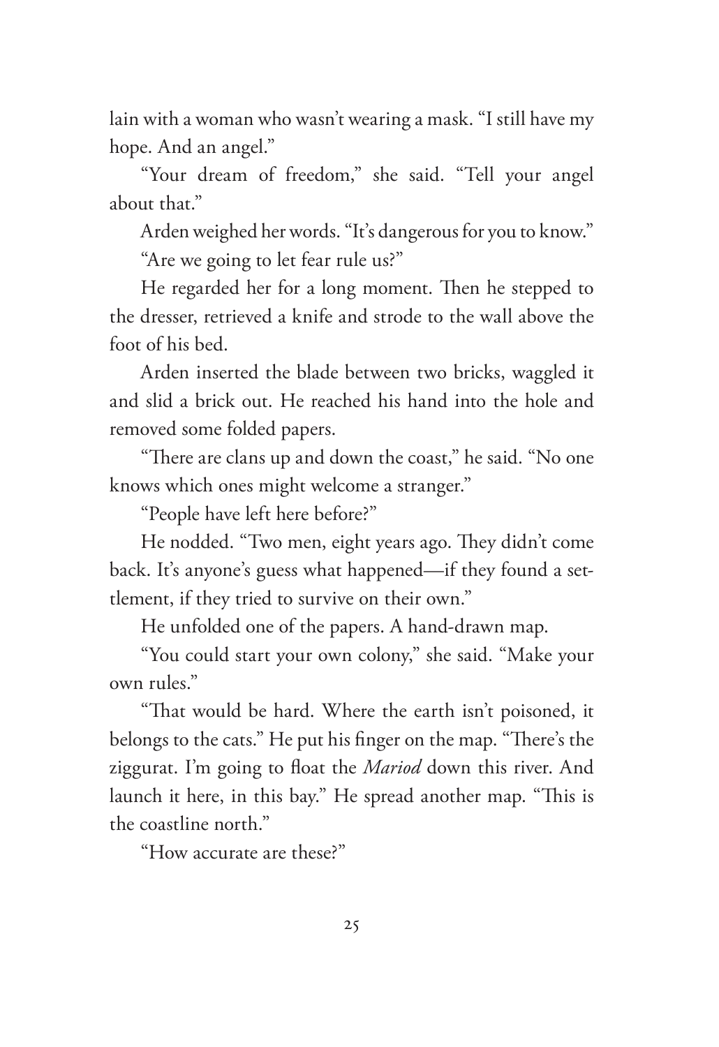lain with a woman who wasn't wearing a mask. "I still have my hope. And an angel."

"Your dream of freedom," she said. "Tell your angel about that."

Arden weighed her words. "It's dangerous for you to know."

"Are we going to let fear rule us?"

He regarded her for a long moment. Then he stepped to the dresser, retrieved a knife and strode to the wall above the foot of his bed.

Arden inserted the blade between two bricks, waggled it and slid a brick out. He reached his hand into the hole and removed some folded papers.

"There are clans up and down the coast," he said. "No one knows which ones might welcome a stranger."

"People have left here before?"

He nodded. "Two men, eight years ago. They didn't come back. It's anyone's guess what happened—if they found a settlement, if they tried to survive on their own."

He unfolded one of the papers. A hand-drawn map.

"You could start your own colony," she said. "Make your own rules."

"That would be hard. Where the earth isn't poisoned, it belongs to the cats." He put his finger on the map. "There's the ziggurat. I'm going to float the *Mariod* down this river. And launch it here, in this bay." He spread another map. "This is the coastline north."

"How accurate are these?"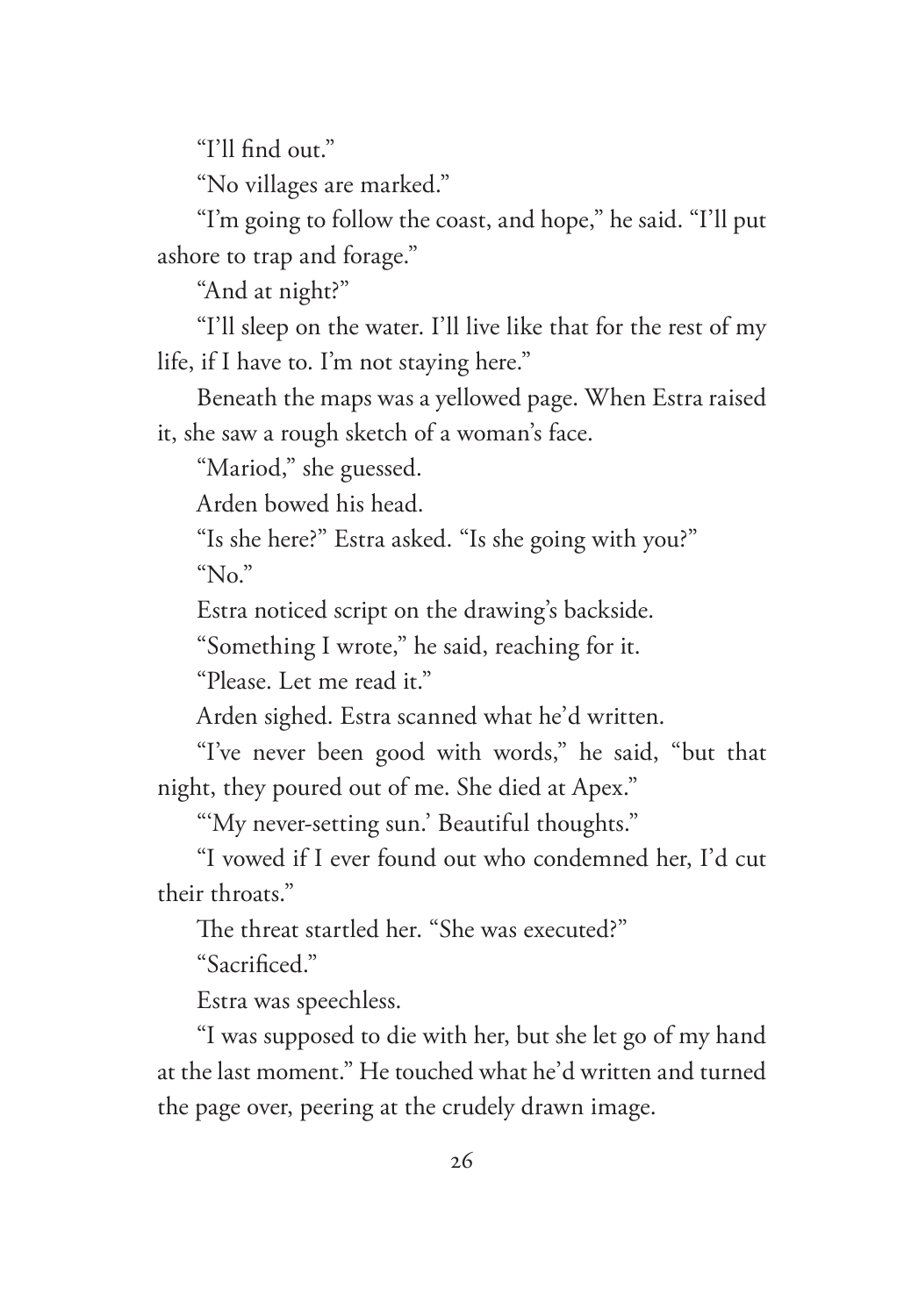"I'll find out."

"No villages are marked."

"I'm going to follow the coast, and hope," he said. "I'll put ashore to trap and forage."

"And at night?"

"I'll sleep on the water. I'll live like that for the rest of my life, if I have to. I'm not staying here."

Beneath the maps was a yellowed page. When Estra raised it, she saw a rough sketch of a woman's face.

"Mariod," she guessed.

Arden bowed his head.

"Is she here?" Estra asked. "Is she going with you?"

"No."

Estra noticed script on the drawing's backside.

"Something I wrote," he said, reaching for it.

"Please. Let me read it."

Arden sighed. Estra scanned what he'd written.

"I've never been good with words," he said, "but that night, they poured out of me. She died at Apex."

"'My never-setting sun.' Beautiful thoughts."

"I vowed if I ever found out who condemned her, I'd cut their throats."

The threat startled her. "She was executed?"

"Sacrificed."

Estra was speechless.

"I was supposed to die with her, but she let go of my hand at the last moment." He touched what he'd written and turned the page over, peering at the crudely drawn image.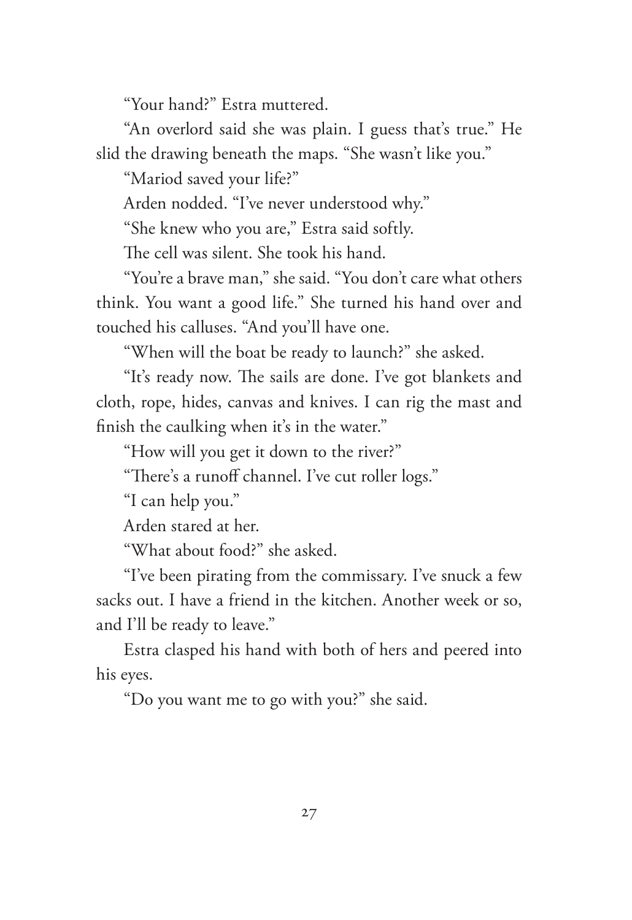"Your hand?" Estra muttered.

"An overlord said she was plain. I guess that's true." He slid the drawing beneath the maps. "She wasn't like you."

"Mariod saved your life?"

Arden nodded. "I've never understood why."

"She knew who you are," Estra said softly.

The cell was silent. She took his hand.

"You're a brave man," she said. "You don't care what others think. You want a good life." She turned his hand over and touched his calluses. "And you'll have one.

"When will the boat be ready to launch?" she asked.

"It's ready now. The sails are done. I've got blankets and cloth, rope, hides, canvas and knives. I can rig the mast and finish the caulking when it's in the water."

"How will you get it down to the river?"

"There's a runoff channel. I've cut roller logs."

"I can help you."

Arden stared at her.

"What about food?" she asked.

"I've been pirating from the commissary. I've snuck a few sacks out. I have a friend in the kitchen. Another week or so, and I'll be ready to leave."

Estra clasped his hand with both of hers and peered into his eyes.

"Do you want me to go with you?" she said.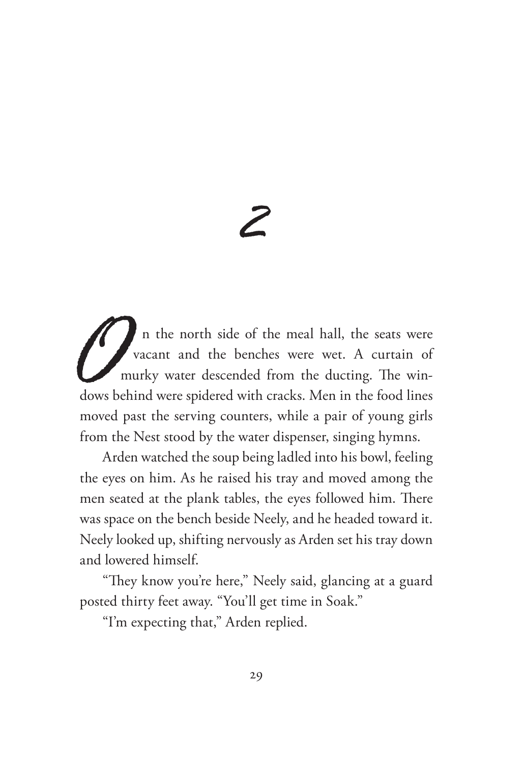# 2

On the north side of the meal hall, the seats were vacant and the benches were wet. A curtain of murky water descended from the ducting. The windows behind were spidered with cracks. Men in the food lines moved past the serving counters, while a pair of young girls from the Nest stood by the water dispenser, singing hymns.

Arden watched the soup being ladled into his bowl, feeling the eyes on him. As he raised his tray and moved among the men seated at the plank tables, the eyes followed him. There was space on the bench beside Neely, and he headed toward it. Neely looked up, shifting nervously as Arden set his tray down and lowered himself.

"They know you're here," Neely said, glancing at a guard posted thirty feet away. "You'll get time in Soak."

"I'm expecting that," Arden replied.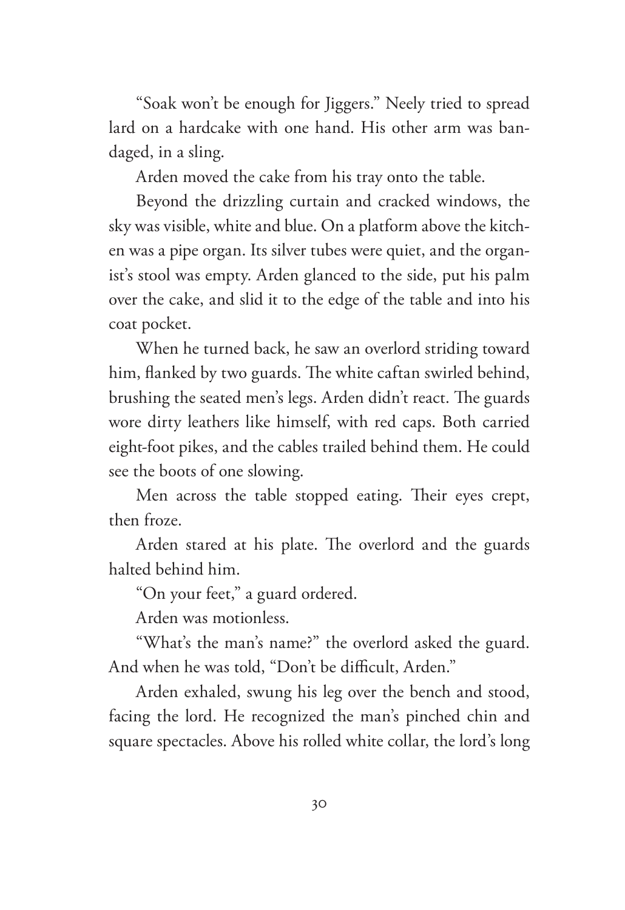"Soak won't be enough for Jiggers." Neely tried to spread lard on a hardcake with one hand. His other arm was bandaged, in a sling.

Arden moved the cake from his tray onto the table.

Beyond the drizzling curtain and cracked windows, the sky was visible, white and blue. On a platform above the kitchen was a pipe organ. Its silver tubes were quiet, and the organist's stool was empty. Arden glanced to the side, put his palm over the cake, and slid it to the edge of the table and into his coat pocket.

When he turned back, he saw an overlord striding toward him, flanked by two guards. The white caftan swirled behind, brushing the seated men's legs. Arden didn't react. The guards wore dirty leathers like himself, with red caps. Both carried eight-foot pikes, and the cables trailed behind them. He could see the boots of one slowing.

Men across the table stopped eating. Their eyes crept, then froze.

Arden stared at his plate. The overlord and the guards halted behind him.

"On your feet," a guard ordered.

Arden was motionless.

"What's the man's name?" the overlord asked the guard. And when he was told, "Don't be difficult, Arden."

Arden exhaled, swung his leg over the bench and stood, facing the lord. He recognized the man's pinched chin and square spectacles. Above his rolled white collar, the lord's long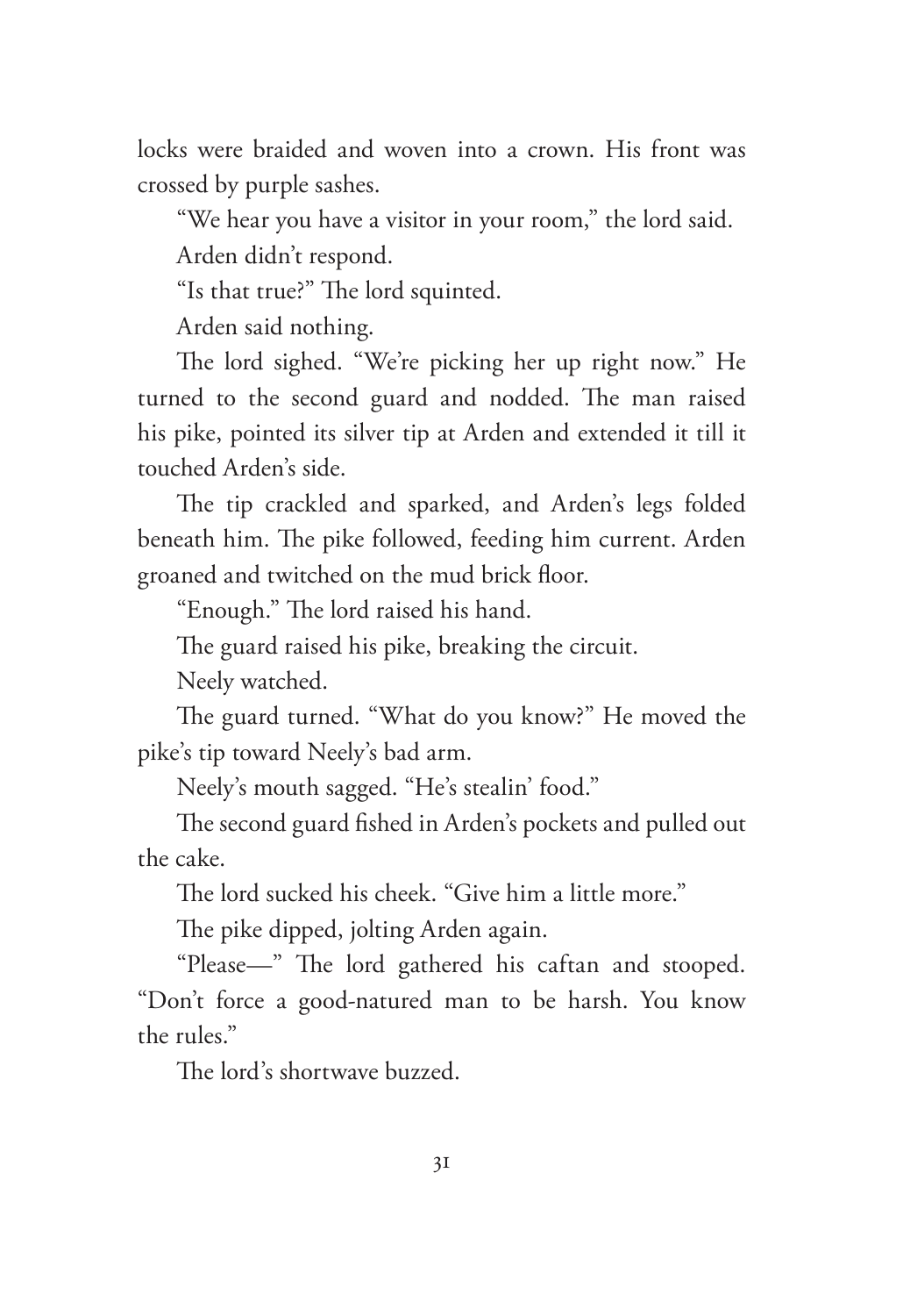locks were braided and woven into a crown. His front was crossed by purple sashes.

"We hear you have a visitor in your room," the lord said.

Arden didn't respond.

"Is that true?" The lord squinted.

Arden said nothing.

The lord sighed. "We're picking her up right now." He turned to the second guard and nodded. The man raised his pike, pointed its silver tip at Arden and extended it till it touched Arden's side.

The tip crackled and sparked, and Arden's legs folded beneath him. The pike followed, feeding him current. Arden groaned and twitched on the mud brick floor.

"Enough." The lord raised his hand.

The guard raised his pike, breaking the circuit.

Neely watched.

The guard turned. "What do you know?" He moved the pike's tip toward Neely's bad arm.

Neely's mouth sagged. "He's stealin' food."

The second guard fished in Arden's pockets and pulled out the cake.

The lord sucked his cheek. "Give him a little more."

The pike dipped, jolting Arden again.

"Please—" The lord gathered his caftan and stooped. "Don't force a good-natured man to be harsh. You know the rules."

The lord's shortwave buzzed.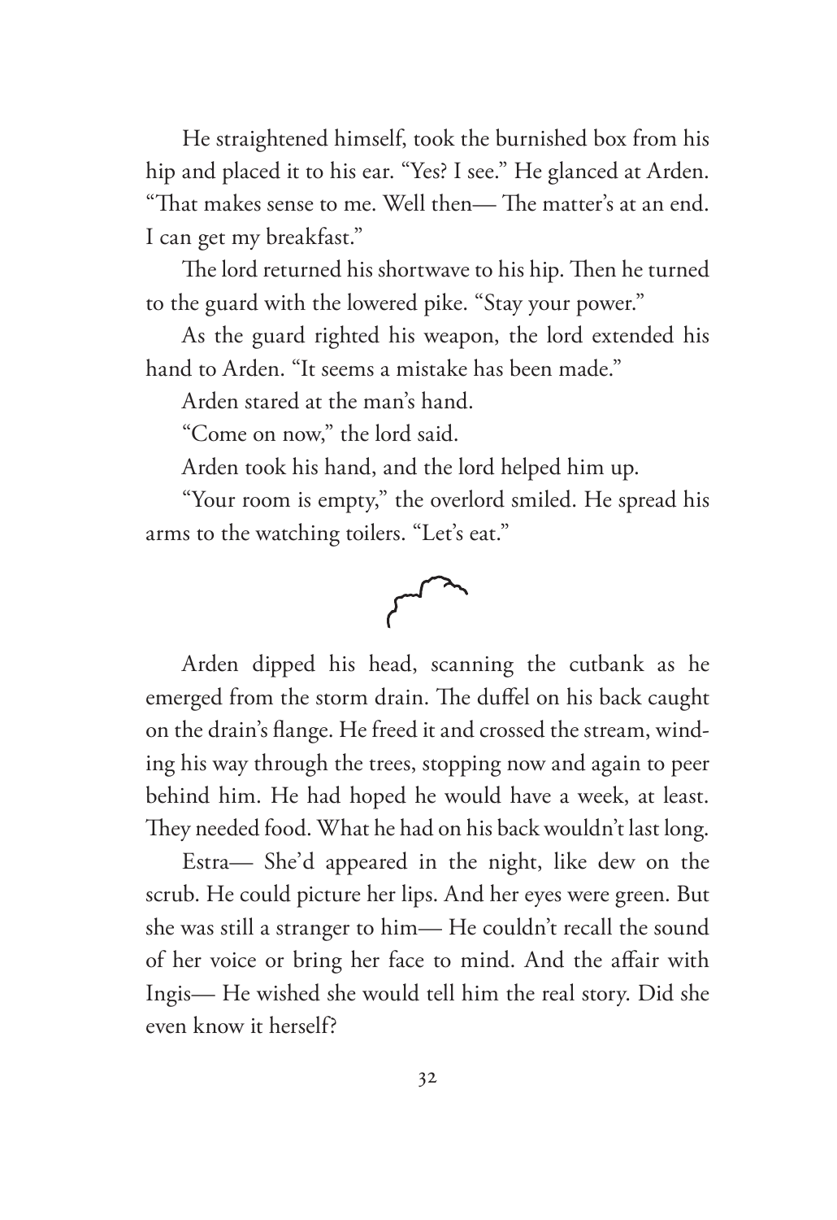He straightened himself, took the burnished box from his hip and placed it to his ear. "Yes? I see." He glanced at Arden. "That makes sense to me. Well then— The matter's at an end. I can get my breakfast."

The lord returned his shortwave to his hip. Then he turned to the guard with the lowered pike. "Stay your power."

As the guard righted his weapon, the lord extended his hand to Arden. "It seems a mistake has been made."

Arden stared at the man's hand.

"Come on now," the lord said.

Arden took his hand, and the lord helped him up.

"Your room is empty," the overlord smiled. He spread his arms to the watching toilers. "Let's eat."

Arden dipped his head, scanning the cutbank as he emerged from the storm drain. The duffel on his back caught on the drain's flange. He freed it and crossed the stream, winding his way through the trees, stopping now and again to peer behind him. He had hoped he would have a week, at least. They needed food. What he had on his back wouldn't last long.

Estra— She'd appeared in the night, like dew on the scrub. He could picture her lips. And her eyes were green. But she was still a stranger to him— He couldn't recall the sound of her voice or bring her face to mind. And the affair with Ingis— He wished she would tell him the real story. Did she even know it herself?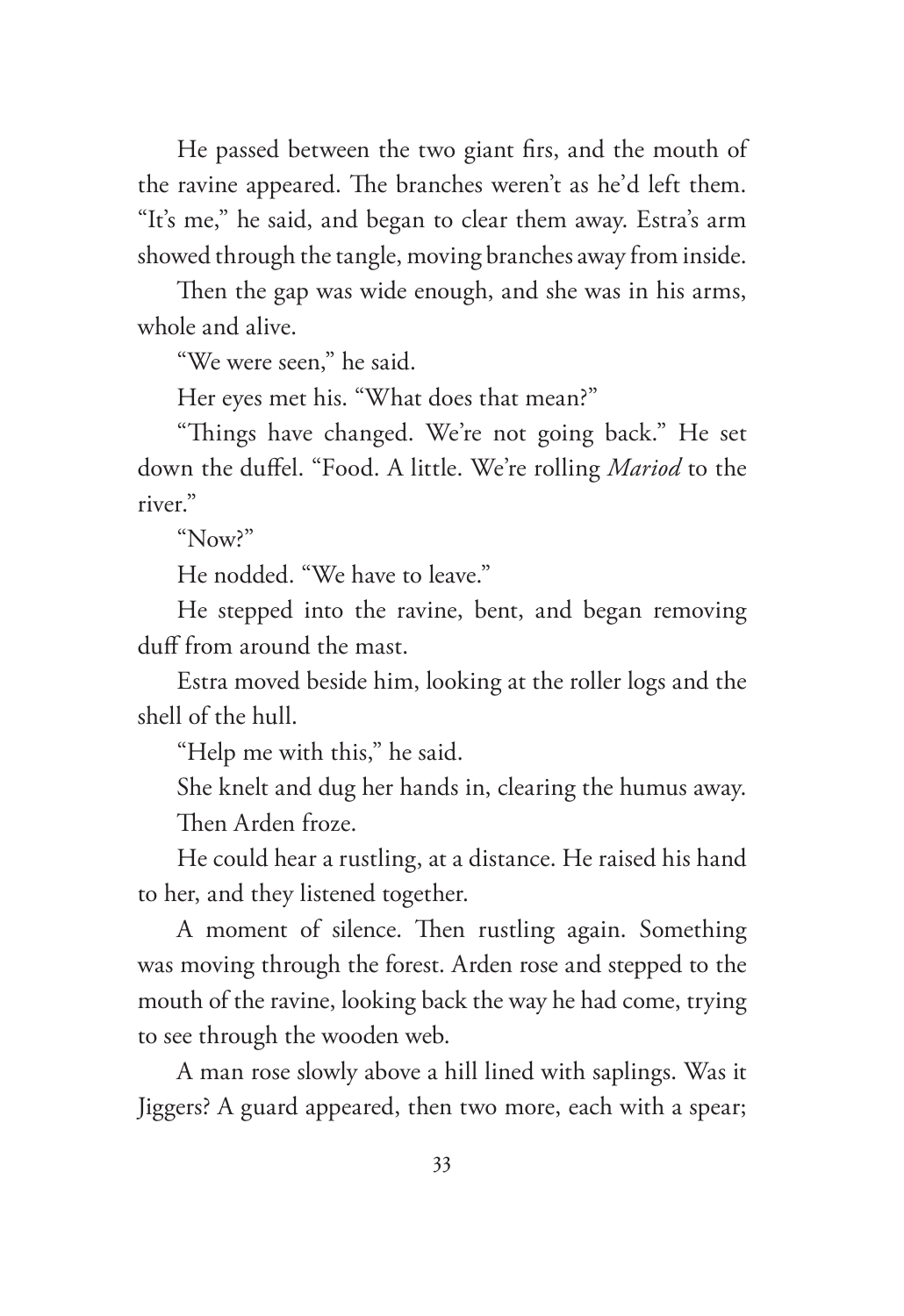He passed between the two giant firs, and the mouth of the ravine appeared. The branches weren't as he'd left them. "It's me," he said, and began to clear them away. Estra's arm showed through the tangle, moving branches away from inside.

Then the gap was wide enough, and she was in his arms, whole and alive.

"We were seen," he said.

Her eyes met his. "What does that mean?"

"Things have changed. We're not going back." He set down the duffel. "Food. A little. We're rolling *Mariod* to the river."

"Now?"

He nodded. "We have to leave."

He stepped into the ravine, bent, and began removing duff from around the mast.

Estra moved beside him, looking at the roller logs and the shell of the hull.

"Help me with this," he said.

She knelt and dug her hands in, clearing the humus away.

Then Arden froze.

He could hear a rustling, at a distance. He raised his hand to her, and they listened together.

A moment of silence. Then rustling again. Something was moving through the forest. Arden rose and stepped to the mouth of the ravine, looking back the way he had come, trying to see through the wooden web.

A man rose slowly above a hill lined with saplings. Was it Jiggers? A guard appeared, then two more, each with a spear;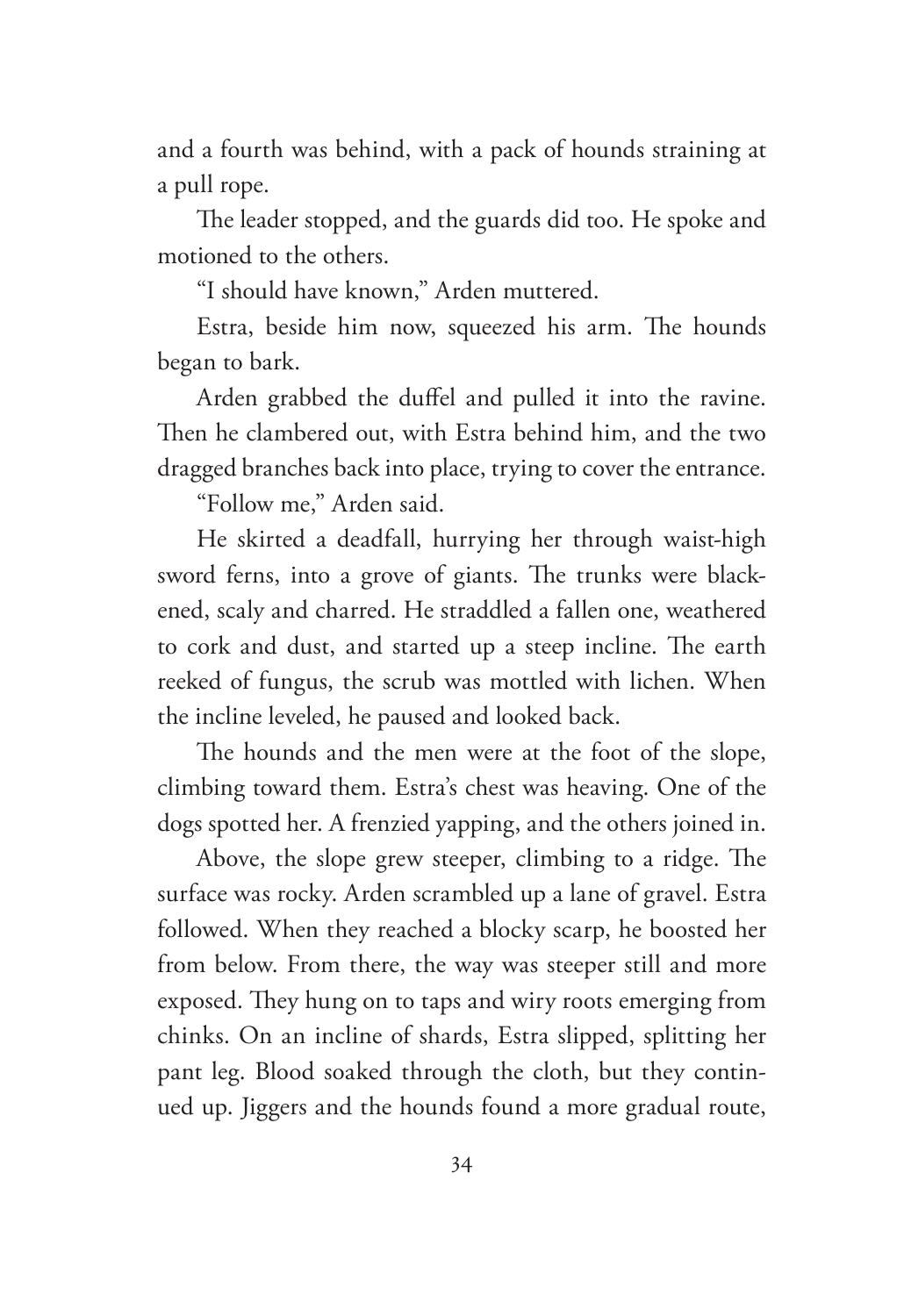and a fourth was behind, with a pack of hounds straining at a pull rope.

The leader stopped, and the guards did too. He spoke and motioned to the others.

"I should have known," Arden muttered.

Estra, beside him now, squeezed his arm. The hounds began to bark.

Arden grabbed the duffel and pulled it into the ravine. Then he clambered out, with Estra behind him, and the two dragged branches back into place, trying to cover the entrance.

"Follow me," Arden said.

He skirted a deadfall, hurrying her through waist-high sword ferns, into a grove of giants. The trunks were blackened, scaly and charred. He straddled a fallen one, weathered to cork and dust, and started up a steep incline. The earth reeked of fungus, the scrub was mottled with lichen. When the incline leveled, he paused and looked back.

The hounds and the men were at the foot of the slope, climbing toward them. Estra's chest was heaving. One of the dogs spotted her. A frenzied yapping, and the others joined in.

Above, the slope grew steeper, climbing to a ridge. The surface was rocky. Arden scrambled up a lane of gravel. Estra followed. When they reached a blocky scarp, he boosted her from below. From there, the way was steeper still and more exposed. They hung on to taps and wiry roots emerging from chinks. On an incline of shards, Estra slipped, splitting her pant leg. Blood soaked through the cloth, but they continued up. Jiggers and the hounds found a more gradual route,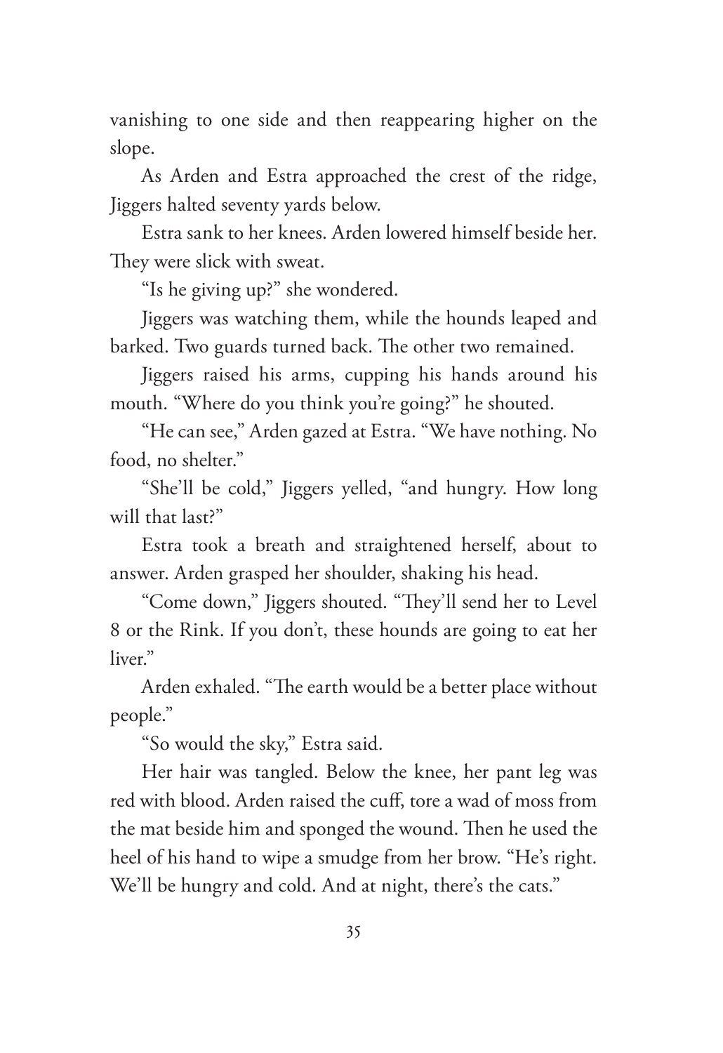vanishing to one side and then reappearing higher on the slope.

As Arden and Estra approached the crest of the ridge, Jiggers halted seventy yards below.

Estra sank to her knees. Arden lowered himself beside her. They were slick with sweat.

"Is he giving up?" she wondered.

Jiggers was watching them, while the hounds leaped and barked. Two guards turned back. The other two remained.

Jiggers raised his arms, cupping his hands around his mouth. "Where do you think you're going?" he shouted.

"He can see," Arden gazed at Estra. "We have nothing. No food, no shelter."

"She'll be cold," Jiggers yelled, "and hungry. How long will that last?"

Estra took a breath and straightened herself, about to answer. Arden grasped her shoulder, shaking his head.

"Come down," Jiggers shouted. "They'll send her to Level 8 or the Rink. If you don't, these hounds are going to eat her liver."

Arden exhaled. "The earth would be a better place without people."

"So would the sky," Estra said.

Her hair was tangled. Below the knee, her pant leg was red with blood. Arden raised the cuff, tore a wad of moss from the mat beside him and sponged the wound. Then he used the heel of his hand to wipe a smudge from her brow. "He's right. We'll be hungry and cold. And at night, there's the cats."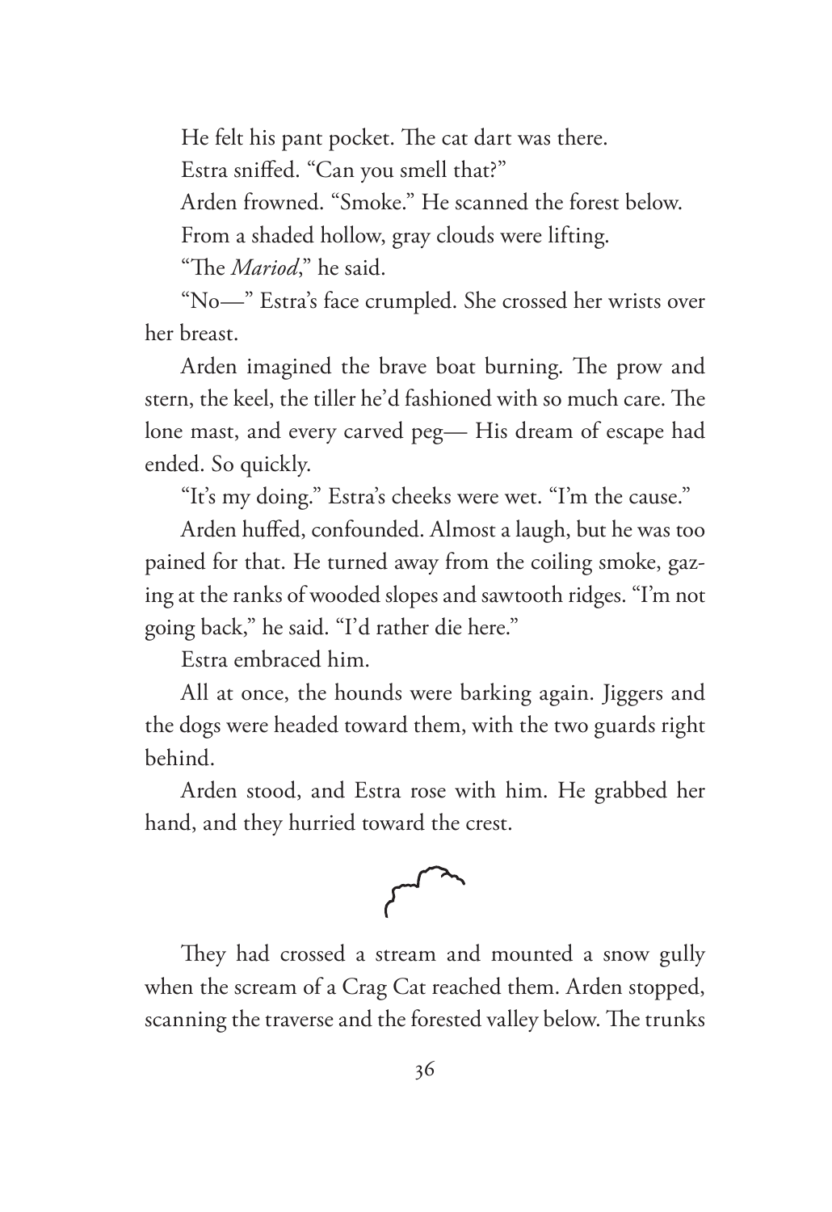He felt his pant pocket. The cat dart was there.

Estra sniffed. "Can you smell that?"

Arden frowned. "Smoke." He scanned the forest below.

From a shaded hollow, gray clouds were lifting.

"The *Mariod*," he said.

"No—" Estra's face crumpled. She crossed her wrists over her breast.

Arden imagined the brave boat burning. The prow and stern, the keel, the tiller he'd fashioned with so much care. The lone mast, and every carved peg— His dream of escape had ended. So quickly.

"It's my doing." Estra's cheeks were wet. "I'm the cause."

Arden huffed, confounded. Almost a laugh, but he was too pained for that. He turned away from the coiling smoke, gazing at the ranks of wooded slopes and sawtooth ridges. "I'm not going back," he said. "I'd rather die here."

Estra embraced him.

All at once, the hounds were barking again. Jiggers and the dogs were headed toward them, with the two guards right behind.

Arden stood, and Estra rose with him. He grabbed her hand, and they hurried toward the crest.

They had crossed a stream and mounted a snow gully when the scream of a Crag Cat reached them. Arden stopped, scanning the traverse and the forested valley below. The trunks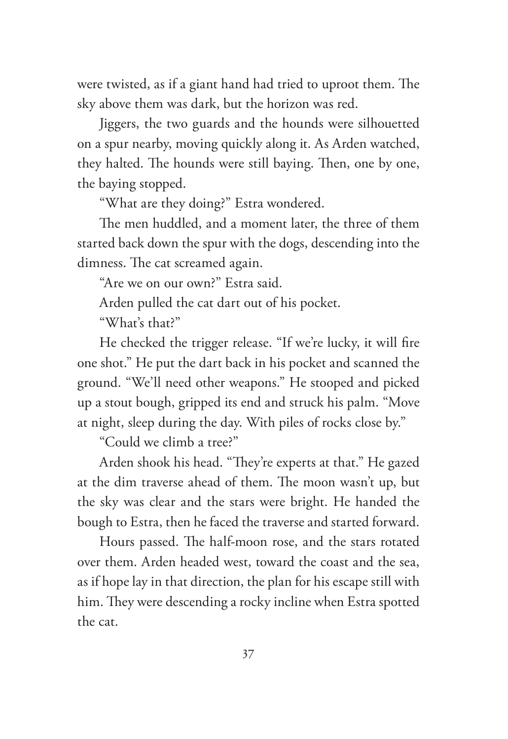were twisted, as if a giant hand had tried to uproot them. The sky above them was dark, but the horizon was red.

Jiggers, the two guards and the hounds were silhouetted on a spur nearby, moving quickly along it. As Arden watched, they halted. The hounds were still baying. Then, one by one, the baying stopped.

"What are they doing?" Estra wondered.

The men huddled, and a moment later, the three of them started back down the spur with the dogs, descending into the dimness. The cat screamed again.

"Are we on our own?" Estra said.

Arden pulled the cat dart out of his pocket.

"What's that?"

He checked the trigger release. "If we're lucky, it will fire one shot." He put the dart back in his pocket and scanned the ground. "We'll need other weapons." He stooped and picked up a stout bough, gripped its end and struck his palm. "Move at night, sleep during the day. With piles of rocks close by."

"Could we climb a tree?"

Arden shook his head. "They're experts at that." He gazed at the dim traverse ahead of them. The moon wasn't up, but the sky was clear and the stars were bright. He handed the bough to Estra, then he faced the traverse and started forward.

Hours passed. The half-moon rose, and the stars rotated over them. Arden headed west, toward the coast and the sea, as if hope lay in that direction, the plan for his escape still with him. They were descending a rocky incline when Estra spotted the cat.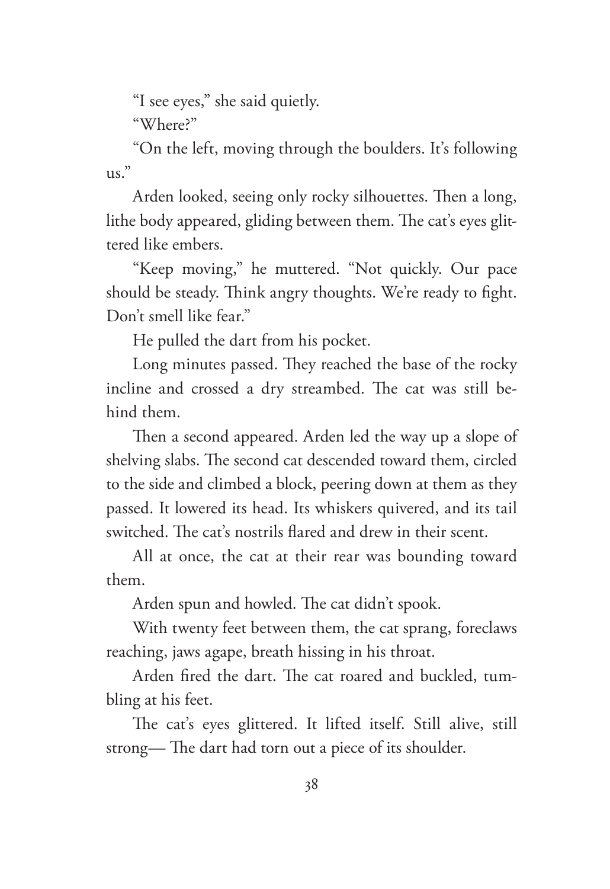"I see eyes," she said quietly.

"Where?"

"On the left, moving through the boulders. It's following us."

Arden looked, seeing only rocky silhouettes. Then a long, lithe body appeared, gliding between them. The cat's eyes glittered like embers.

"Keep moving," he muttered. "Not quickly. Our pace should be steady. Think angry thoughts. We're ready to fight. Don't smell like fear."

He pulled the dart from his pocket.

Long minutes passed. They reached the base of the rocky incline and crossed a dry streambed. The cat was still behind them.

Then a second appeared. Arden led the way up a slope of shelving slabs. The second cat descended toward them, circled to the side and climbed a block, peering down at them as they passed. It lowered its head. Its whiskers quivered, and its tail switched. The cat's nostrils flared and drew in their scent.

All at once, the cat at their rear was bounding toward them.

Arden spun and howled. The cat didn't spook.

With twenty feet between them, the cat sprang, foreclaws reaching, jaws agape, breath hissing in his throat.

Arden fired the dart. The cat roared and buckled, tumbling at his feet.

The cat's eyes glittered. It lifted itself. Still alive, still strong— The dart had torn out a piece of its shoulder.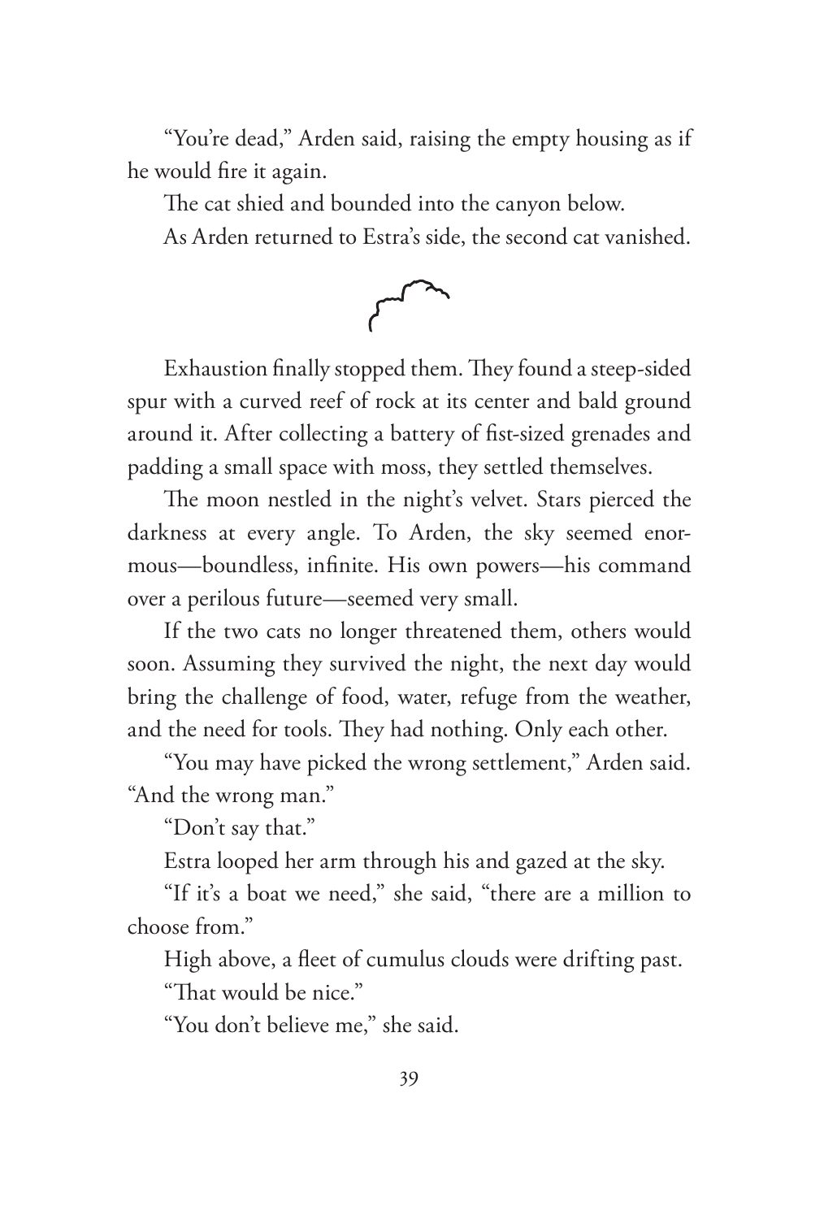"You're dead," Arden said, raising the empty housing as if he would fire it again.

The cat shied and bounded into the canyon below.

As Arden returned to Estra's side, the second cat vanished.

Exhaustion finally stopped them. They found a steep-sided spur with a curved reef of rock at its center and bald ground around it. After collecting a battery of fist-sized grenades and padding a small space with moss, they settled themselves.

The moon nestled in the night's velvet. Stars pierced the darkness at every angle. To Arden, the sky seemed enormous—boundless, infinite. His own powers—his command over a perilous future—seemed very small.

If the two cats no longer threatened them, others would soon. Assuming they survived the night, the next day would bring the challenge of food, water, refuge from the weather, and the need for tools. They had nothing. Only each other.

"You may have picked the wrong settlement," Arden said. "And the wrong man."

"Don't say that."

Estra looped her arm through his and gazed at the sky.

"If it's a boat we need," she said, "there are a million to choose from."

High above, a fleet of cumulus clouds were drifting past.

"That would be nice."

"You don't believe me," she said.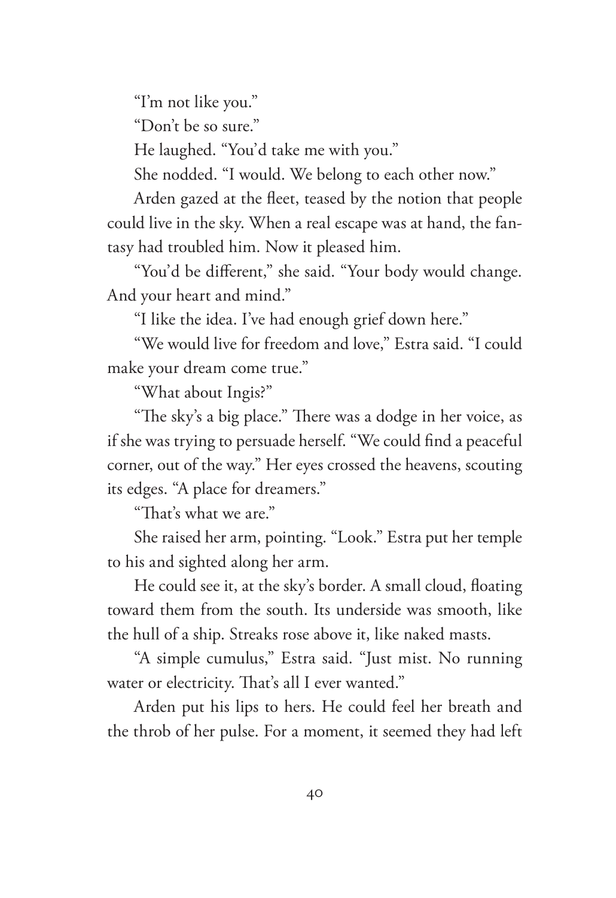"I'm not like you."

"Don't be so sure."

He laughed. "You'd take me with you."

She nodded. "I would. We belong to each other now."

Arden gazed at the fleet, teased by the notion that people could live in the sky. When a real escape was at hand, the fantasy had troubled him. Now it pleased him.

"You'd be different," she said. "Your body would change. And your heart and mind."

"I like the idea. I've had enough grief down here."

"We would live for freedom and love," Estra said. "I could make your dream come true."

"What about Ingis?"

"The sky's a big place." There was a dodge in her voice, as if she was trying to persuade herself. "We could find a peaceful corner, out of the way." Her eyes crossed the heavens, scouting its edges. "A place for dreamers."

"That's what we are."

She raised her arm, pointing. "Look." Estra put her temple to his and sighted along her arm.

He could see it, at the sky's border. A small cloud, floating toward them from the south. Its underside was smooth, like the hull of a ship. Streaks rose above it, like naked masts.

"A simple cumulus," Estra said. "Just mist. No running water or electricity. That's all I ever wanted."

Arden put his lips to hers. He could feel her breath and the throb of her pulse. For a moment, it seemed they had left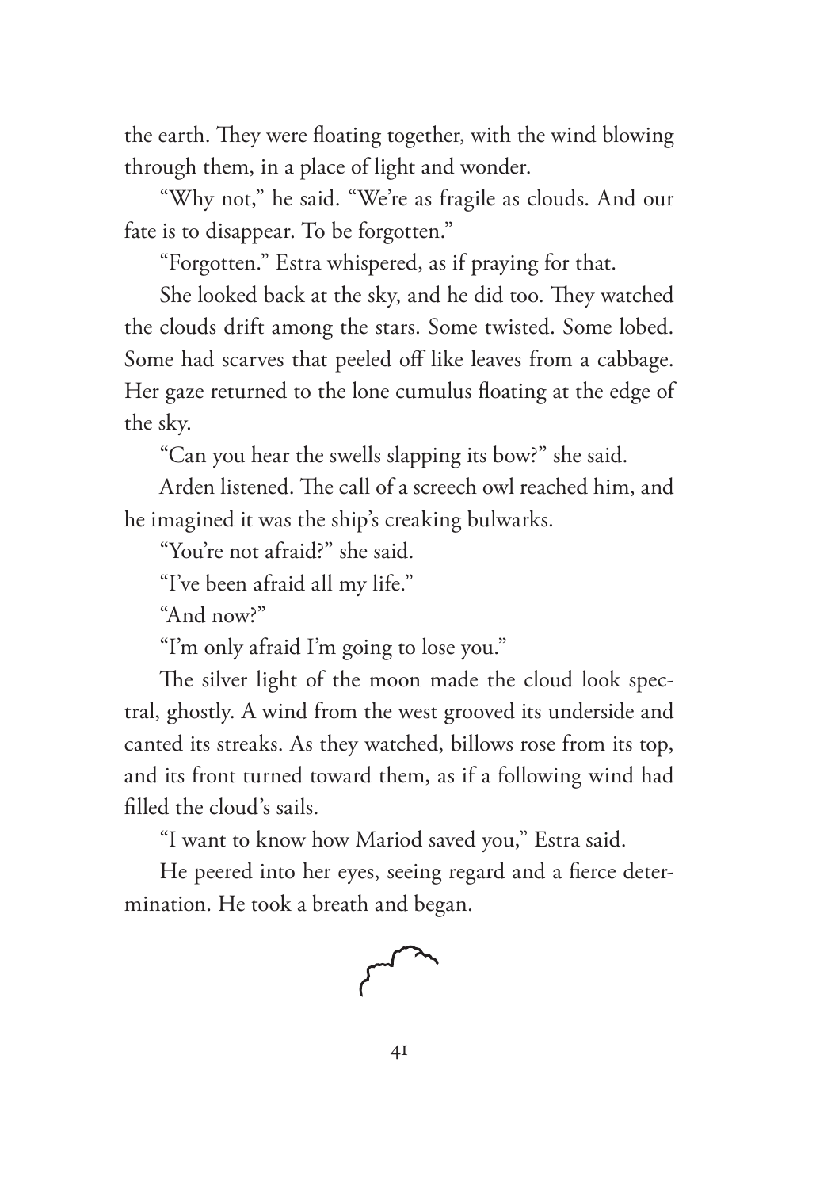the earth. They were floating together, with the wind blowing through them, in a place of light and wonder.

"Why not," he said. "We're as fragile as clouds. And our fate is to disappear. To be forgotten."

"Forgotten." Estra whispered, as if praying for that.

She looked back at the sky, and he did too. They watched the clouds drift among the stars. Some twisted. Some lobed. Some had scarves that peeled off like leaves from a cabbage. Her gaze returned to the lone cumulus floating at the edge of the sky.

"Can you hear the swells slapping its bow?" she said.

Arden listened. The call of a screech owl reached him, and he imagined it was the ship's creaking bulwarks.

"You're not afraid?" she said.

"I've been afraid all my life."

"And now?"

"I'm only afraid I'm going to lose you."

The silver light of the moon made the cloud look spectral, ghostly. A wind from the west grooved its underside and canted its streaks. As they watched, billows rose from its top, and its front turned toward them, as if a following wind had filled the cloud's sails.

"I want to know how Mariod saved you," Estra said.

He peered into her eyes, seeing regard and a fierce determination. He took a breath and began.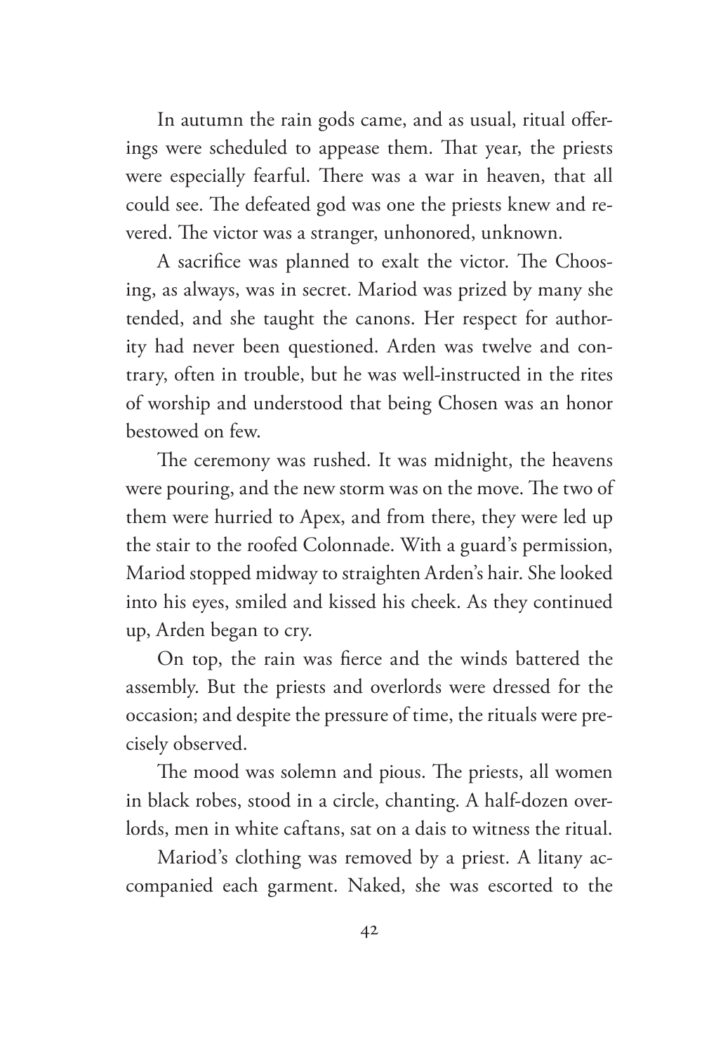In autumn the rain gods came, and as usual, ritual offerings were scheduled to appease them. That year, the priests were especially fearful. There was a war in heaven, that all could see. The defeated god was one the priests knew and revered. The victor was a stranger, unhonored, unknown.

A sacrifice was planned to exalt the victor. The Choosing, as always, was in secret. Mariod was prized by many she tended, and she taught the canons. Her respect for authority had never been questioned. Arden was twelve and contrary, often in trouble, but he was well-instructed in the rites of worship and understood that being Chosen was an honor bestowed on few.

The ceremony was rushed. It was midnight, the heavens were pouring, and the new storm was on the move. The two of them were hurried to Apex, and from there, they were led up the stair to the roofed Colonnade. With a guard's permission, Mariod stopped midway to straighten Arden's hair. She looked into his eyes, smiled and kissed his cheek. As they continued up, Arden began to cry.

On top, the rain was fierce and the winds battered the assembly. But the priests and overlords were dressed for the occasion; and despite the pressure of time, the rituals were precisely observed.

The mood was solemn and pious. The priests, all women in black robes, stood in a circle, chanting. A half-dozen overlords, men in white caftans, sat on a dais to witness the ritual.

Mariod's clothing was removed by a priest. A litany accompanied each garment. Naked, she was escorted to the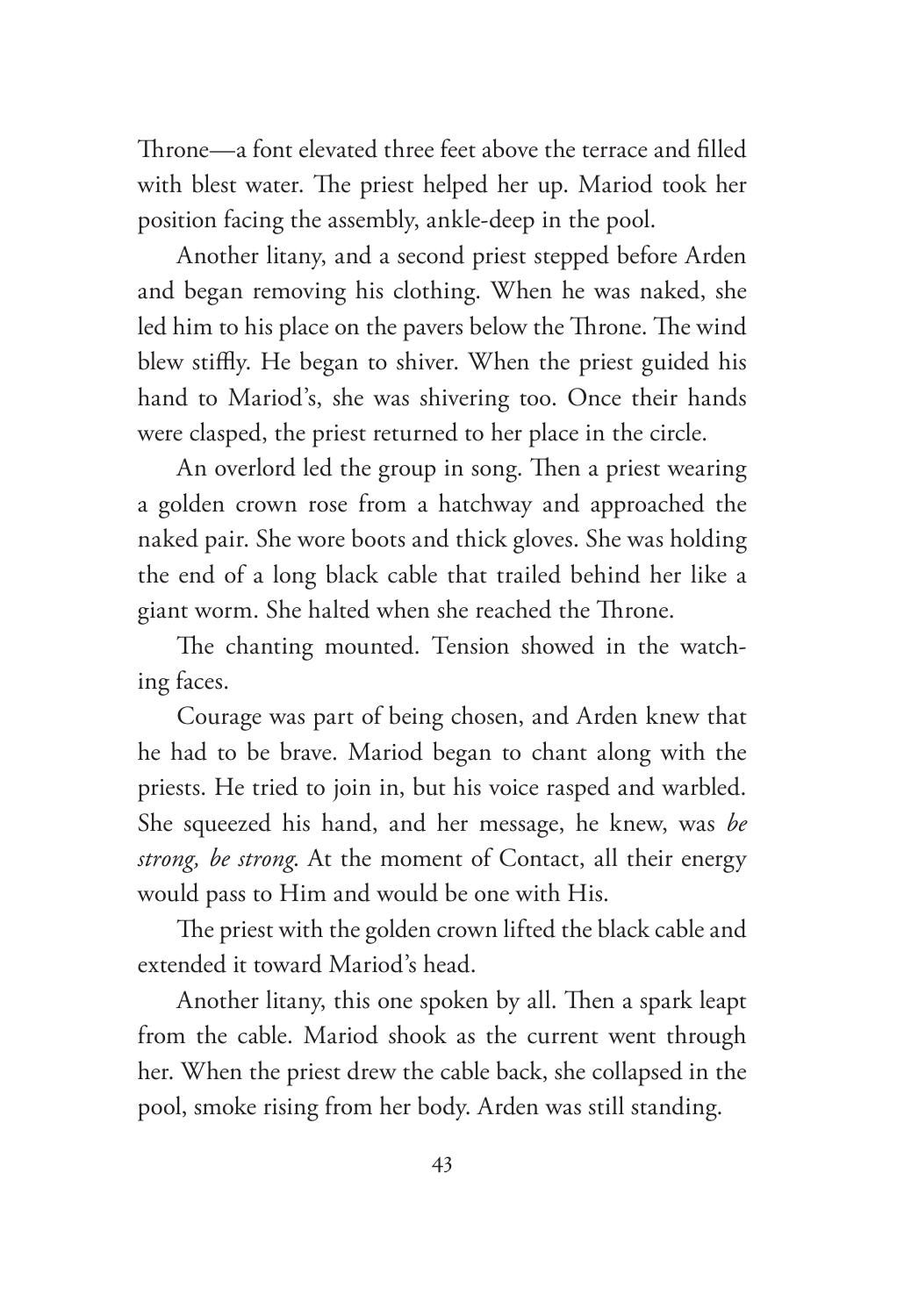Throne—a font elevated three feet above the terrace and filled with blest water. The priest helped her up. Mariod took her position facing the assembly, ankle-deep in the pool.

Another litany, and a second priest stepped before Arden and began removing his clothing. When he was naked, she led him to his place on the pavers below the Throne. The wind blew stiffly. He began to shiver. When the priest guided his hand to Mariod's, she was shivering too. Once their hands were clasped, the priest returned to her place in the circle.

An overlord led the group in song. Then a priest wearing a golden crown rose from a hatchway and approached the naked pair. She wore boots and thick gloves. She was holding the end of a long black cable that trailed behind her like a giant worm. She halted when she reached the Throne.

The chanting mounted. Tension showed in the watching faces.

Courage was part of being chosen, and Arden knew that he had to be brave. Mariod began to chant along with the priests. He tried to join in, but his voice rasped and warbled. She squeezed his hand, and her message, he knew, was *be strong, be strong*. At the moment of Contact, all their energy would pass to Him and would be one with His.

The priest with the golden crown lifted the black cable and extended it toward Mariod's head.

Another litany, this one spoken by all. Then a spark leapt from the cable. Mariod shook as the current went through her. When the priest drew the cable back, she collapsed in the pool, smoke rising from her body. Arden was still standing.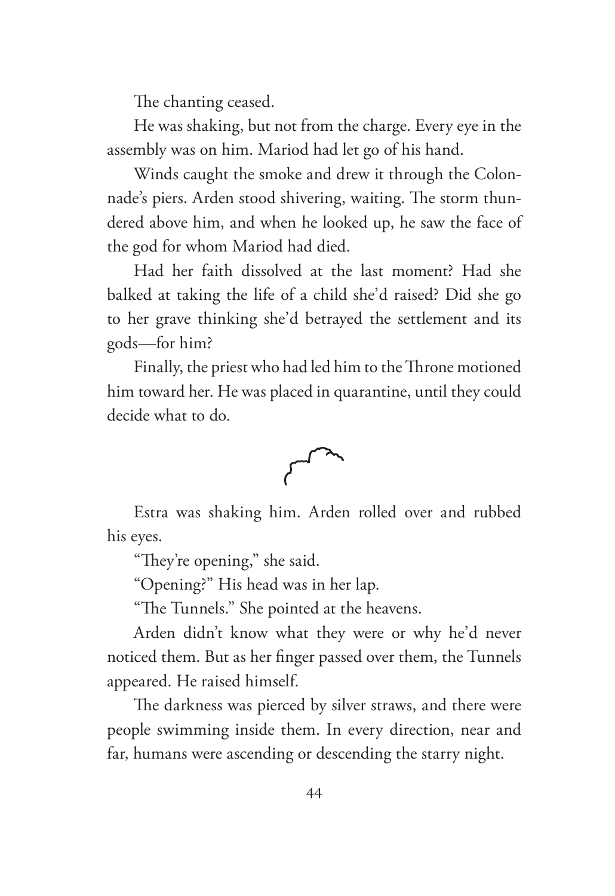The chanting ceased.

He was shaking, but not from the charge. Every eye in the assembly was on him. Mariod had let go of his hand.

Winds caught the smoke and drew it through the Colonnade's piers. Arden stood shivering, waiting. The storm thundered above him, and when he looked up, he saw the face of the god for whom Mariod had died.

Had her faith dissolved at the last moment? Had she balked at taking the life of a child she'd raised? Did she go to her grave thinking she'd betrayed the settlement and its gods—for him?

Finally, the priest who had led him to the Throne motioned him toward her. He was placed in quarantine, until they could decide what to do.

Estra was shaking him. Arden rolled over and rubbed his eyes.

"They're opening," she said.

"Opening?" His head was in her lap.

"The Tunnels." She pointed at the heavens.

Arden didn't know what they were or why he'd never noticed them. But as her finger passed over them, the Tunnels appeared. He raised himself.

The darkness was pierced by silver straws, and there were people swimming inside them. In every direction, near and far, humans were ascending or descending the starry night.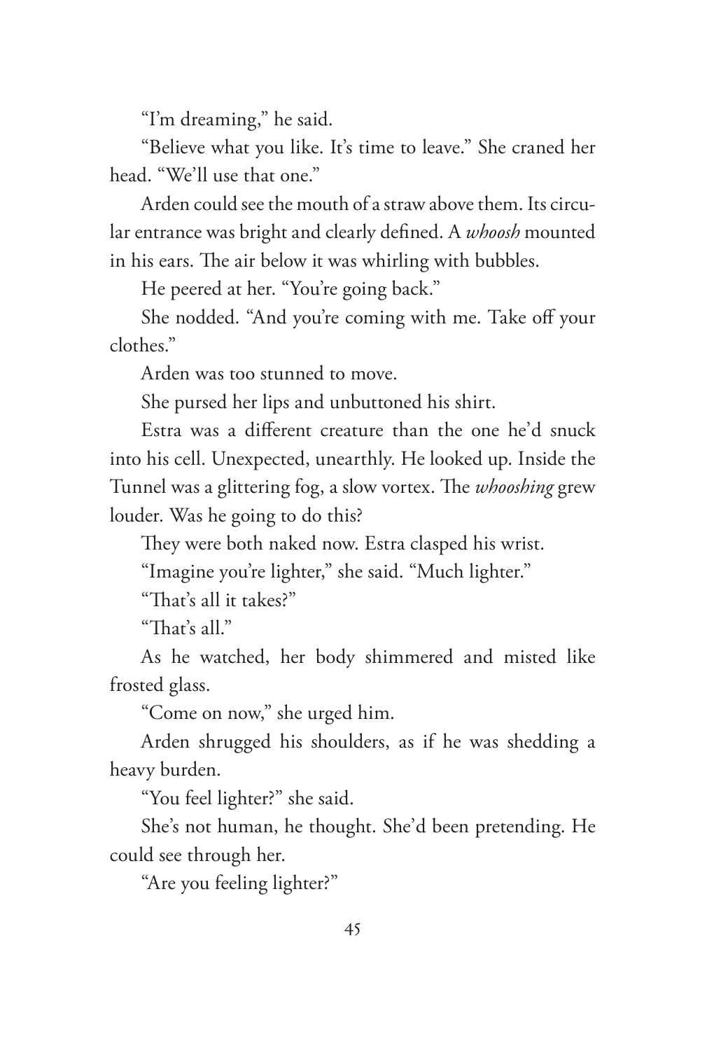"I'm dreaming," he said.

"Believe what you like. It's time to leave." She craned her head. "We'll use that one."

Arden could see the mouth of a straw above them. Its circular entrance was bright and clearly defined. A *whoosh* mounted in his ears. The air below it was whirling with bubbles.

He peered at her. "You're going back."

She nodded. "And you're coming with me. Take off your clothes."

Arden was too stunned to move.

She pursed her lips and unbuttoned his shirt.

Estra was a different creature than the one he'd snuck into his cell. Unexpected, unearthly. He looked up. Inside the Tunnel was a glittering fog, a slow vortex. The *whooshing* grew louder. Was he going to do this?

They were both naked now. Estra clasped his wrist.

"Imagine you're lighter," she said. "Much lighter."

"That's all it takes?"

"That's all."

As he watched, her body shimmered and misted like frosted glass.

"Come on now," she urged him.

Arden shrugged his shoulders, as if he was shedding a heavy burden.

"You feel lighter?" she said.

She's not human, he thought. She'd been pretending. He could see through her.

"Are you feeling lighter?"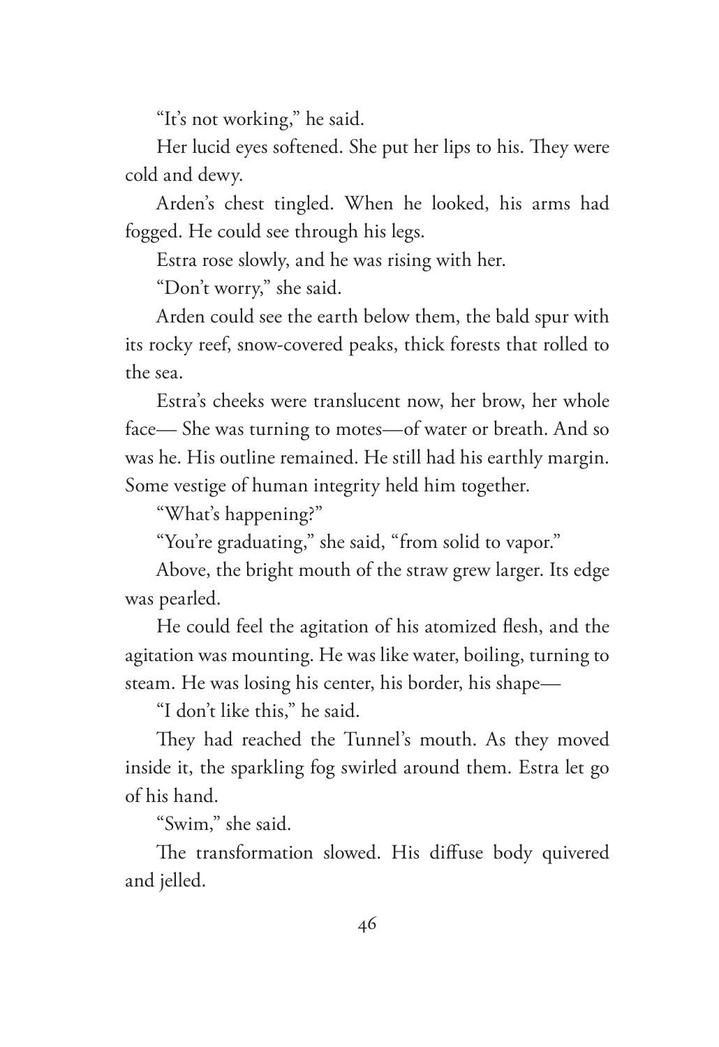"It's not working," he said.

Her lucid eyes softened. She put her lips to his. They were cold and dewy.

Arden's chest tingled. When he looked, his arms had fogged. He could see through his legs.

Estra rose slowly, and he was rising with her.

"Don't worry," she said.

Arden could see the earth below them, the bald spur with its rocky reef, snow-covered peaks, thick forests that rolled to the sea.

Estra's cheeks were translucent now, her brow, her whole face— She was turning to motes—of water or breath. And so was he. His outline remained. He still had his earthly margin. Some vestige of human integrity held him together.

"What's happening?"

"You're graduating," she said, "from solid to vapor."

Above, the bright mouth of the straw grew larger. Its edge was pearled.

He could feel the agitation of his atomized flesh, and the agitation was mounting. He was like water, boiling, turning to steam. He was losing his center, his border, his shape—

"I don't like this," he said.

They had reached the Tunnel's mouth. As they moved inside it, the sparkling fog swirled around them. Estra let go of his hand.

"Swim," she said.

The transformation slowed. His diffuse body quivered and jelled.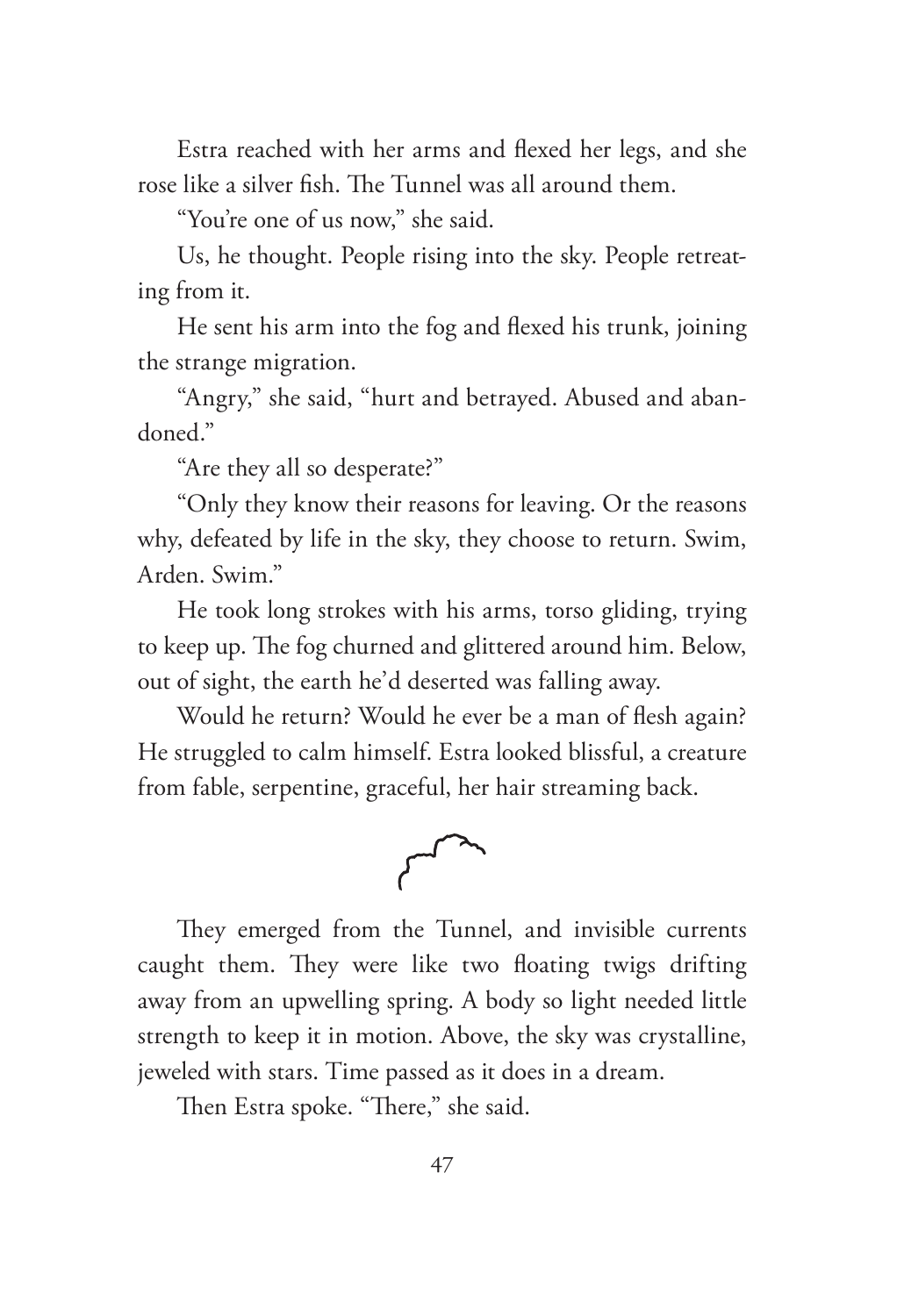Estra reached with her arms and flexed her legs, and she rose like a silver fish. The Tunnel was all around them.

"You're one of us now," she said.

Us, he thought. People rising into the sky. People retreating from it.

He sent his arm into the fog and flexed his trunk, joining the strange migration.

"Angry," she said, "hurt and betrayed. Abused and abandoned."

"Are they all so desperate?"

"Only they know their reasons for leaving. Or the reasons why, defeated by life in the sky, they choose to return. Swim, Arden. Swim."

He took long strokes with his arms, torso gliding, trying to keep up. The fog churned and glittered around him. Below, out of sight, the earth he'd deserted was falling away.

Would he return? Would he ever be a man of flesh again? He struggled to calm himself. Estra looked blissful, a creature from fable, serpentine, graceful, her hair streaming back.

They emerged from the Tunnel, and invisible currents caught them. They were like two floating twigs drifting away from an upwelling spring. A body so light needed little strength to keep it in motion. Above, the sky was crystalline, jeweled with stars. Time passed as it does in a dream.

Then Estra spoke. "There," she said.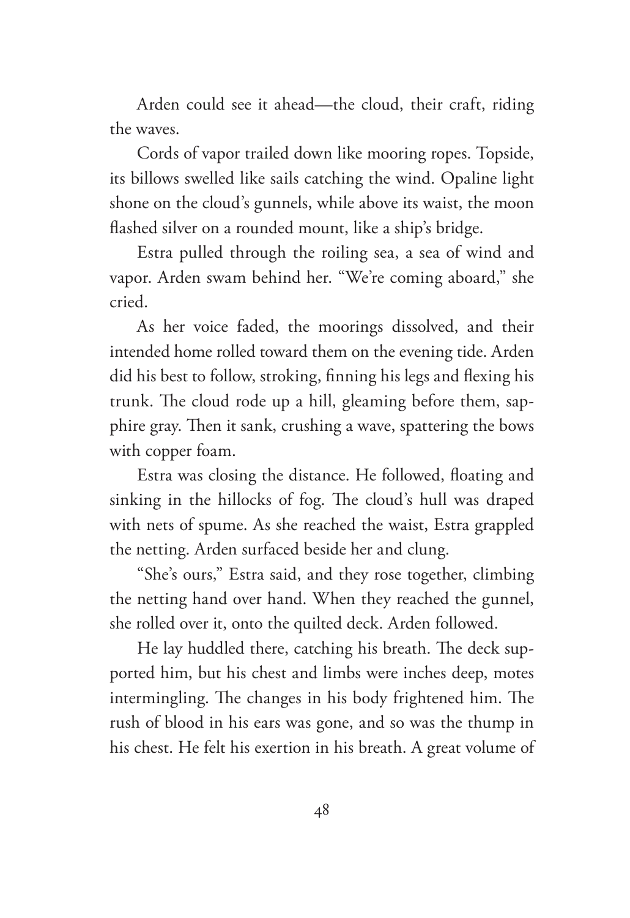Arden could see it ahead—the cloud, their craft, riding the waves.

Cords of vapor trailed down like mooring ropes. Topside, its billows swelled like sails catching the wind. Opaline light shone on the cloud's gunnels, while above its waist, the moon flashed silver on a rounded mount, like a ship's bridge.

Estra pulled through the roiling sea, a sea of wind and vapor. Arden swam behind her. "We're coming aboard," she cried.

As her voice faded, the moorings dissolved, and their intended home rolled toward them on the evening tide. Arden did his best to follow, stroking, finning his legs and flexing his trunk. The cloud rode up a hill, gleaming before them, sapphire gray. Then it sank, crushing a wave, spattering the bows with copper foam.

Estra was closing the distance. He followed, floating and sinking in the hillocks of fog. The cloud's hull was draped with nets of spume. As she reached the waist, Estra grappled the netting. Arden surfaced beside her and clung.

"She's ours," Estra said, and they rose together, climbing the netting hand over hand. When they reached the gunnel, she rolled over it, onto the quilted deck. Arden followed.

He lay huddled there, catching his breath. The deck supported him, but his chest and limbs were inches deep, motes intermingling. The changes in his body frightened him. The rush of blood in his ears was gone, and so was the thump in his chest. He felt his exertion in his breath. A great volume of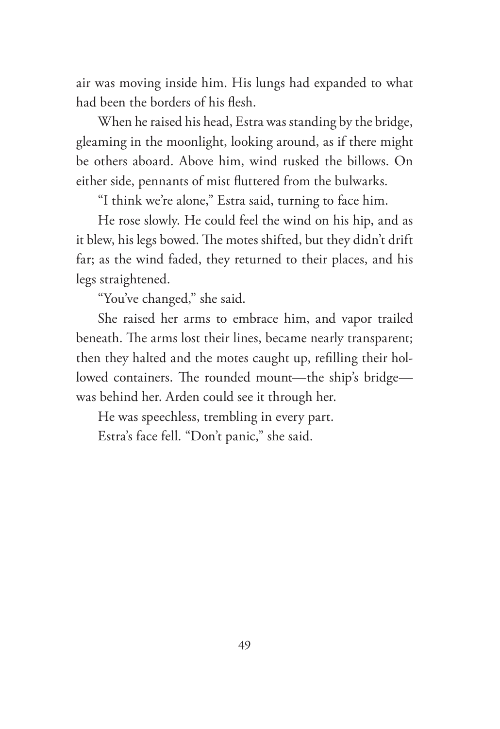air was moving inside him. His lungs had expanded to what had been the borders of his flesh.

When he raised his head, Estra was standing by the bridge, gleaming in the moonlight, looking around, as if there might be others aboard. Above him, wind rusked the billows. On either side, pennants of mist fluttered from the bulwarks.

"I think we're alone," Estra said, turning to face him.

He rose slowly. He could feel the wind on his hip, and as it blew, his legs bowed. The motes shifted, but they didn't drift far; as the wind faded, they returned to their places, and his legs straightened.

"You've changed," she said.

She raised her arms to embrace him, and vapor trailed beneath. The arms lost their lines, became nearly transparent; then they halted and the motes caught up, refilling their hollowed containers. The rounded mount—the ship's bridge—was behind her. Arden could see it through her.

He was speechless, trembling in every part.

Estra's face fell. "Don't panic," she said.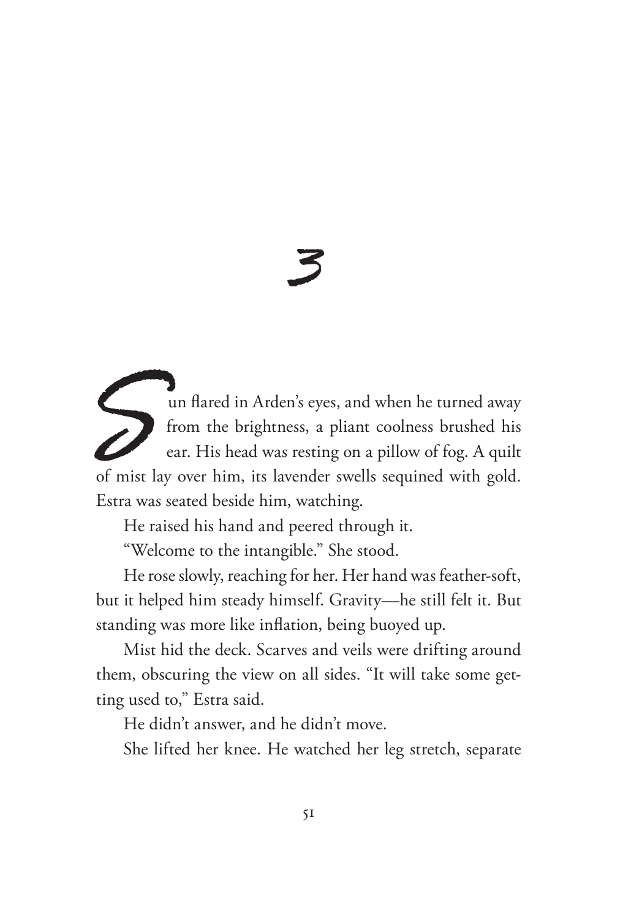# 3

Sun flared in Arden's eyes, and when he turned away from the brightness, a pliant coolness brushed his ear. His head was resting on a pillow of fog. A quilt of mist lay over him, its lavender swells sequined with gold. Estra was seated beside him, watching.

He raised his hand and peered through it.

"Welcome to the intangible." She stood.

He rose slowly, reaching for her. Her hand was feather-soft, but it helped him steady himself. Gravity—he still felt it. But standing was more like inflation, being buoyed up.

Mist hid the deck. Scarves and veils were drifting around them, obscuring the view on all sides. "It will take some getting used to," Estra said.

He didn't answer, and he didn't move.

She lifted her knee. He watched her leg stretch, separate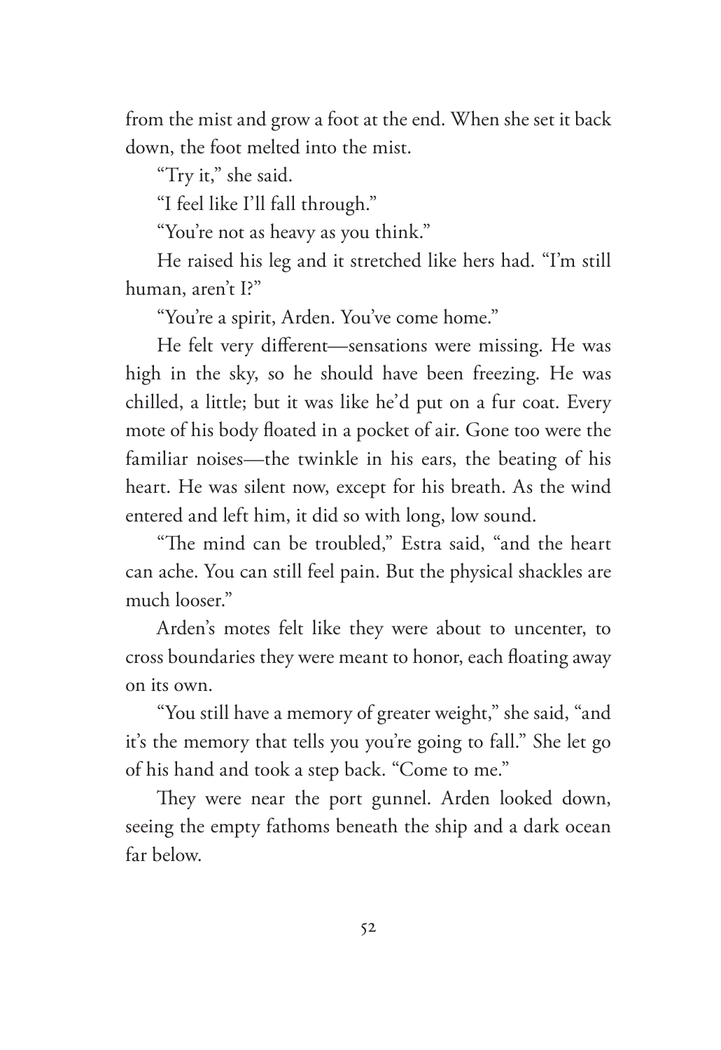from the mist and grow a foot at the end. When she set it back down, the foot melted into the mist.

"Try it," she said.

"I feel like I'll fall through."

"You're not as heavy as you think."

He raised his leg and it stretched like hers had. "I'm still human, aren't I?"

"You're a spirit, Arden. You've come home."

He felt very different—sensations were missing. He was high in the sky, so he should have been freezing. He was chilled, a little; but it was like he'd put on a fur coat. Every mote of his body floated in a pocket of air. Gone too were the familiar noises—the twinkle in his ears, the beating of his heart. He was silent now, except for his breath. As the wind entered and left him, it did so with long, low sound.

"The mind can be troubled," Estra said, "and the heart can ache. You can still feel pain. But the physical shackles are much looser."

Arden's motes felt like they were about to uncenter, to cross boundaries they were meant to honor, each floating away on its own.

"You still have a memory of greater weight," she said, "and it's the memory that tells you you're going to fall." She let go of his hand and took a step back. "Come to me."

They were near the port gunnel. Arden looked down, seeing the empty fathoms beneath the ship and a dark ocean far below.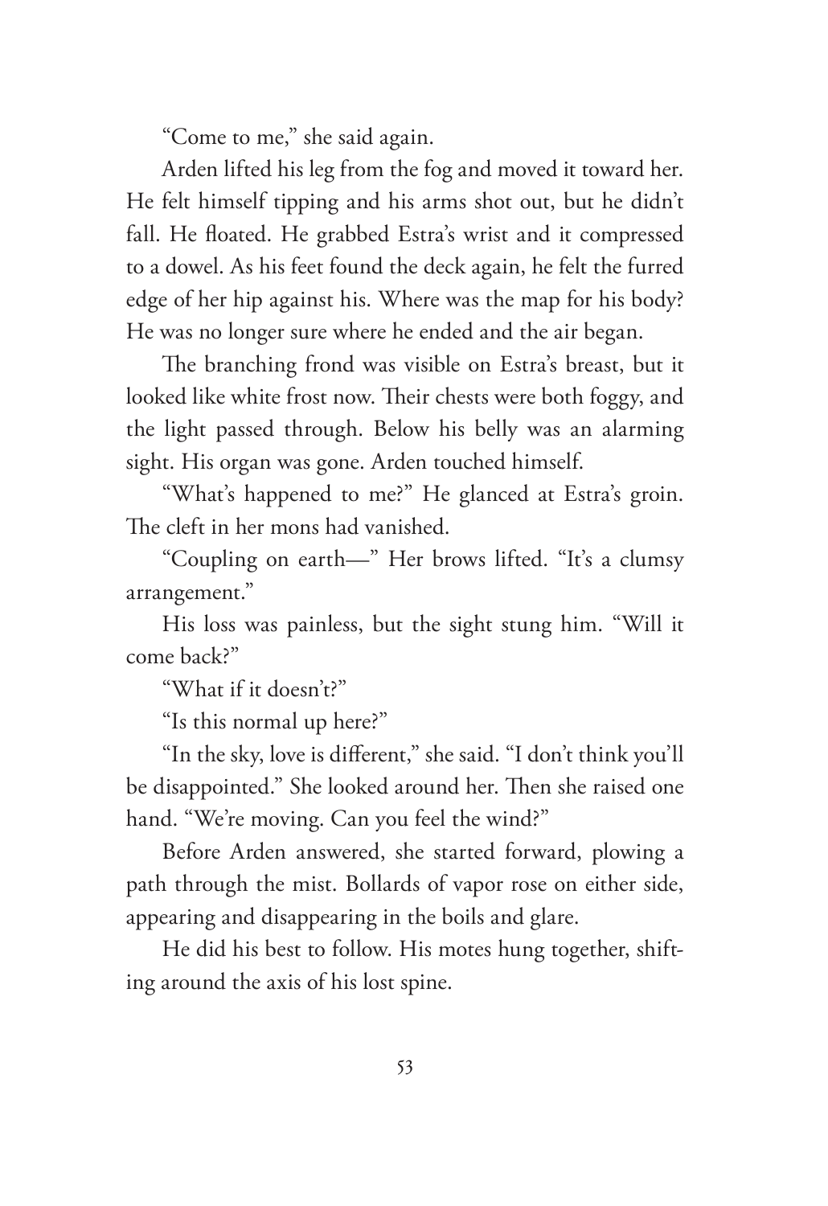"Come to me," she said again.

Arden lifted his leg from the fog and moved it toward her. He felt himself tipping and his arms shot out, but he didn't fall. He floated. He grabbed Estra's wrist and it compressed to a dowel. As his feet found the deck again, he felt the furred edge of her hip against his. Where was the map for his body? He was no longer sure where he ended and the air began.

The branching frond was visible on Estra's breast, but it looked like white frost now. Their chests were both foggy, and the light passed through. Below his belly was an alarming sight. His organ was gone. Arden touched himself.

"What's happened to me?" He glanced at Estra's groin. The cleft in her mons had vanished.

"Coupling on earth—" Her brows lifted. "It's a clumsy arrangement."

His loss was painless, but the sight stung him. "Will it come back?"

"What if it doesn't?"

"Is this normal up here?"

"In the sky, love is different," she said. "I don't think you'll be disappointed." She looked around her. Then she raised one hand. "We're moving. Can you feel the wind?"

Before Arden answered, she started forward, plowing a path through the mist. Bollards of vapor rose on either side, appearing and disappearing in the boils and glare.

He did his best to follow. His motes hung together, shifting around the axis of his lost spine.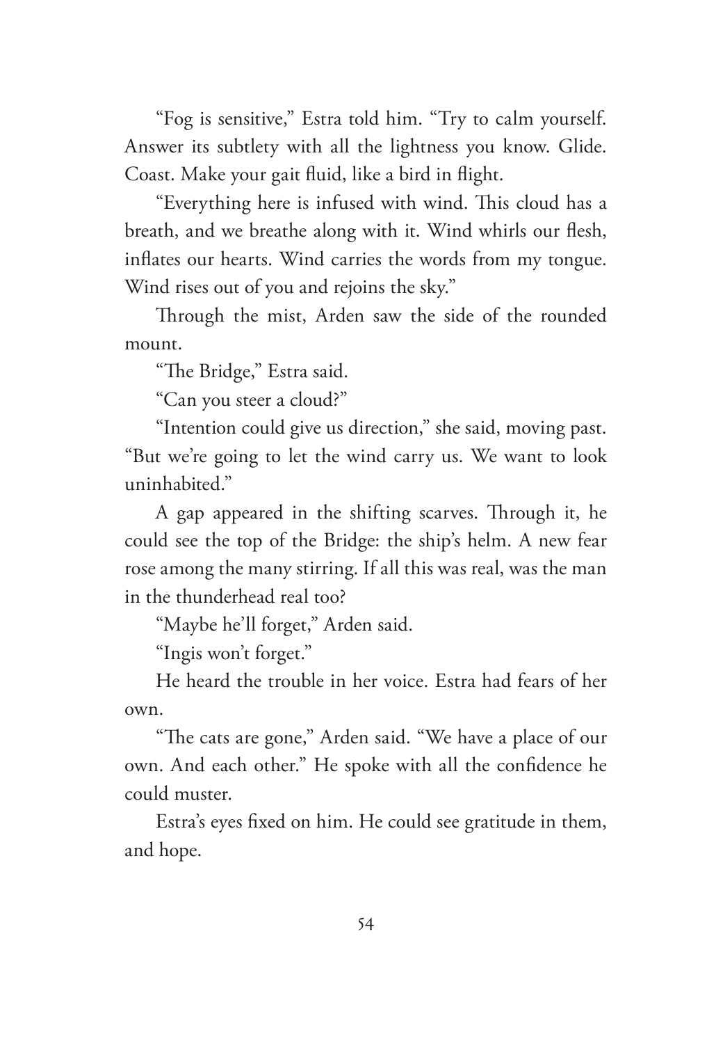"Fog is sensitive," Estra told him. "Try to calm yourself. Answer its subtlety with all the lightness you know. Glide. Coast. Make your gait fluid, like a bird in flight.

"Everything here is infused with wind. This cloud has a breath, and we breathe along with it. Wind whirls our flesh, inflates our hearts. Wind carries the words from my tongue. Wind rises out of you and rejoins the sky."

Through the mist, Arden saw the side of the rounded mount.

"The Bridge," Estra said.

"Can you steer a cloud?"

"Intention could give us direction," she said, moving past. "But we're going to let the wind carry us. We want to look uninhabited."

A gap appeared in the shifting scarves. Through it, he could see the top of the Bridge: the ship's helm. A new fear rose among the many stirring. If all this was real, was the man in the thunderhead real too?

"Maybe he'll forget," Arden said.

"Ingis won't forget."

He heard the trouble in her voice. Estra had fears of her own.

"The cats are gone," Arden said. "We have a place of our own. And each other." He spoke with all the confidence he could muster.

Estra's eyes fixed on him. He could see gratitude in them, and hope.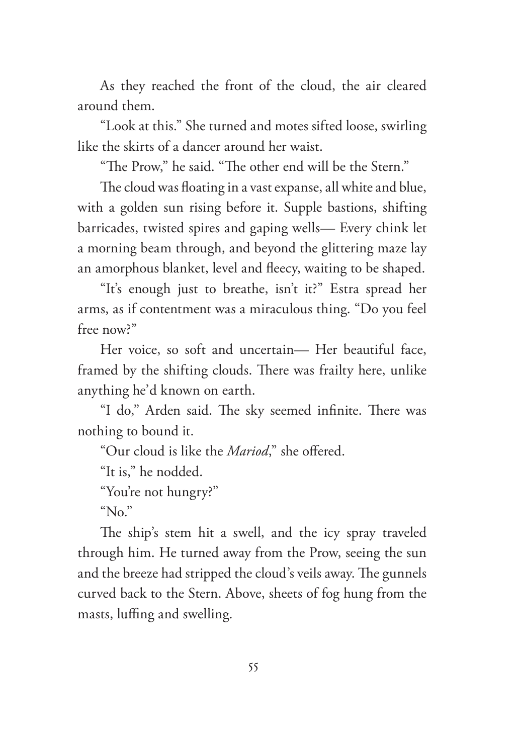As they reached the front of the cloud, the air cleared around them.

"Look at this." She turned and motes sifted loose, swirling like the skirts of a dancer around her waist.

"The Prow," he said. "The other end will be the Stern."

The cloud was floating in a vast expanse, all white and blue, with a golden sun rising before it. Supple bastions, shifting barricades, twisted spires and gaping wells— Every chink let a morning beam through, and beyond the glittering maze lay an amorphous blanket, level and fleecy, waiting to be shaped.

"It's enough just to breathe, isn't it?" Estra spread her arms, as if contentment was a miraculous thing. "Do you feel free now?"

Her voice, so soft and uncertain— Her beautiful face, framed by the shifting clouds. There was frailty here, unlike anything he'd known on earth.

"I do," Arden said. The sky seemed infinite. There was nothing to bound it.

"Our cloud is like the *Mariod*," she offered.

"It is," he nodded.

"You're not hungry?"

"No."

The ship's stem hit a swell, and the icy spray traveled through him. He turned away from the Prow, seeing the sun and the breeze had stripped the cloud's veils away. The gunnels curved back to the Stern. Above, sheets of fog hung from the masts, luffing and swelling.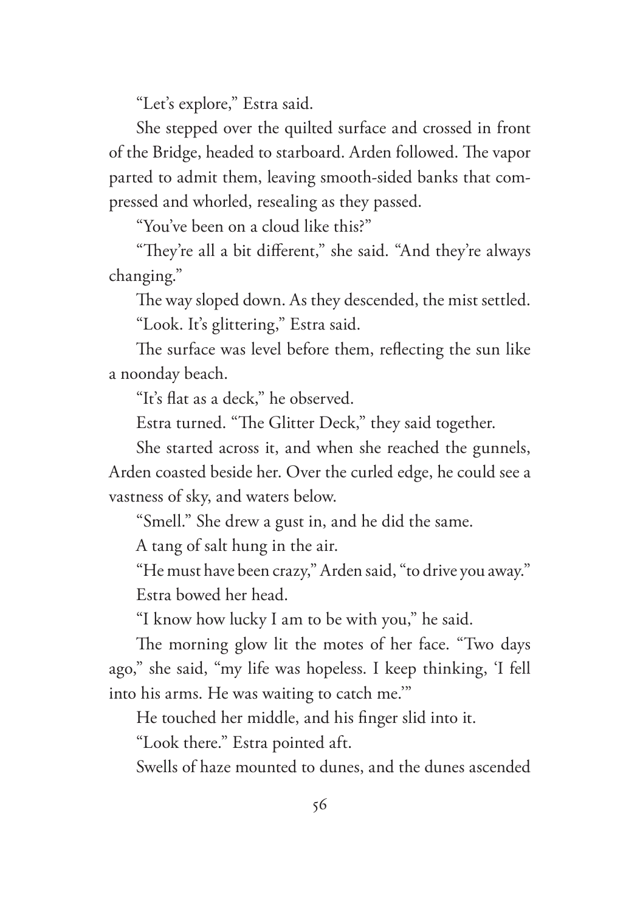"Let's explore," Estra said.

She stepped over the quilted surface and crossed in front of the Bridge, headed to starboard. Arden followed. The vapor parted to admit them, leaving smooth-sided banks that compressed and whorled, resealing as they passed.

"You've been on a cloud like this?"

"They're all a bit different," she said. "And they're always changing."

The way sloped down. As they descended, the mist settled.

"Look. It's glittering," Estra said.

The surface was level before them, reflecting the sun like a noonday beach.

"It's flat as a deck," he observed.

Estra turned. "The Glitter Deck," they said together.

She started across it, and when she reached the gunnels, Arden coasted beside her. Over the curled edge, he could see a vastness of sky, and waters below.

"Smell." She drew a gust in, and he did the same.

A tang of salt hung in the air.

"He must have been crazy," Arden said, "to drive you away."

Estra bowed her head.

"I know how lucky I am to be with you," he said.

The morning glow lit the motes of her face. "Two days ago," she said, "my life was hopeless. I keep thinking, 'I fell into his arms. He was waiting to catch me.'"

He touched her middle, and his finger slid into it.

"Look there." Estra pointed aft.

Swells of haze mounted to dunes, and the dunes ascended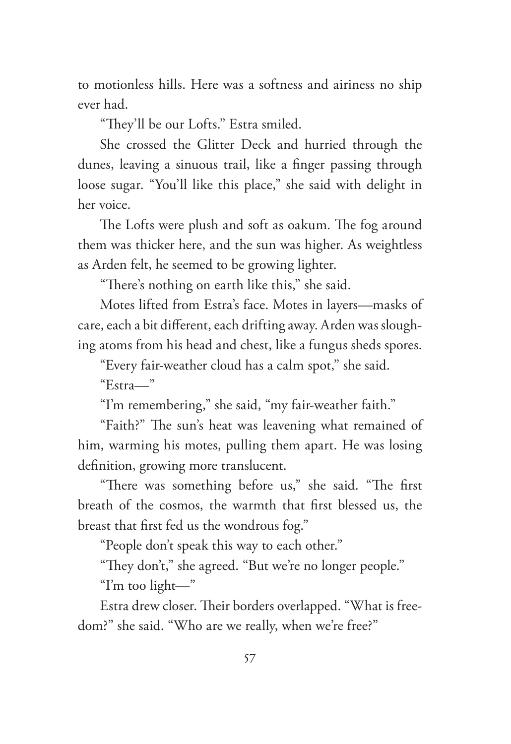to motionless hills. Here was a softness and airiness no ship ever had.

"They'll be our Lofts." Estra smiled.

She crossed the Glitter Deck and hurried through the dunes, leaving a sinuous trail, like a finger passing through loose sugar. "You'll like this place," she said with delight in her voice.

The Lofts were plush and soft as oakum. The fog around them was thicker here, and the sun was higher. As weightless as Arden felt, he seemed to be growing lighter.

"There's nothing on earth like this," she said.

Motes lifted from Estra's face. Motes in layers—masks of care, each a bit different, each drifting away. Arden was sloughing atoms from his head and chest, like a fungus sheds spores.

"Every fair-weather cloud has a calm spot," she said.

"Estra—"

"I'm remembering," she said, "my fair-weather faith."

"Faith?" The sun's heat was leavening what remained of him, warming his motes, pulling them apart. He was losing definition, growing more translucent.

"There was something before us," she said. "The first breath of the cosmos, the warmth that first blessed us, the breast that first fed us the wondrous fog."

"People don't speak this way to each other."

"They don't," she agreed. "But we're no longer people."

"I'm too light—"

Estra drew closer. Their borders overlapped. "What is freedom?" she said. "Who are we really, when we're free?"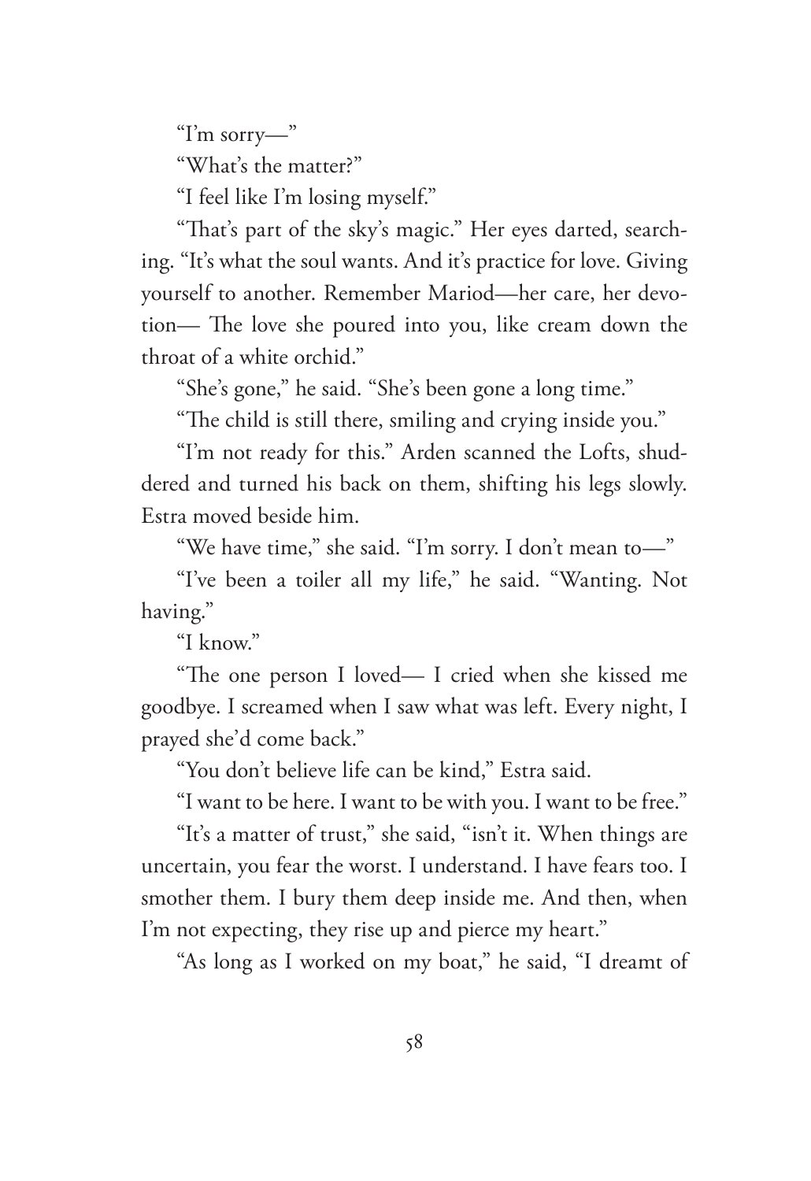"I'm sorry—"

"What's the matter?"

"I feel like I'm losing myself."

"That's part of the sky's magic." Her eyes darted, searching. "It's what the soul wants. And it's practice for love. Giving yourself to another. Remember Mariod—her care, her devotion— The love she poured into you, like cream down the throat of a white orchid."

"She's gone," he said. "She's been gone a long time."

"The child is still there, smiling and crying inside you."

"I'm not ready for this." Arden scanned the Lofts, shuddered and turned his back on them, shifting his legs slowly. Estra moved beside him.

"We have time," she said. "I'm sorry. I don't mean to—"

"I've been a toiler all my life," he said. "Wanting. Not having."

"I know."

"The one person I loved— I cried when she kissed me goodbye. I screamed when I saw what was left. Every night, I prayed she'd come back."

"You don't believe life can be kind," Estra said.

"I want to be here. I want to be with you. I want to be free."

"It's a matter of trust," she said, "isn't it. When things are uncertain, you fear the worst. I understand. I have fears too. I smother them. I bury them deep inside me. And then, when I'm not expecting, they rise up and pierce my heart."

"As long as I worked on my boat," he said, "I dreamt of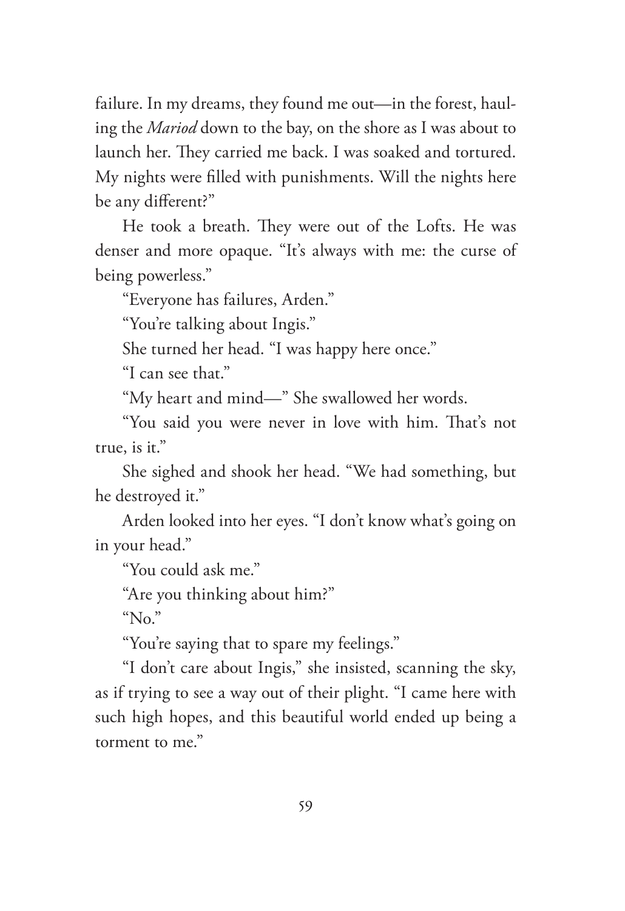failure. In my dreams, they found me out—in the forest, hauling the *Mariod* down to the bay, on the shore as I was about to launch her. They carried me back. I was soaked and tortured. My nights were filled with punishments. Will the nights here be any different?"

He took a breath. They were out of the Lofts. He was denser and more opaque. "It's always with me: the curse of being powerless."

"Everyone has failures, Arden."

"You're talking about Ingis."

She turned her head. "I was happy here once."

"I can see that."

"My heart and mind—" She swallowed her words.

"You said you were never in love with him. That's not true, is it."

She sighed and shook her head. "We had something, but he destroyed it."

Arden looked into her eyes. "I don't know what's going on in your head."

"You could ask me."

"Are you thinking about him?"

"No."

"You're saying that to spare my feelings."

"I don't care about Ingis," she insisted, scanning the sky, as if trying to see a way out of their plight. "I came here with such high hopes, and this beautiful world ended up being a torment to me."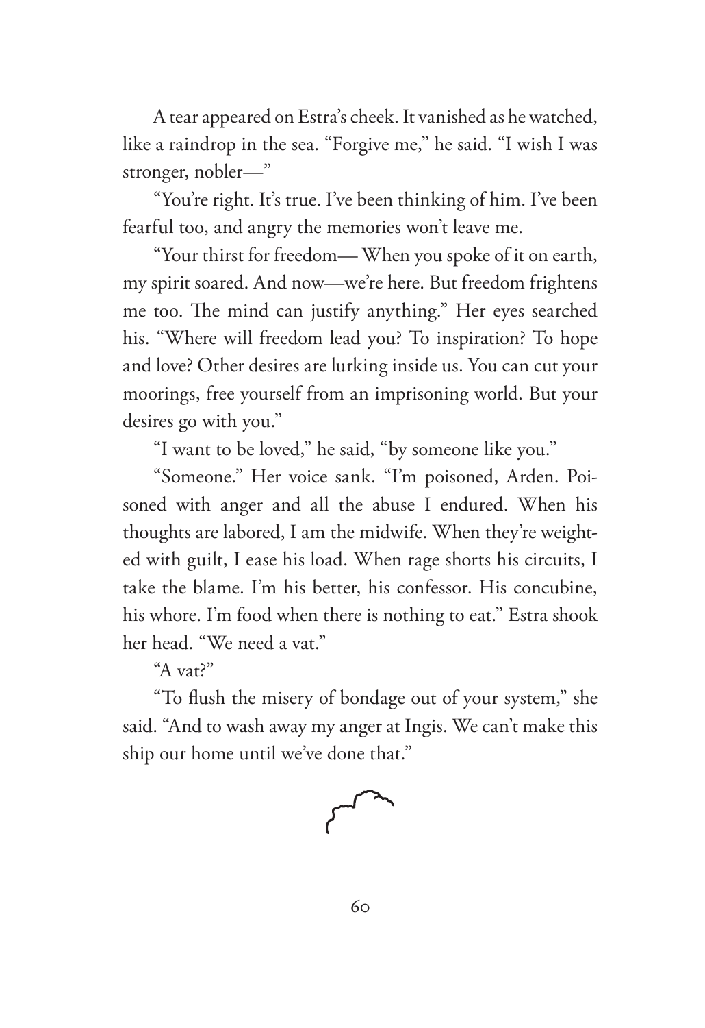A tear appeared on Estra's cheek. It vanished as he watched, like a raindrop in the sea. "Forgive me," he said. "I wish I was stronger, nobler—"

"You're right. It's true. I've been thinking of him. I've been fearful too, and angry the memories won't leave me.

"Your thirst for freedom— When you spoke of it on earth, my spirit soared. And now—we're here. But freedom frightens me too. The mind can justify anything." Her eyes searched his. "Where will freedom lead you? To inspiration? To hope and love? Other desires are lurking inside us. You can cut your moorings, free yourself from an imprisoning world. But your desires go with you."

"I want to be loved," he said, "by someone like you."

"Someone." Her voice sank. "I'm poisoned, Arden. Poisoned with anger and all the abuse I endured. When his thoughts are labored, I am the midwife. When they're weighted with guilt, I ease his load. When rage shorts his circuits, I take the blame. I'm his better, his confessor. His concubine, his whore. I'm food when there is nothing to eat." Estra shook her head. "We need a vat."

"A vat?"

"To flush the misery of bondage out of your system," she said. "And to wash away my anger at Ingis. We can't make this ship our home until we've done that."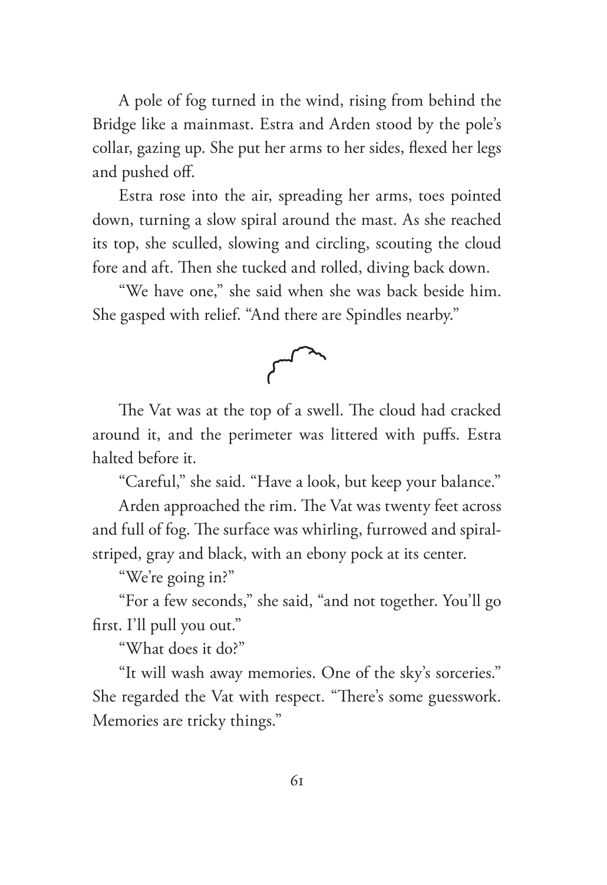A pole of fog turned in the wind, rising from behind the Bridge like a mainmast. Estra and Arden stood by the pole's collar, gazing up. She put her arms to her sides, flexed her legs and pushed off.

Estra rose into the air, spreading her arms, toes pointed down, turning a slow spiral around the mast. As she reached its top, she sculled, slowing and circling, scouting the cloud fore and aft. Then she tucked and rolled, diving back down.

"We have one," she said when she was back beside him. She gasped with relief. "And there are Spindles nearby."

---

The Vat was at the top of a swell. The cloud had cracked around it, and the perimeter was littered with puffs. Estra halted before it.

"Careful," she said. "Have a look, but keep your balance."

Arden approached the rim. The Vat was twenty feet across and full of fog. The surface was whirling, furrowed and spiral-striped, gray and black, with an ebony pock at its center.

"We're going in?"

"For a few seconds," she said, "and not together. You'll go first. I'll pull you out."

"What does it do?"

"It will wash away memories. One of the sky's sorceries." She regarded the Vat with respect. "There's some guesswork. Memories are tricky things."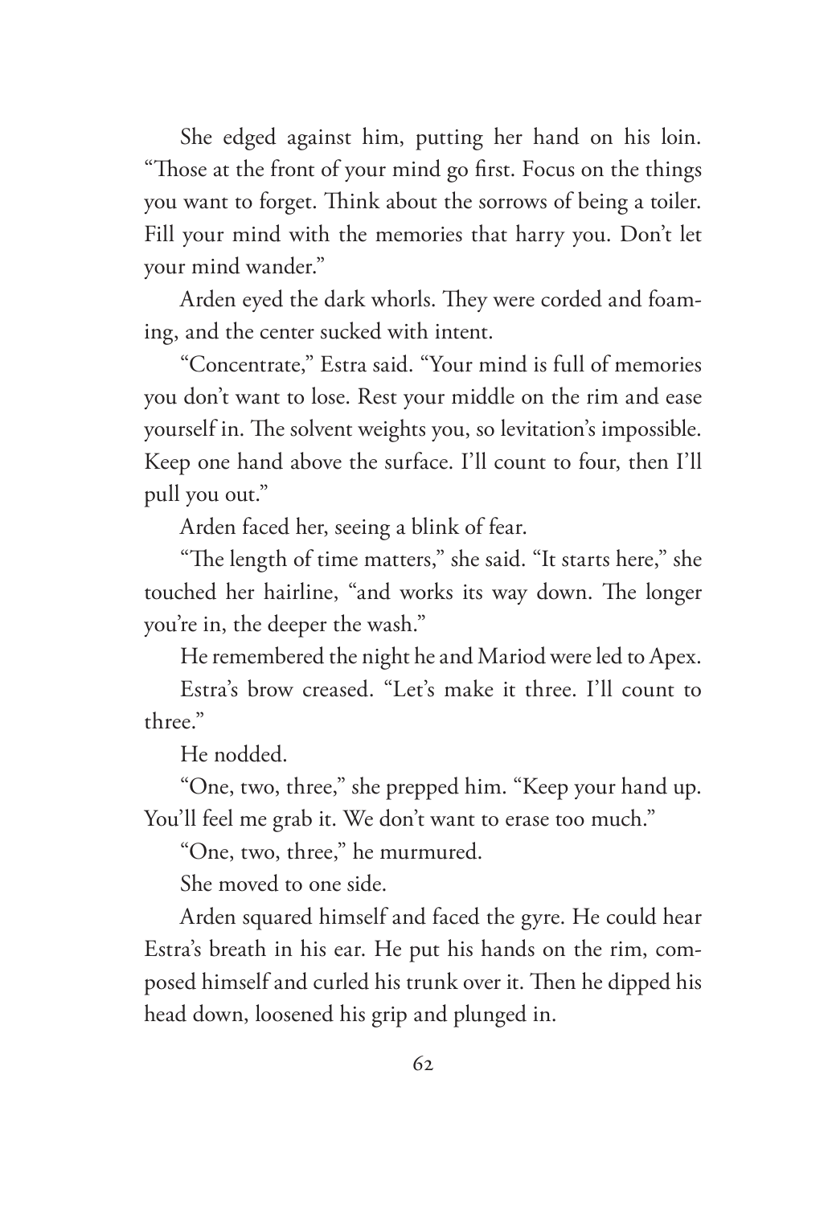She edged against him, putting her hand on his loin. "Those at the front of your mind go first. Focus on the things you want to forget. Think about the sorrows of being a toiler. Fill your mind with the memories that harry you. Don't let your mind wander."

Arden eyed the dark whorls. They were corded and foaming, and the center sucked with intent.

"Concentrate," Estra said. "Your mind is full of memories you don't want to lose. Rest your middle on the rim and ease yourself in. The solvent weights you, so levitation's impossible. Keep one hand above the surface. I'll count to four, then I'll pull you out."

Arden faced her, seeing a blink of fear.

"The length of time matters," she said. "It starts here," she touched her hairline, "and works its way down. The longer you're in, the deeper the wash."

He remembered the night he and Mariod were led to Apex.

Estra's brow creased. "Let's make it three. I'll count to three."

He nodded.

"One, two, three," she prepped him. "Keep your hand up. You'll feel me grab it. We don't want to erase too much."

"One, two, three," he murmured.

She moved to one side.

Arden squared himself and faced the gyre. He could hear Estra's breath in his ear. He put his hands on the rim, composed himself and curled his trunk over it. Then he dipped his head down, loosened his grip and plunged in.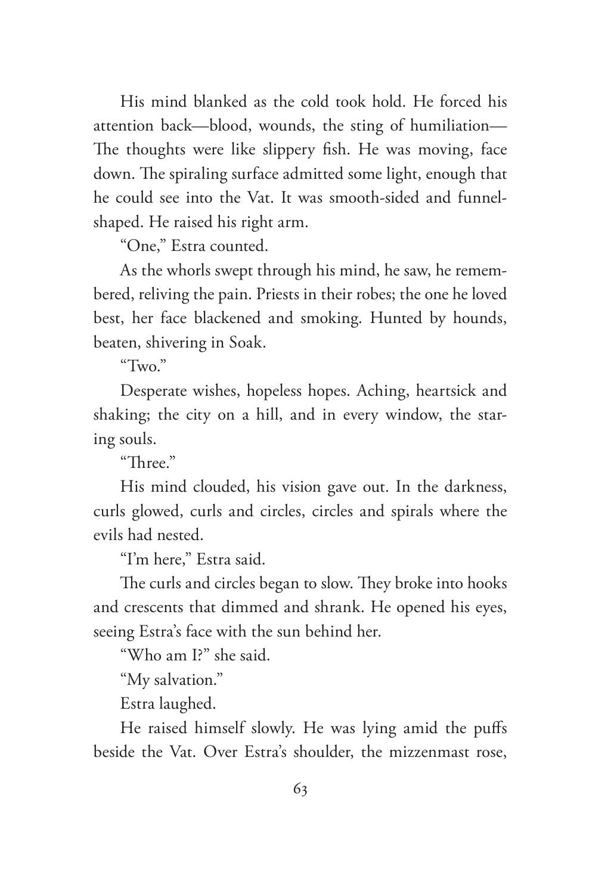His mind blanked as the cold took hold. He forced his attention back—blood, wounds, the sting of humiliation—The thoughts were like slippery fish. He was moving, face down. The spiraling surface admitted some light, enough that he could see into the Vat. It was smooth-sided and funnel-shaped. He raised his right arm.

"One," Estra counted.

As the whorls swept through his mind, he saw, he remembered, reliving the pain. Priests in their robes; the one he loved best, her face blackened and smoking. Hunted by hounds, beaten, shivering in Soak.

"Two."

Desperate wishes, hopeless hopes. Aching, heartsick and shaking; the city on a hill, and in every window, the staring souls.

"Three."

His mind clouded, his vision gave out. In the darkness, curls glowed, curls and circles, circles and spirals where the evils had nested.

"I'm here," Estra said.

The curls and circles began to slow. They broke into hooks and crescents that dimmed and shrank. He opened his eyes, seeing Estra's face with the sun behind her.

"Who am I?" she said.

"My salvation."

Estra laughed.

He raised himself slowly. He was lying amid the puffs beside the Vat. Over Estra's shoulder, the mizzenmast rose,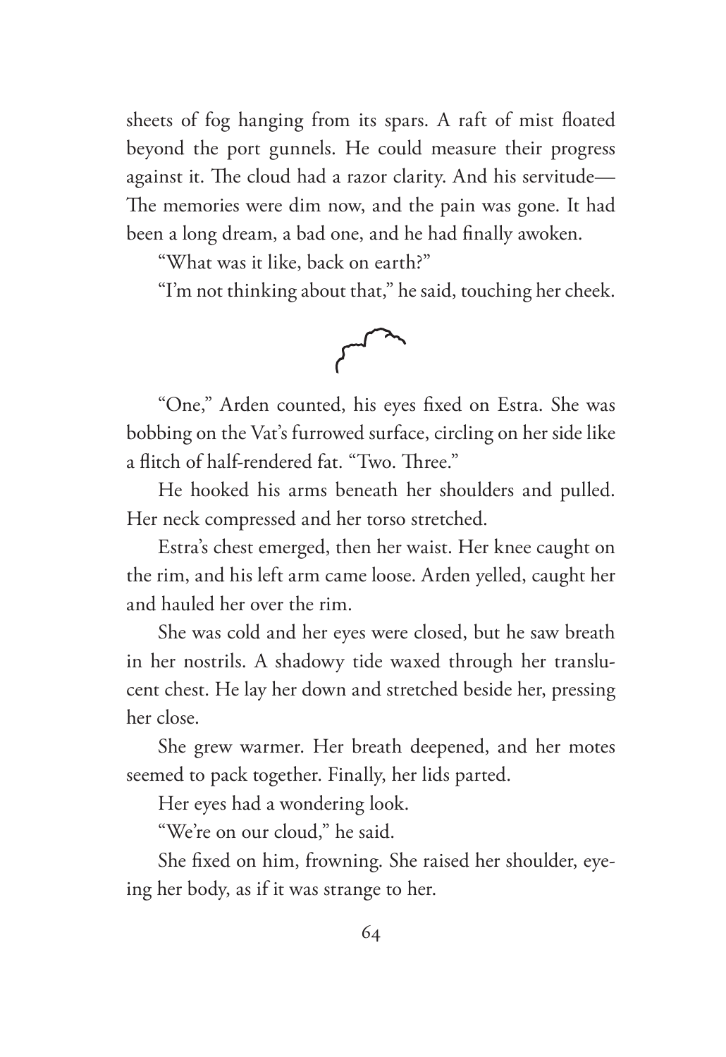sheets of fog hanging from its spars. A raft of mist floated beyond the port gunnels. He could measure their progress against it. The cloud had a razor clarity. And his servitude—The memories were dim now, and the pain was gone. It had been a long dream, a bad one, and he had finally awoken.

"What was it like, back on earth?"

"I'm not thinking about that," he said, touching her cheek.

"One," Arden counted, his eyes fixed on Estra. She was bobbing on the Vat's furrowed surface, circling on her side like a flitch of half-rendered fat. "Two. Three."

He hooked his arms beneath her shoulders and pulled. Her neck compressed and her torso stretched.

Estra's chest emerged, then her waist. Her knee caught on the rim, and his left arm came loose. Arden yelled, caught her and hauled her over the rim.

She was cold and her eyes were closed, but he saw breath in her nostrils. A shadowy tide waxed through her translucent chest. He lay her down and stretched beside her, pressing her close.

She grew warmer. Her breath deepened, and her motes seemed to pack together. Finally, her lids parted.

Her eyes had a wondering look.

"We're on our cloud," he said.

She fixed on him, frowning. She raised her shoulder, eyeing her body, as if it was strange to her.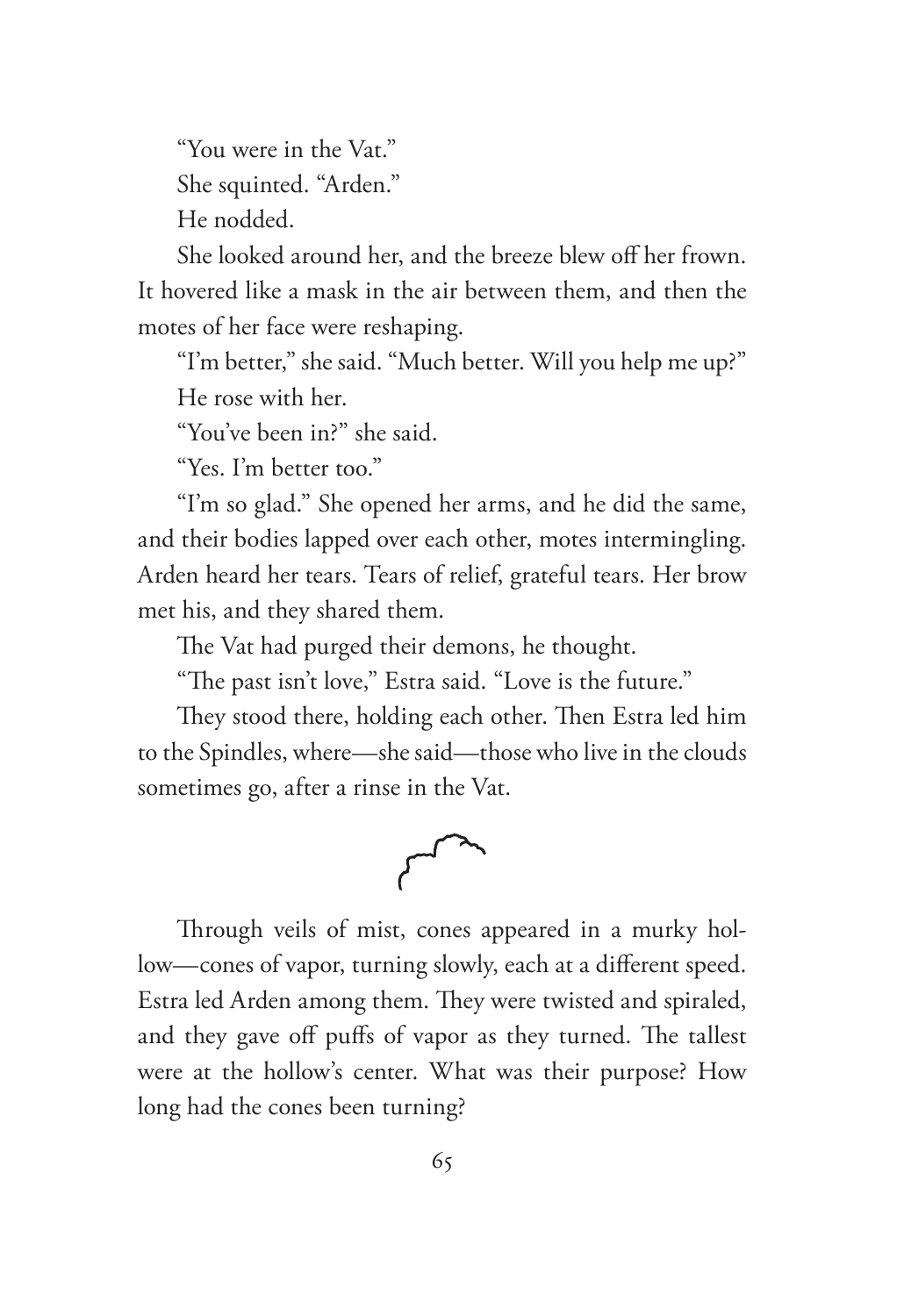"You were in the Vat."

She squinted. "Arden."

He nodded.

She looked around her, and the breeze blew off her frown. It hovered like a mask in the air between them, and then the motes of her face were reshaping.

"I'm better," she said. "Much better. Will you help me up?"

He rose with her.

"You've been in?" she said.

"Yes. I'm better too."

"I'm so glad." She opened her arms, and he did the same, and their bodies lapped over each other, motes intermingling. Arden heard her tears. Tears of relief, grateful tears. Her brow met his, and they shared them.

The Vat had purged their demons, he thought.

"The past isn't love," Estra said. "Love is the future."

They stood there, holding each other. Then Estra led him to the Spindles, where—she said—those who live in the clouds sometimes go, after a rinse in the Vat.

Through veils of mist, cones appeared in a murky hollow—cones of vapor, turning slowly, each at a different speed. Estra led Arden among them. They were twisted and spiraled, and they gave off puffs of vapor as they turned. The tallest were at the hollow's center. What was their purpose? How long had the cones been turning?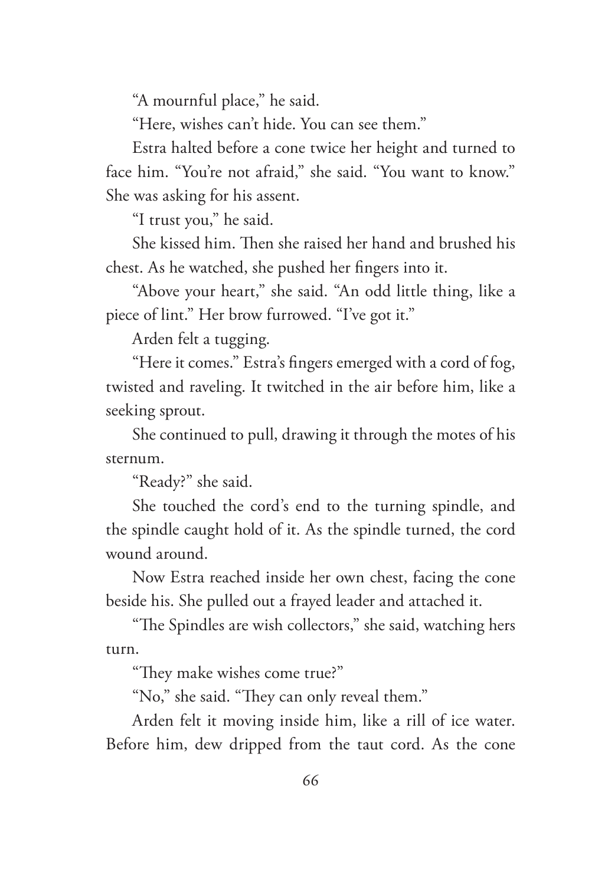"A mournful place," he said.

"Here, wishes can't hide. You can see them."

Estra halted before a cone twice her height and turned to face him. "You're not afraid," she said. "You want to know." She was asking for his assent.

"I trust you," he said.

She kissed him. Then she raised her hand and brushed his chest. As he watched, she pushed her fingers into it.

"Above your heart," she said. "An odd little thing, like a piece of lint." Her brow furrowed. "I've got it."

Arden felt a tugging.

"Here it comes." Estra's fingers emerged with a cord of fog, twisted and raveling. It twitched in the air before him, like a seeking sprout.

She continued to pull, drawing it through the motes of his sternum.

"Ready?" she said.

She touched the cord's end to the turning spindle, and the spindle caught hold of it. As the spindle turned, the cord wound around.

Now Estra reached inside her own chest, facing the cone beside his. She pulled out a frayed leader and attached it.

"The Spindles are wish collectors," she said, watching hers turn.

"They make wishes come true?"

"No," she said. "They can only reveal them."

Arden felt it moving inside him, like a rill of ice water. Before him, dew dripped from the taut cord. As the cone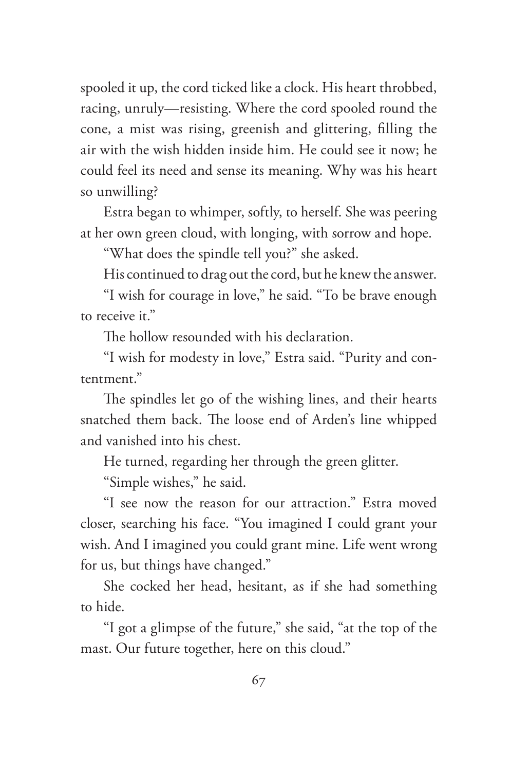spooled it up, the cord ticked like a clock. His heart throbbed, racing, unruly—resisting. Where the cord spooled round the cone, a mist was rising, greenish and glittering, filling the air with the wish hidden inside him. He could see it now; he could feel its need and sense its meaning. Why was his heart so unwilling?

Estra began to whimper, softly, to herself. She was peering at her own green cloud, with longing, with sorrow and hope.

"What does the spindle tell you?" she asked.

His continued to drag out the cord, but he knew the answer.

"I wish for courage in love," he said. "To be brave enough to receive it."

The hollow resounded with his declaration.

"I wish for modesty in love," Estra said. "Purity and contentment."

The spindles let go of the wishing lines, and their hearts snatched them back. The loose end of Arden's line whipped and vanished into his chest.

He turned, regarding her through the green glitter.

"Simple wishes," he said.

"I see now the reason for our attraction." Estra moved closer, searching his face. "You imagined I could grant your wish. And I imagined you could grant mine. Life went wrong for us, but things have changed."

She cocked her head, hesitant, as if she had something to hide.

"I got a glimpse of the future," she said, "at the top of the mast. Our future together, here on this cloud."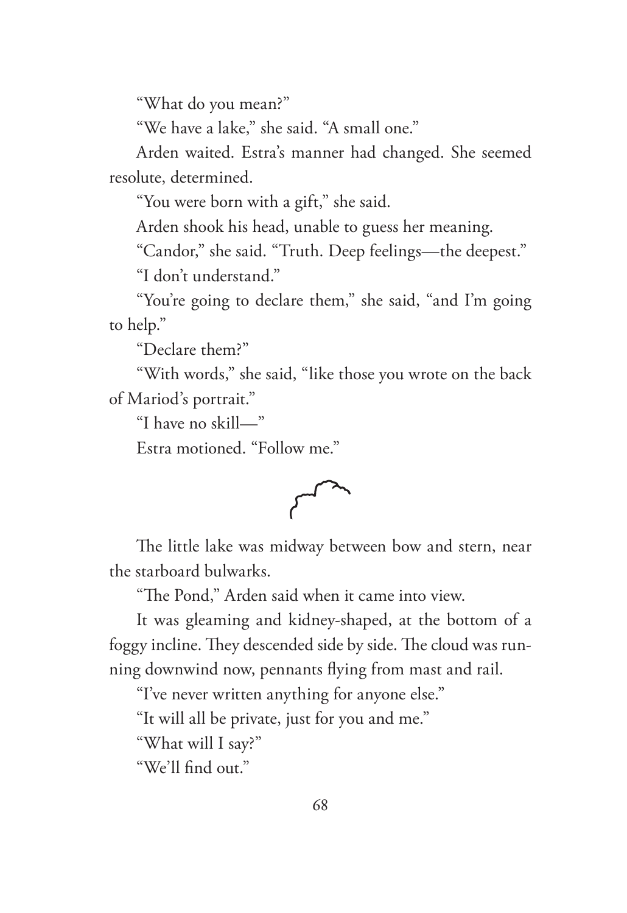"What do you mean?"

"We have a lake," she said. "A small one."

Arden waited. Estra's manner had changed. She seemed resolute, determined.

"You were born with a gift," she said.

Arden shook his head, unable to guess her meaning.

"Candor," she said. "Truth. Deep feelings—the deepest."

"I don't understand."

"You're going to declare them," she said, "and I'm going to help."

"Declare them?"

"With words," she said, "like those you wrote on the back of Mariod's portrait."

"I have no skill—"

Estra motioned. "Follow me."

The little lake was midway between bow and stern, near the starboard bulwarks.

"The Pond," Arden said when it came into view.

It was gleaming and kidney-shaped, at the bottom of a foggy incline. They descended side by side. The cloud was running downwind now, pennants flying from mast and rail.

"I've never written anything for anyone else."

"It will all be private, just for you and me."

"What will I say?"

"We'll find out."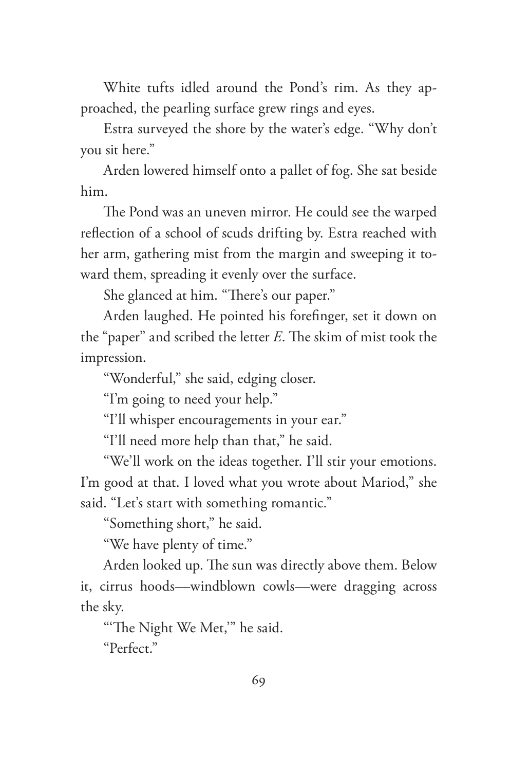White tufts idled around the Pond's rim. As they approached, the pearling surface grew rings and eyes.

Estra surveyed the shore by the water's edge. "Why don't you sit here."

Arden lowered himself onto a pallet of fog. She sat beside him.

The Pond was an uneven mirror. He could see the warped reflection of a school of scuds drifting by. Estra reached with her arm, gathering mist from the margin and sweeping it toward them, spreading it evenly over the surface.

She glanced at him. "There's our paper."

Arden laughed. He pointed his forefinger, set it down on the "paper" and scribed the letter *E*. The skim of mist took the impression.

"Wonderful," she said, edging closer.

"I'm going to need your help."

"I'll whisper encouragements in your ear."

"I'll need more help than that," he said.

"We'll work on the ideas together. I'll stir your emotions. I'm good at that. I loved what you wrote about Mariod," she said. "Let's start with something romantic."

"Something short," he said.

"We have plenty of time."

Arden looked up. The sun was directly above them. Below it, cirrus hoods—windblown cowls—were dragging across the sky.

"'The Night We Met,'" he said.

"Perfect."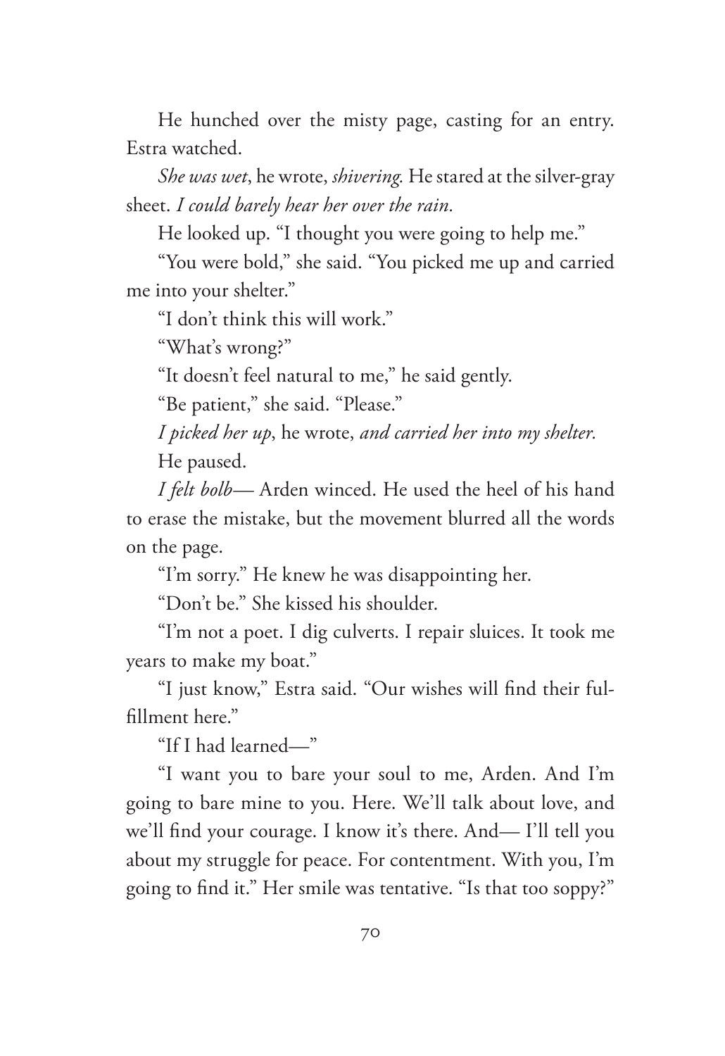He hunched over the misty page, casting for an entry. Estra watched.

*She was wet*, he wrote, *shivering.* He stared at the silver-gray sheet. *I could barely hear her over the rain.*

He looked up. "I thought you were going to help me."

"You were bold," she said. "You picked me up and carried me into your shelter."

"I don't think this will work."

"What's wrong?"

"It doesn't feel natural to me," he said gently.

"Be patient," she said. "Please."

*I picked her up*, he wrote, *and carried her into my shelter.*

He paused.

*I felt bolb*— Arden winced. He used the heel of his hand to erase the mistake, but the movement blurred all the words on the page.

"I'm sorry." He knew he was disappointing her.

"Don't be." She kissed his shoulder.

"I'm not a poet. I dig culverts. I repair sluices. It took me years to make my boat."

"I just know," Estra said. "Our wishes will find their fulfillment here."

"If I had learned—"

"I want you to bare your soul to me, Arden. And I'm going to bare mine to you. Here. We'll talk about love, and we'll find your courage. I know it's there. And— I'll tell you about my struggle for peace. For contentment. With you, I'm going to find it." Her smile was tentative. "Is that too soppy?"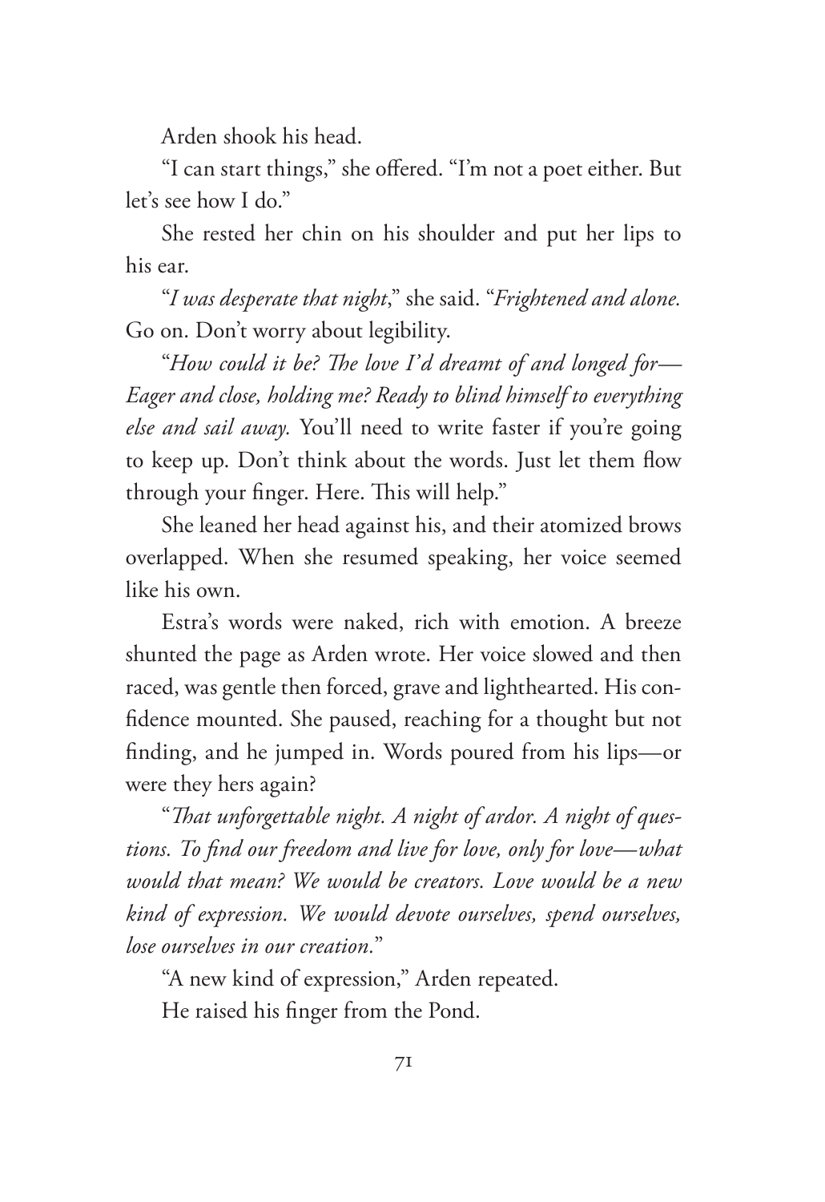Arden shook his head.

"I can start things," she offered. "I'm not a poet either. But let's see how I do."

She rested her chin on his shoulder and put her lips to his ear.

"*I was desperate that night*," she said. "*Frightened and alone.* Go on. Don't worry about legibility.

"*How could it be? The love I'd dreamt of and longed for—Eager and close, holding me? Ready to blind himself to everything else and sail away.* You'll need to write faster if you're going to keep up. Don't think about the words. Just let them flow through your finger. Here. This will help."

She leaned her head against his, and their atomized brows overlapped. When she resumed speaking, her voice seemed like his own.

Estra's words were naked, rich with emotion. A breeze shunted the page as Arden wrote. Her voice slowed and then raced, was gentle then forced, grave and lighthearted. His confidence mounted. She paused, reaching for a thought but not finding, and he jumped in. Words poured from his lips—or were they hers again?

"*That unforgettable night. A night of ardor. A night of questions. To find our freedom and live for love, only for love—what would that mean? We would be creators. Love would be a new kind of expression. We would devote ourselves, spend ourselves, lose ourselves in our creation.*"

"A new kind of expression," Arden repeated.

He raised his finger from the Pond.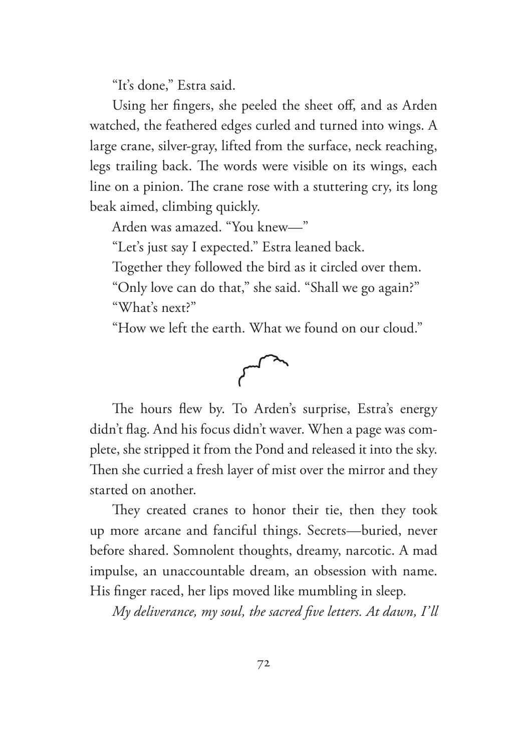"It's done," Estra said.

Using her fingers, she peeled the sheet off, and as Arden watched, the feathered edges curled and turned into wings. A large crane, silver-gray, lifted from the surface, neck reaching, legs trailing back. The words were visible on its wings, each line on a pinion. The crane rose with a stuttering cry, its long beak aimed, climbing quickly.

Arden was amazed. "You knew—"

"Let's just say I expected." Estra leaned back.

Together they followed the bird as it circled over them.

"Only love can do that," she said. "Shall we go again?"

"What's next?"

"How we left the earth. What we found on our cloud."

The hours flew by. To Arden's surprise, Estra's energy didn't flag. And his focus didn't waver. When a page was complete, she stripped it from the Pond and released it into the sky. Then she curried a fresh layer of mist over the mirror and they started on another.

They created cranes to honor their tie, then they took up more arcane and fanciful things. Secrets—buried, never before shared. Somnolent thoughts, dreamy, narcotic. A mad impulse, an unaccountable dream, an obsession with name. His finger raced, her lips moved like mumbling in sleep.

*My deliverance, my soul, the sacred five letters. At dawn, I'll*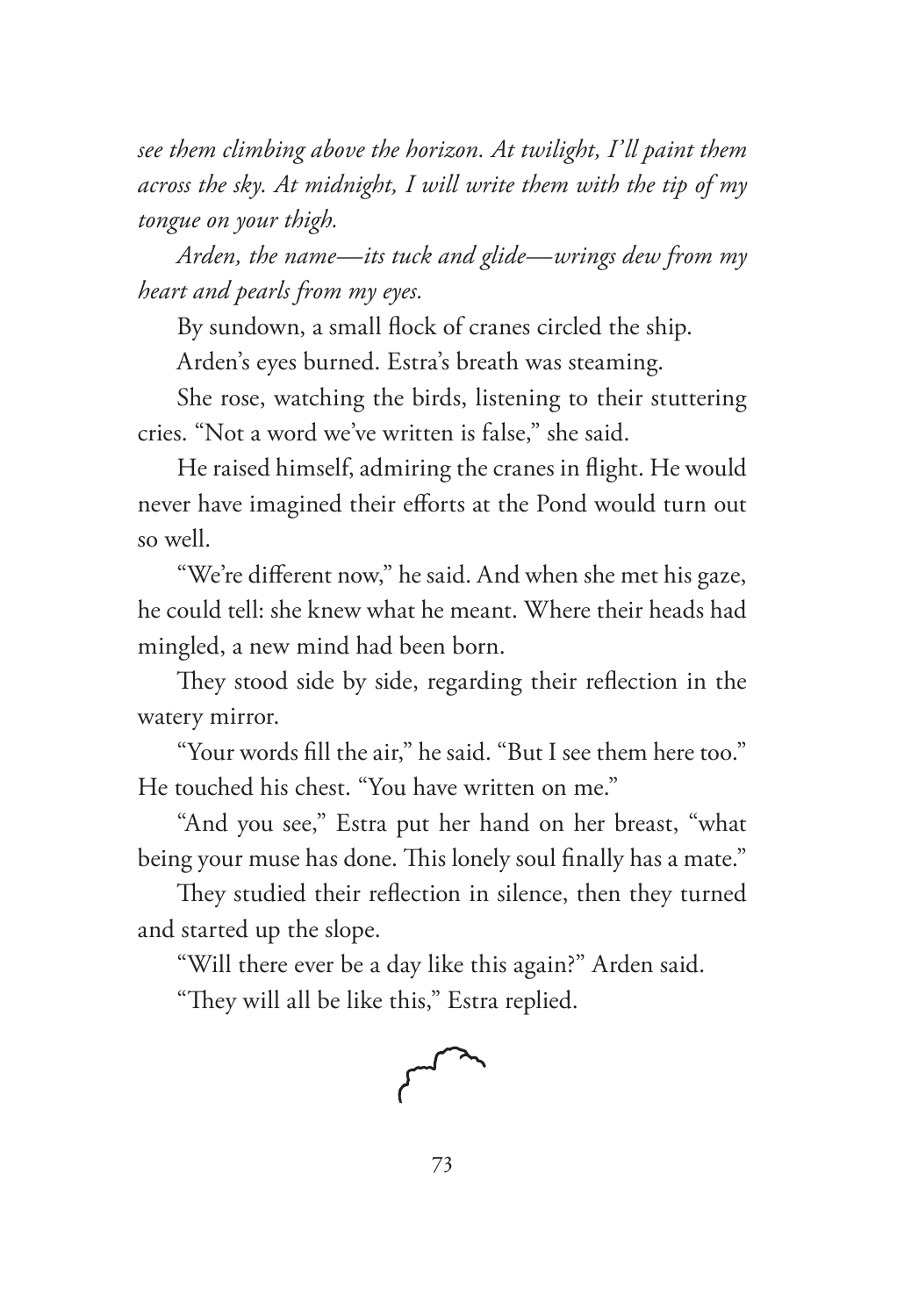*see them climbing above the horizon. At twilight, I'll paint them across the sky. At midnight, I will write them with the tip of my tongue on your thigh.*

*Arden, the name—its tuck and glide—wrings dew from my heart and pearls from my eyes.*

By sundown, a small flock of cranes circled the ship.

Arden's eyes burned. Estra's breath was steaming.

She rose, watching the birds, listening to their stuttering cries. "Not a word we've written is false," she said.

He raised himself, admiring the cranes in flight. He would never have imagined their efforts at the Pond would turn out so well.

"We're different now," he said. And when she met his gaze, he could tell: she knew what he meant. Where their heads had mingled, a new mind had been born.

They stood side by side, regarding their reflection in the watery mirror.

"Your words fill the air," he said. "But I see them here too." He touched his chest. "You have written on me."

"And you see," Estra put her hand on her breast, "what being your muse has done. This lonely soul finally has a mate."

They studied their reflection in silence, then they turned and started up the slope.

"Will there ever be a day like this again?" Arden said.

"They will all be like this," Estra replied.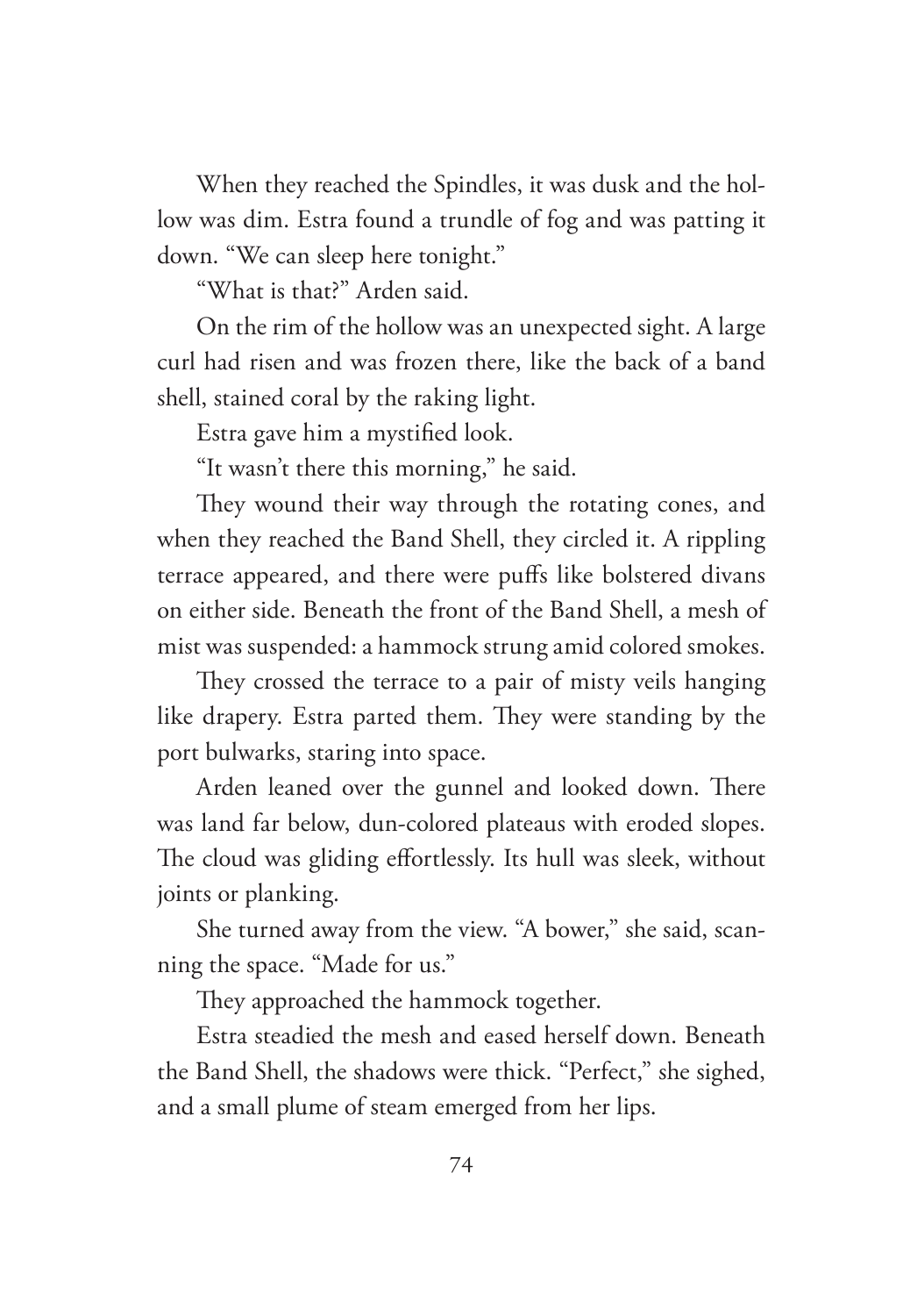When they reached the Spindles, it was dusk and the hollow was dim. Estra found a trundle of fog and was patting it down. "We can sleep here tonight."

"What is that?" Arden said.

On the rim of the hollow was an unexpected sight. A large curl had risen and was frozen there, like the back of a band shell, stained coral by the raking light.

Estra gave him a mystified look.

"It wasn't there this morning," he said.

They wound their way through the rotating cones, and when they reached the Band Shell, they circled it. A rippling terrace appeared, and there were puffs like bolstered divans on either side. Beneath the front of the Band Shell, a mesh of mist was suspended: a hammock strung amid colored smokes.

They crossed the terrace to a pair of misty veils hanging like drapery. Estra parted them. They were standing by the port bulwarks, staring into space.

Arden leaned over the gunnel and looked down. There was land far below, dun-colored plateaus with eroded slopes. The cloud was gliding effortlessly. Its hull was sleek, without joints or planking.

She turned away from the view. "A bower," she said, scanning the space. "Made for us."

They approached the hammock together.

Estra steadied the mesh and eased herself down. Beneath the Band Shell, the shadows were thick. "Perfect," she sighed, and a small plume of steam emerged from her lips.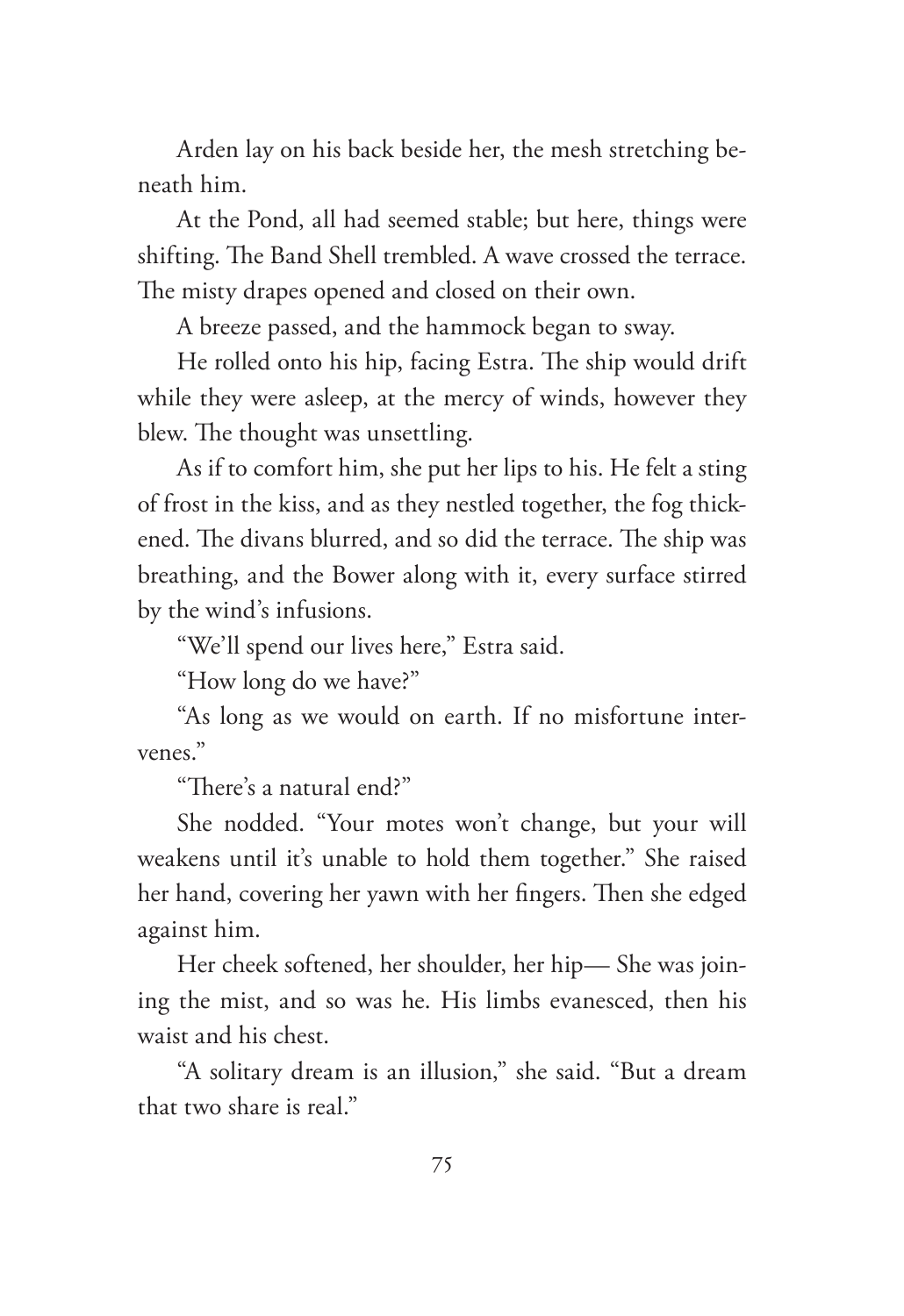Arden lay on his back beside her, the mesh stretching beneath him.

At the Pond, all had seemed stable; but here, things were shifting. The Band Shell trembled. A wave crossed the terrace. The misty drapes opened and closed on their own.

A breeze passed, and the hammock began to sway.

He rolled onto his hip, facing Estra. The ship would drift while they were asleep, at the mercy of winds, however they blew. The thought was unsettling.

As if to comfort him, she put her lips to his. He felt a sting of frost in the kiss, and as they nestled together, the fog thickened. The divans blurred, and so did the terrace. The ship was breathing, and the Bower along with it, every surface stirred by the wind's infusions.

"We'll spend our lives here," Estra said.

"How long do we have?"

"As long as we would on earth. If no misfortune intervenes."

"There's a natural end?"

She nodded. "Your motes won't change, but your will weakens until it's unable to hold them together." She raised her hand, covering her yawn with her fingers. Then she edged against him.

Her cheek softened, her shoulder, her hip— She was joining the mist, and so was he. His limbs evanesced, then his waist and his chest.

"A solitary dream is an illusion," she said. "But a dream that two share is real."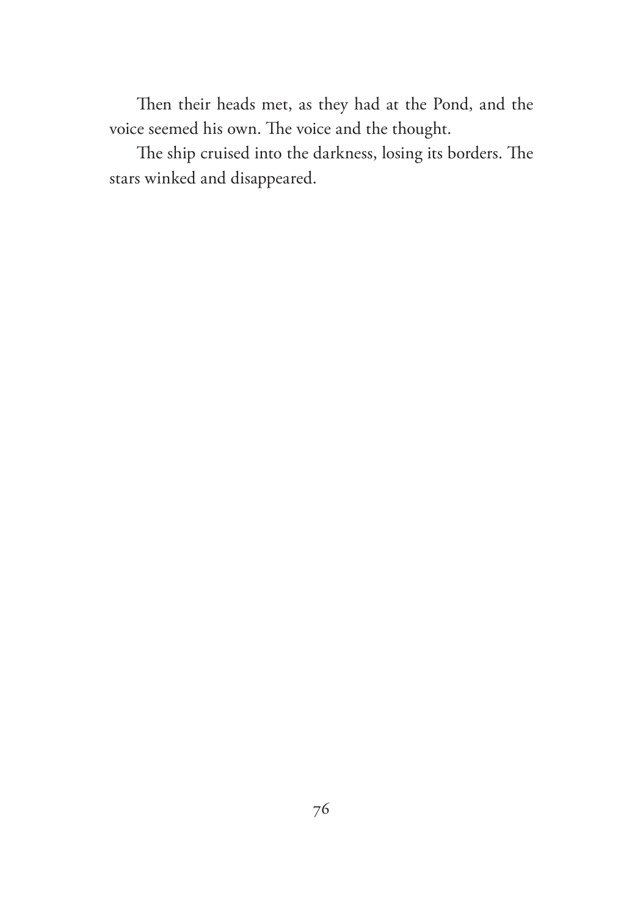Then their heads met, as they had at the Pond, and the voice seemed his own. The voice and the thought.

The ship cruised into the darkness, losing its borders. The stars winked and disappeared.